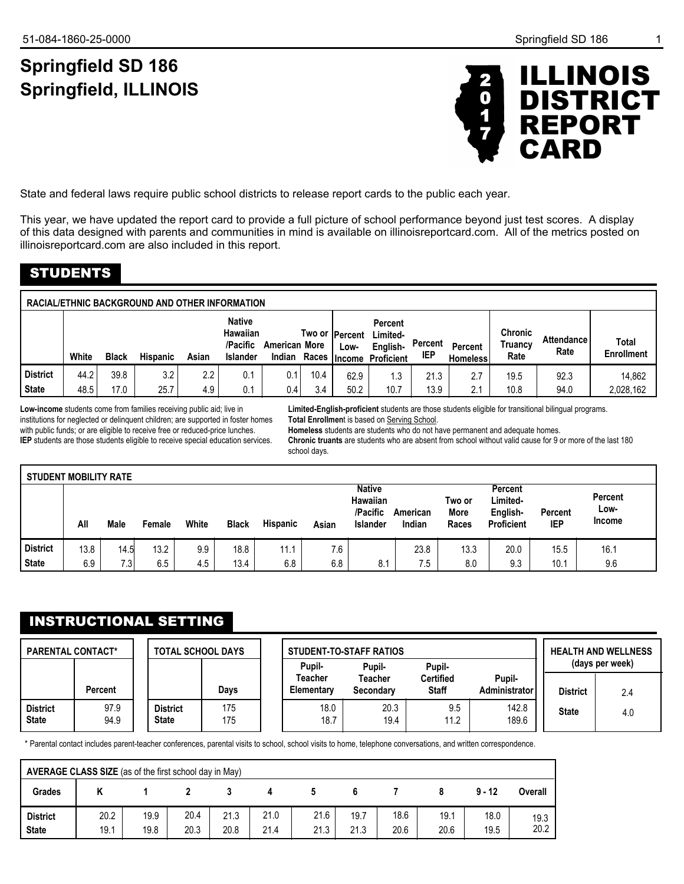# Springfield SD 186
# Springfield, ILLINOIS

**2017 ILLINOIS DISTRICT REPORT CARD**

State and federal laws require public school districts to release report cards to the public each year.

This year, we have updated the report card to provide a full picture of school performance beyond just test scores. A display of this data designed with parents and communities in mind is available on illinoisreportcard.com. All of the metrics posted on illinoisreportcard.com are also included in this report.

## STUDENTS

**RACIAL/ETHNIC BACKGROUND AND OTHER INFORMATION**

| | White | Black | Hispanic | Asian | Native Hawaiian /Pacific Islander | American Indian | Two or More Races | Percent Low-Income | Percent Limited-English-Proficient | Percent IEP | Percent Homeless | Chronic Truancy Rate | Attendance Rate | Total Enrollment |
|---|---|---|---|---|---|---|---|---|---|---|---|---|---|---|
| District | 44.2 | 39.8 | 3.2 | 2.2 | 0.1 | 0.1 | 10.4 | 62.9 | 1.3 | 21.3 | 2.7 | 19.5 | 92.3 | 14,862 |
| State | 48.5 | 17.0 | 25.7 | 4.9 | 0.1 | 0.4 | 3.4 | 50.2 | 10.7 | 13.9 | 2.1 | 10.8 | 94.0 | 2,028,162 |

**Low-income** students come from families receiving public aid; live in institutions for neglected or delinquent children; are supported in foster homes with public funds; or are eligible to receive free or reduced-price lunches.
**IEP** students are those students eligible to receive special education services.
**Limited-English-proficient** students are those students eligible for transitional bilingual programs.
**Total Enrollment** is based on Serving School.
**Homeless** students are students who do not have permanent and adequate homes.
**Chronic truants** are students who are absent from school without valid cause for 9 or more of the last 180 school days.

**STUDENT MOBILITY RATE**

| | All | Male | Female | White | Black | Hispanic | Asian | Native Hawaiian /Pacific Islander | American Indian | Two or More Races | Percent Limited-English-Proficient | Percent IEP | Percent Low-Income |
|---|---|---|---|---|---|---|---|---|---|---|---|---|---|
| District | 13.8 | 14.5 | 13.2 | 9.9 | 18.8 | 11.1 | 7.6 | | 23.8 | 13.3 | 20.0 | 15.5 | 16.1 |
| State | 6.9 | 7.3 | 6.5 | 4.5 | 13.4 | 6.8 | 6.8 | 8.1 | 7.5 | 8.0 | 9.3 | 10.1 | 9.6 |

## INSTRUCTIONAL SETTING

**PARENTAL CONTACT***

| | Percent |
|---|---|
| District | 97.9 |
| State | 94.9 |

**TOTAL SCHOOL DAYS**

| | Days |
|---|---|
| District | 175 |
| State | 175 |

**STUDENT-TO-STAFF RATIOS**

| | Pupil-Teacher Elementary | Pupil-Teacher Secondary | Pupil-Certified Staff | Pupil-Administrator |
|---|---|---|---|---|
| District | 18.0 | 20.3 | 9.5 | 142.8 |
| State | 18.7 | 19.4 | 11.2 | 189.6 |

**HEALTH AND WELLNESS (days per week)**

| | |
|---|---|
| District | 2.4 |
| State | 4.0 |

\* Parental contact includes parent-teacher conferences, parental visits to school, school visits to home, telephone conversations, and written correspondence.

**AVERAGE CLASS SIZE** (as of the first school day in May)

| Grades | K | 1 | 2 | 3 | 4 | 5 | 6 | 7 | 8 | 9 - 12 | Overall |
|---|---|---|---|---|---|---|---|---|---|---|---|
| District | 20.2 | 19.9 | 20.4 | 21.3 | 21.0 | 21.6 | 19.7 | 18.6 | 19.1 | 18.0 | 19.3 |
| State | 19.1 | 19.8 | 20.3 | 20.8 | 21.4 | 21.3 | 21.3 | 20.6 | 20.6 | 19.5 | 20.2 |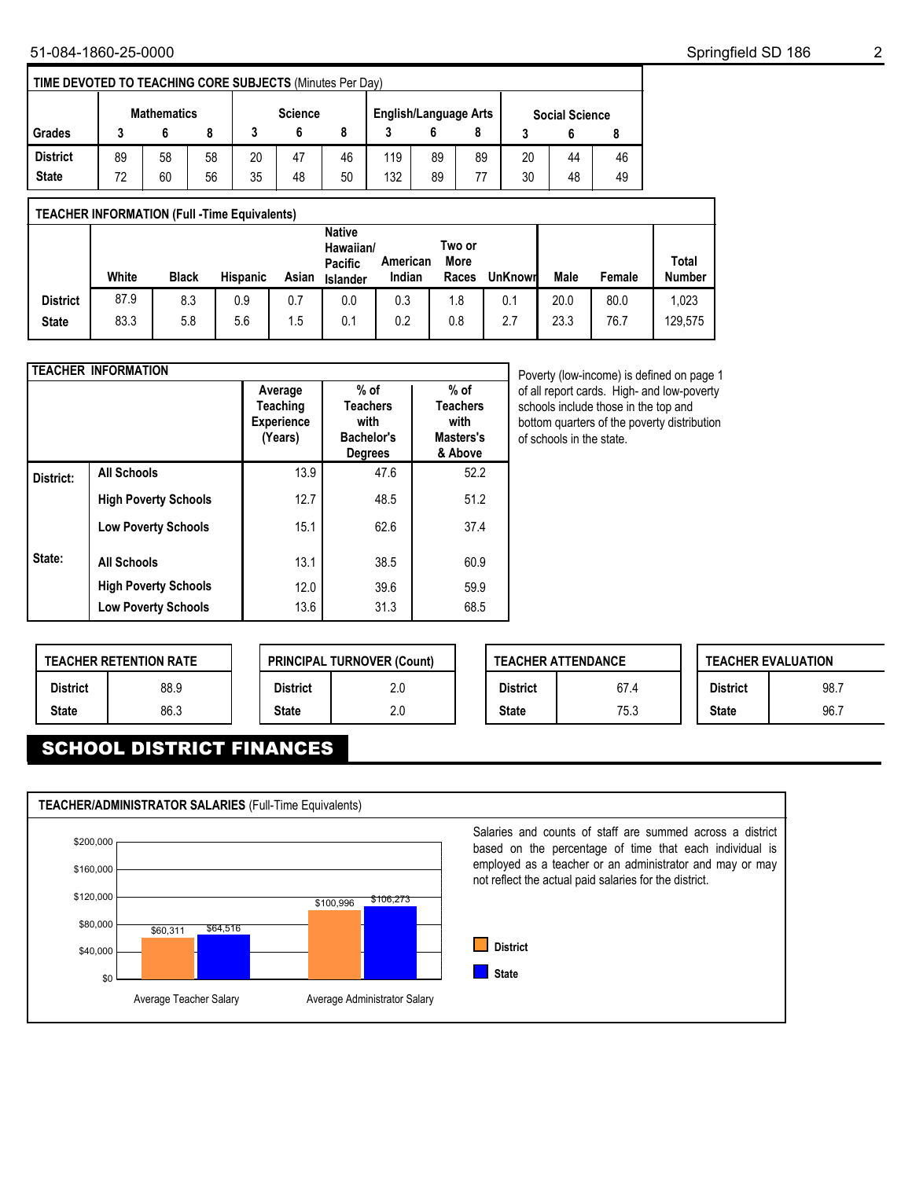## TIME DEVOTED TO TEACHING CORE SUBJECTS (Minutes Per Day)

| Grades | Mathematics | | | Science | | | English/Language Arts | | | Social Science | | |
|---|---|---|---|---|---|---|---|---|---|---|---|---|
| | 3 | 6 | 8 | 3 | 6 | 8 | 3 | 6 | 8 | 3 | 6 | 8 |
| District | 89 | 58 | 58 | 20 | 47 | 46 | 119 | 89 | 89 | 20 | 44 | 46 |
| State | 72 | 60 | 56 | 35 | 48 | 50 | 132 | 89 | 77 | 30 | 48 | 49 |

## TEACHER INFORMATION (Full -Time Equivalents)

| | White | Black | Hispanic | Asian | Native Hawaiian/ Pacific Islander | American Indian | Two or More Races | UnKnown | Male | Female | Total Number |
|---|---|---|---|---|---|---|---|---|---|---|---|
| District | 87.9 | 8.3 | 0.9 | 0.7 | 0.0 | 0.3 | 1.8 | 0.1 | 20.0 | 80.0 | 1,023 |
| State | 83.3 | 5.8 | 5.6 | 1.5 | 0.1 | 0.2 | 0.8 | 2.7 | 23.3 | 76.7 | 129,575 |

## TEACHER INFORMATION

| | | Average Teaching Experience (Years) | % of Teachers with Bachelor's Degrees | % of Teachers with Masters's & Above |
|---|---|---|---|---|
| District: | All Schools | 13.9 | 47.6 | 52.2 |
| | High Poverty Schools | 12.7 | 48.5 | 51.2 |
| | Low Poverty Schools | 15.1 | 62.6 | 37.4 |
| State: | All Schools | 13.1 | 38.5 | 60.9 |
| | High Poverty Schools | 12.0 | 39.6 | 59.9 |
| | Low Poverty Schools | 13.6 | 31.3 | 68.5 |

Poverty (low-income) is defined on page 1 of all report cards. High- and low-poverty schools include those in the top and bottom quarters of the poverty distribution of schools in the state.

| TEACHER RETENTION RATE | |
|---|---|
| District | 88.9 |
| State | 86.3 |

| PRINCIPAL TURNOVER (Count) | |
|---|---|
| District | 2.0 |
| State | 2.0 |

| TEACHER ATTENDANCE | |
|---|---|
| District | 67.4 |
| State | 75.3 |

| TEACHER EVALUATION | |
|---|---|
| District | 98.7 |
| State | 96.7 |

# SCHOOL DISTRICT FINANCES

## TEACHER/ADMINISTRATOR SALARIES (Full-Time Equivalents)

| | District | State |
|---|---|---|
| Average Teacher Salary | $60,311 | $64,516 |
| Average Administrator Salary | $100,996 | $106,273 |

Salaries and counts of staff are summed across a district based on the percentage of time that each individual is employed as a teacher or an administrator and may or may not reflect the actual paid salaries for the district.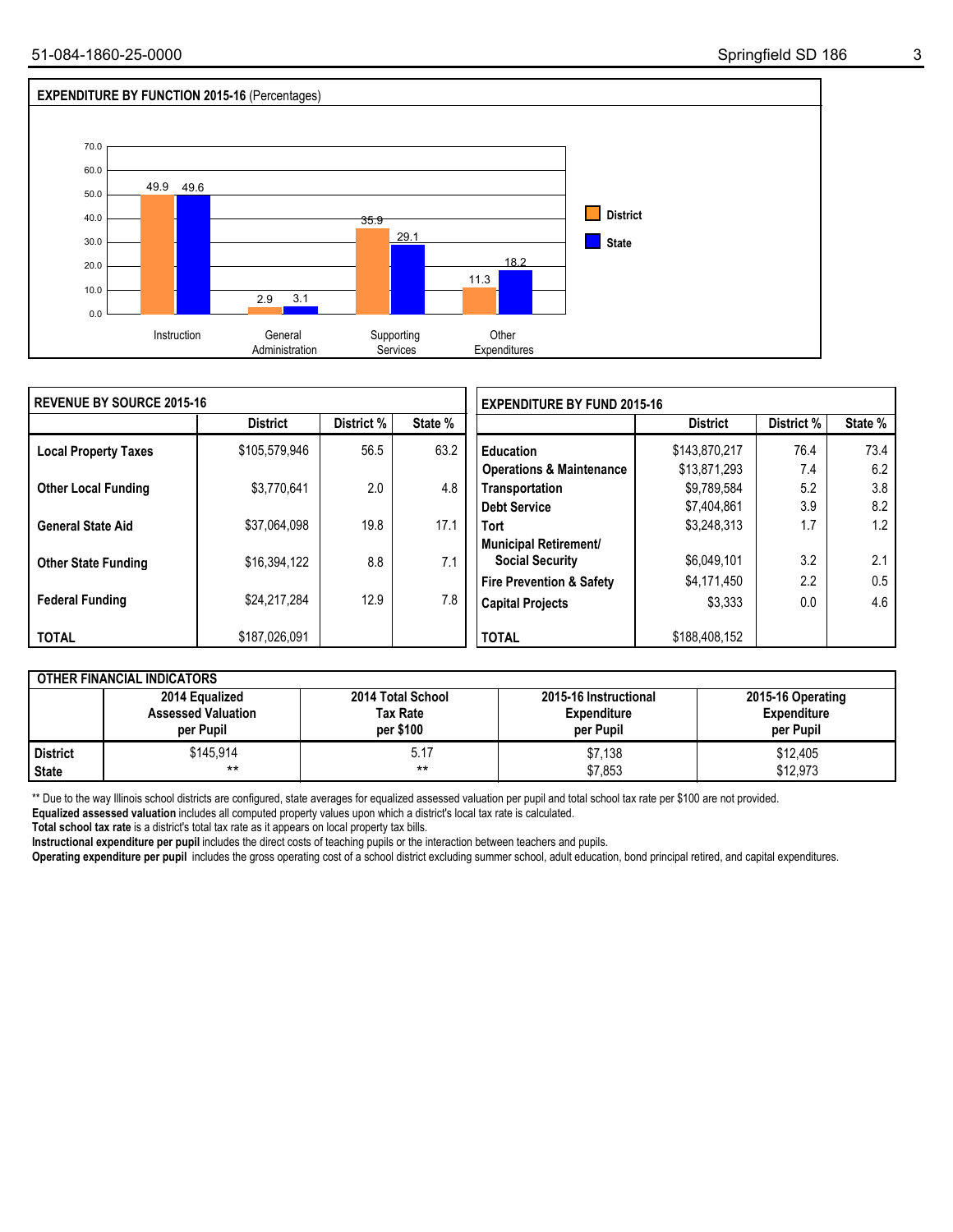## EXPENDITURE BY FUNCTION 2015-16 (Percentages)

| | District | State |
|---|---|---|
| Instruction | 49.9 | 49.6 |
| General Administration | 2.9 | 3.1 |
| Supporting Services | 35.9 | 29.1 |
| Other Expenditures | 11.3 | 18.2 |

## REVENUE BY SOURCE 2015-16

| | District | District % | State % |
|---|---|---|---|
| **Local Property Taxes** | $105,579,946 | 56.5 | 63.2 |
| **Other Local Funding** | $3,770,641 | 2.0 | 4.8 |
| **General State Aid** | $37,064,098 | 19.8 | 17.1 |
| **Other State Funding** | $16,394,122 | 8.8 | 7.1 |
| **Federal Funding** | $24,217,284 | 12.9 | 7.8 |
| **TOTAL** | $187,026,091 | | |

## EXPENDITURE BY FUND 2015-16

| | District | District % | State % |
|---|---|---|---|
| **Education** | $143,870,217 | 76.4 | 73.4 |
| **Operations & Maintenance** | $13,871,293 | 7.4 | 6.2 |
| **Transportation** | $9,789,584 | 5.2 | 3.8 |
| **Debt Service** | $7,404,861 | 3.9 | 8.2 |
| **Tort** | $3,248,313 | 1.7 | 1.2 |
| **Municipal Retirement/ Social Security** | $6,049,101 | 3.2 | 2.1 |
| **Fire Prevention & Safety** | $4,171,450 | 2.2 | 0.5 |
| **Capital Projects** | $3,333 | 0.0 | 4.6 |
| **TOTAL** | $188,408,152 | | |

## OTHER FINANCIAL INDICATORS

| | 2014 Equalized Assessed Valuation per Pupil | 2014 Total School Tax Rate per $100 | 2015-16 Instructional Expenditure per Pupil | 2015-16 Operating Expenditure per Pupil |
|---|---|---|---|---|
| **District** | $145,914 | 5.17 | $7,138 | $12,405 |
| **State** | ** | ** | $7,853 | $12,973 |

** Due to the way Illinois school districts are configured, state averages for equalized assessed valuation per pupil and total school tax rate per $100 are not provided.

**Equalized assessed valuation** includes all computed property values upon which a district's local tax rate is calculated.

**Total school tax rate** is a district's total tax rate as it appears on local property tax bills.

**Instructional expenditure per pupil** includes the direct costs of teaching pupils or the interaction between teachers and pupils.

**Operating expenditure per pupil** includes the gross operating cost of a school district excluding summer school, adult education, bond principal retired, and capital expenditures.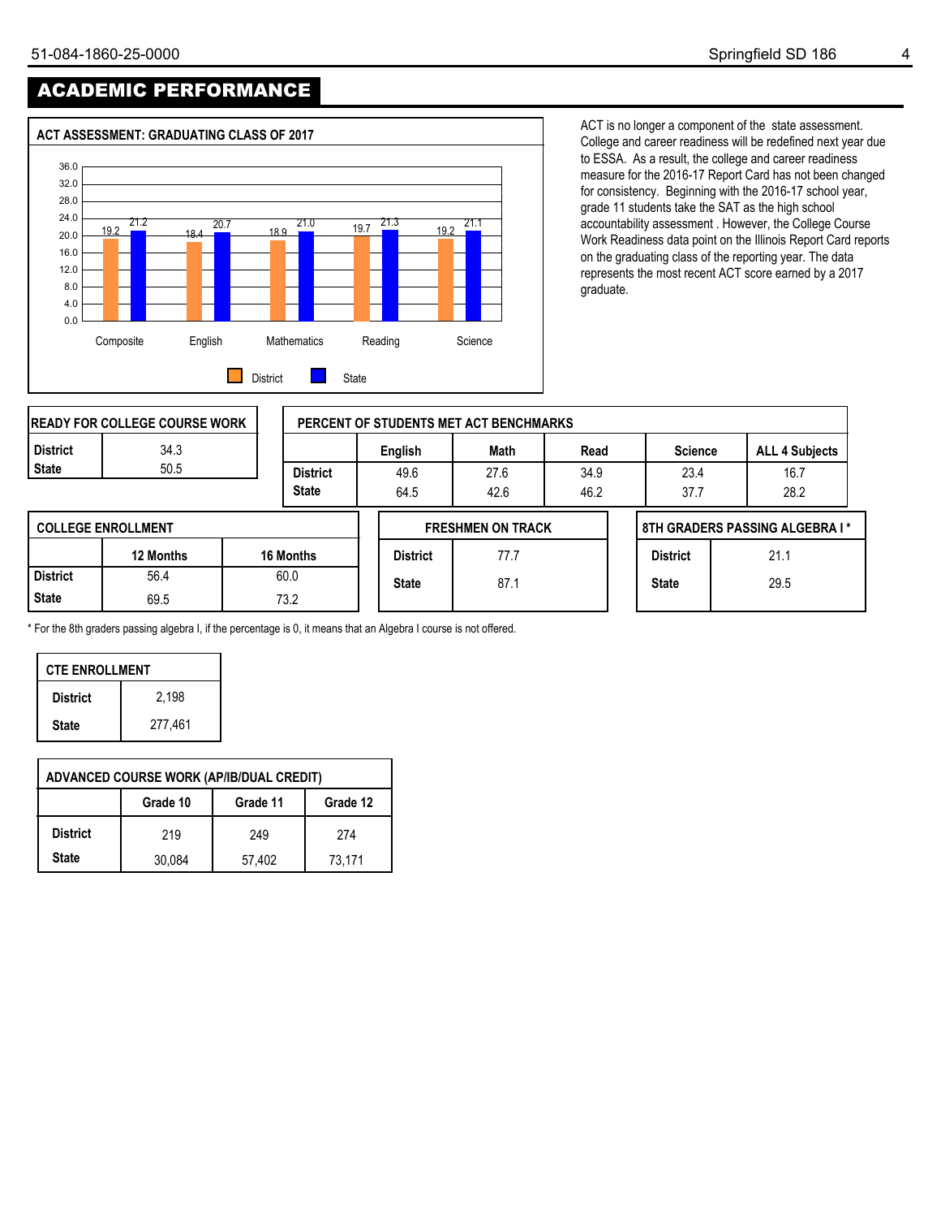# ACADEMIC PERFORMANCE

## ACT ASSESSMENT: GRADUATING CLASS OF 2017

| | Composite | English | Mathematics | Reading | Science |
|---|---|---|---|---|---|
| District | 19.2 | 18.4 | 18.9 | 19.7 | 19.2 |
| State | 21.2 | 20.7 | 21.0 | 21.3 | 21.1 |

ACT is no longer a component of the state assessment. College and career readiness will be redefined next year due to ESSA. As a result, the college and career readiness measure for the 2016-17 Report Card has not been changed for consistency. Beginning with the 2016-17 school year, grade 11 students take the SAT as the high school accountability assessment . However, the College Course Work Readiness data point on the Illinois Report Card reports on the graduating class of the reporting year. The data represents the most recent ACT score earned by a 2017 graduate.

| READY FOR COLLEGE COURSE WORK | |
|---|---|
| District | 34.3 |
| State | 50.5 |

| PERCENT OF STUDENTS MET ACT BENCHMARKS | | | | | |
|---|---|---|---|---|---|
| | English | Math | Read | Science | ALL 4 Subjects |
| District | 49.6 | 27.6 | 34.9 | 23.4 | 16.7 |
| State | 64.5 | 42.6 | 46.2 | 37.7 | 28.2 |

| COLLEGE ENROLLMENT | | |
|---|---|---|
| | 12 Months | 16 Months |
| District | 56.4 | 60.0 |
| State | 69.5 | 73.2 |

| FRESHMEN ON TRACK | |
|---|---|
| District | 77.7 |
| State | 87.1 |

| 8TH GRADERS PASSING ALGEBRA I * | |
|---|---|
| District | 21.1 |
| State | 29.5 |

* For the 8th graders passing algebra I, if the percentage is 0, it means that an Algebra I course is not offered.

| CTE ENROLLMENT | |
|---|---|
| District | 2,198 |
| State | 277,461 |

| ADVANCED COURSE WORK (AP/IB/DUAL CREDIT) | | | |
|---|---|---|---|
| | Grade 10 | Grade 11 | Grade 12 |
| District | 219 | 249 | 274 |
| State | 30,084 | 57,402 | 73,171 |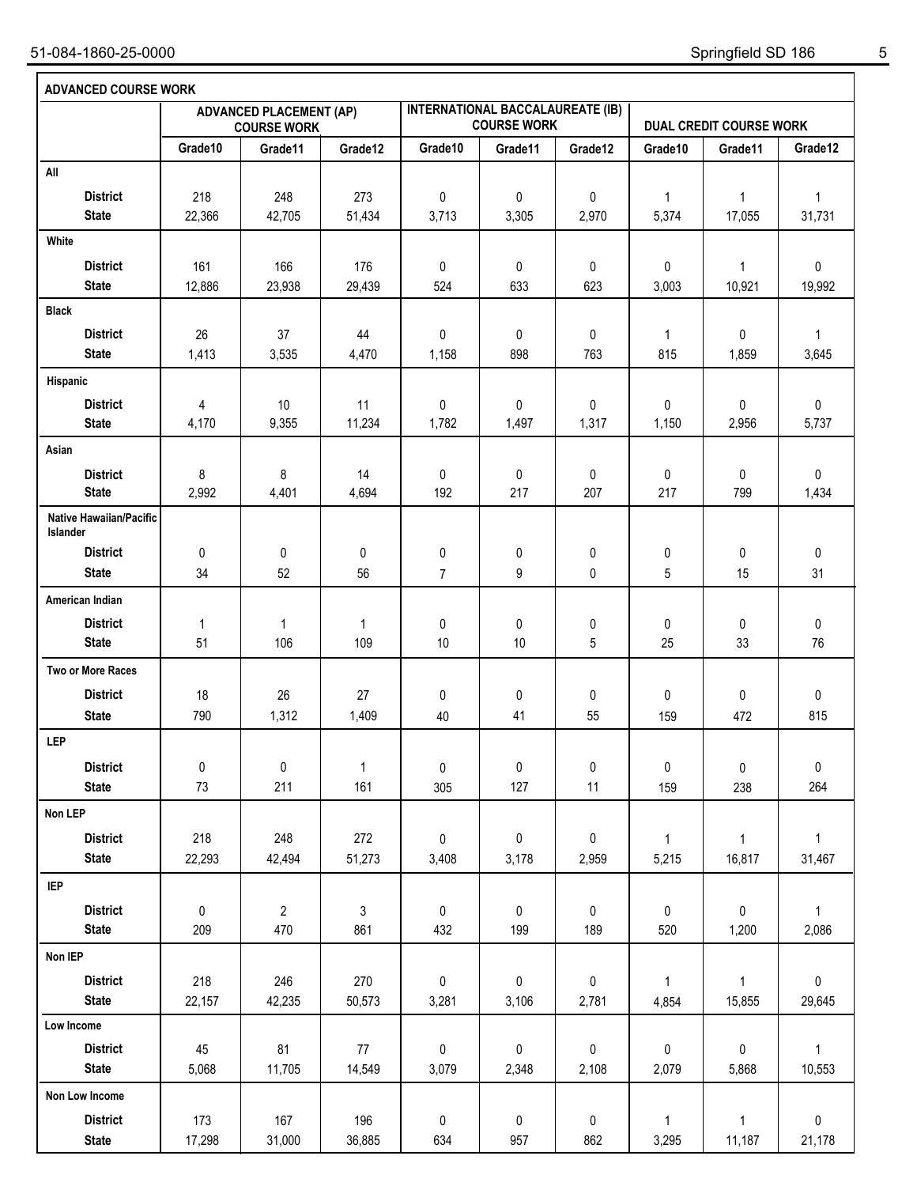## ADVANCED COURSE WORK

| | ADVANCED PLACEMENT (AP) COURSE WORK | | | INTERNATIONAL BACCALAUREATE (IB) COURSE WORK | | | DUAL CREDIT COURSE WORK | | |
|---|---|---|---|---|---|---|---|---|---|
| | Grade10 | Grade11 | Grade12 | Grade10 | Grade11 | Grade12 | Grade10 | Grade11 | Grade12 |
| **All** | | | | | | | | | |
| District | 218 | 248 | 273 | 0 | 0 | 0 | 1 | 1 | 1 |
| State | 22,366 | 42,705 | 51,434 | 3,713 | 3,305 | 2,970 | 5,374 | 17,055 | 31,731 |
| **White** | | | | | | | | | |
| District | 161 | 166 | 176 | 0 | 0 | 0 | 0 | 1 | 0 |
| State | 12,886 | 23,938 | 29,439 | 524 | 633 | 623 | 3,003 | 10,921 | 19,992 |
| **Black** | | | | | | | | | |
| District | 26 | 37 | 44 | 0 | 0 | 0 | 1 | 0 | 1 |
| State | 1,413 | 3,535 | 4,470 | 1,158 | 898 | 763 | 815 | 1,859 | 3,645 |
| **Hispanic** | | | | | | | | | |
| District | 4 | 10 | 11 | 0 | 0 | 0 | 0 | 0 | 0 |
| State | 4,170 | 9,355 | 11,234 | 1,782 | 1,497 | 1,317 | 1,150 | 2,956 | 5,737 |
| **Asian** | | | | | | | | | |
| District | 8 | 8 | 14 | 0 | 0 | 0 | 0 | 0 | 0 |
| State | 2,992 | 4,401 | 4,694 | 192 | 217 | 207 | 217 | 799 | 1,434 |
| **Native Hawaiian/Pacific Islander** | | | | | | | | | |
| District | 0 | 0 | 0 | 0 | 0 | 0 | 0 | 0 | 0 |
| State | 34 | 52 | 56 | 7 | 9 | 0 | 5 | 15 | 31 |
| **American Indian** | | | | | | | | | |
| District | 1 | 1 | 1 | 0 | 0 | 0 | 0 | 0 | 0 |
| State | 51 | 106 | 109 | 10 | 10 | 5 | 25 | 33 | 76 |
| **Two or More Races** | | | | | | | | | |
| District | 18 | 26 | 27 | 0 | 0 | 0 | 0 | 0 | 0 |
| State | 790 | 1,312 | 1,409 | 40 | 41 | 55 | 159 | 472 | 815 |
| **LEP** | | | | | | | | | |
| District | 0 | 0 | 1 | 0 | 0 | 0 | 0 | 0 | 0 |
| State | 73 | 211 | 161 | 305 | 127 | 11 | 159 | 238 | 264 |
| **Non LEP** | | | | | | | | | |
| District | 218 | 248 | 272 | 0 | 0 | 0 | 1 | 1 | 1 |
| State | 22,293 | 42,494 | 51,273 | 3,408 | 3,178 | 2,959 | 5,215 | 16,817 | 31,467 |
| **IEP** | | | | | | | | | |
| District | 0 | 2 | 3 | 0 | 0 | 0 | 0 | 0 | 1 |
| State | 209 | 470 | 861 | 432 | 199 | 189 | 520 | 1,200 | 2,086 |
| **Non IEP** | | | | | | | | | |
| District | 218 | 246 | 270 | 0 | 0 | 0 | 1 | 1 | 0 |
| State | 22,157 | 42,235 | 50,573 | 3,281 | 3,106 | 2,781 | 4,854 | 15,855 | 29,645 |
| **Low Income** | | | | | | | | | |
| District | 45 | 81 | 77 | 0 | 0 | 0 | 0 | 0 | 1 |
| State | 5,068 | 11,705 | 14,549 | 3,079 | 2,348 | 2,108 | 2,079 | 5,868 | 10,553 |
| **Non Low Income** | | | | | | | | | |
| District | 173 | 167 | 196 | 0 | 0 | 0 | 1 | 1 | 0 |
| State | 17,298 | 31,000 | 36,885 | 634 | 957 | 862 | 3,295 | 11,187 | 21,178 |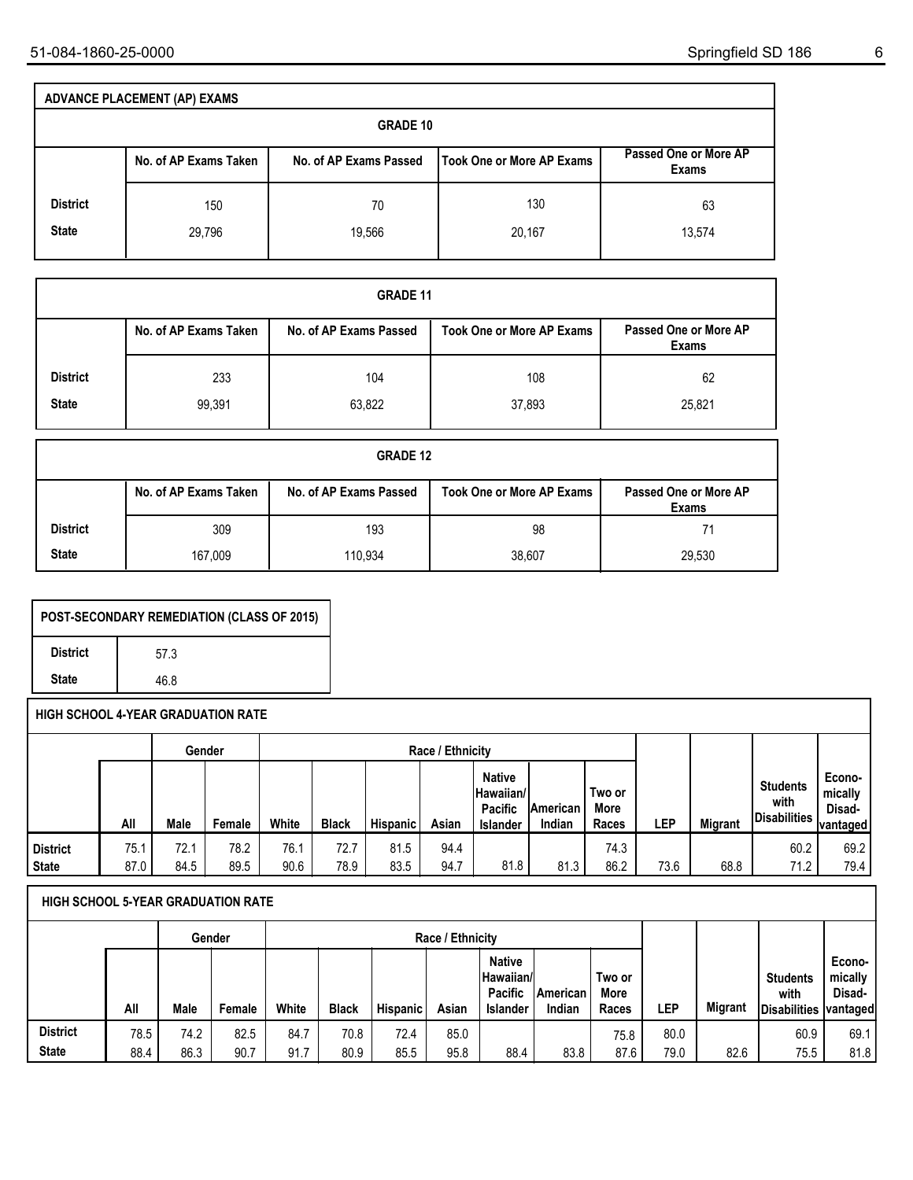## ADVANCE PLACEMENT (AP) EXAMS

### GRADE 10

| | No. of AP Exams Taken | No. of AP Exams Passed | Took One or More AP Exams | Passed One or More AP Exams |
|---|---|---|---|---|
| District | 150 | 70 | 130 | 63 |
| State | 29,796 | 19,566 | 20,167 | 13,574 |

### GRADE 11

| | No. of AP Exams Taken | No. of AP Exams Passed | Took One or More AP Exams | Passed One or More AP Exams |
|---|---|---|---|---|
| District | 233 | 104 | 108 | 62 |
| State | 99,391 | 63,822 | 37,893 | 25,821 |

### GRADE 12

| | No. of AP Exams Taken | No. of AP Exams Passed | Took One or More AP Exams | Passed One or More AP Exams |
|---|---|---|---|---|
| District | 309 | 193 | 98 | 71 |
| State | 167,009 | 110,934 | 38,607 | 29,530 |

## POST-SECONDARY REMEDIATION (CLASS OF 2015)

| | |
|---|---|
| District | 57.3 |
| State | 46.8 |

## HIGH SCHOOL 4-YEAR GRADUATION RATE

| | | Gender | | Race / Ethnicity | | | | | | | | | | |
|---|---|---|---|---|---|---|---|---|---|---|---|---|---|---|
| | All | Male | Female | White | Black | Hispanic | Asian | Native Hawaiian/ Pacific Islander | American Indian | Two or More Races | LEP | Migrant | Students with Disabilities | Economically Disadvantaged |
| District | 75.1 | 72.1 | 78.2 | 76.1 | 72.7 | 81.5 | 94.4 | | | 74.3 | | | 60.2 | 69.2 |
| State | 87.0 | 84.5 | 89.5 | 90.6 | 78.9 | 83.5 | 94.7 | 81.8 | 81.3 | 86.2 | 73.6 | 68.8 | 71.2 | 79.4 |

## HIGH SCHOOL 5-YEAR GRADUATION RATE

| | | Gender | | Race / Ethnicity | | | | | | | | | | |
|---|---|---|---|---|---|---|---|---|---|---|---|---|---|---|
| | All | Male | Female | White | Black | Hispanic | Asian | Native Hawaiian/ Pacific Islander | American Indian | Two or More Races | LEP | Migrant | Students with Disabilities | Economically Disadvantaged |
| District | 78.5 | 74.2 | 82.5 | 84.7 | 70.8 | 72.4 | 85.0 | | | 75.8 | 80.0 | | 60.9 | 69.1 |
| State | 88.4 | 86.3 | 90.7 | 91.7 | 80.9 | 85.5 | 95.8 | 88.4 | 83.8 | 87.6 | 79.0 | 82.6 | 75.5 | 81.8 |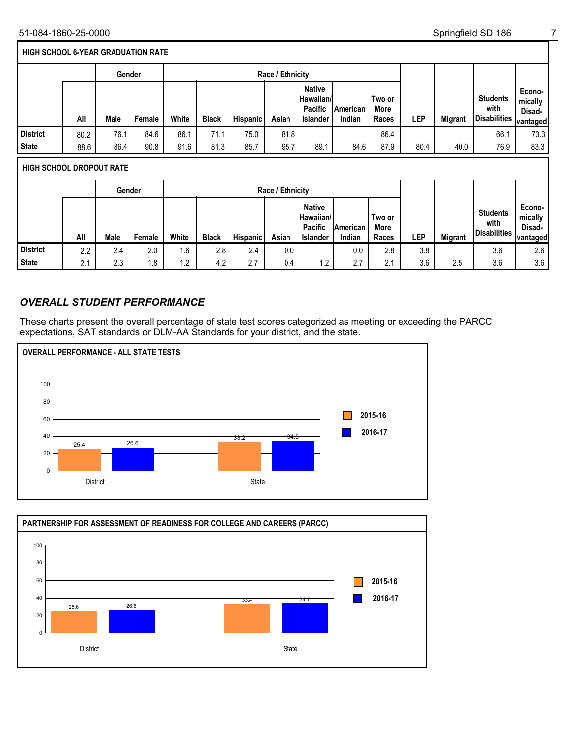## HIGH SCHOOL 6-YEAR GRADUATION RATE

| | All | Gender | | Race / Ethnicity | | | | | | | LEP | Migrant | Students with Disabilities | Economically Disadvantaged |
|---|---|---|---|---|---|---|---|---|---|---|---|---|---|---|
| | | Male | Female | White | Black | Hispanic | Asian | Native Hawaiian/ Pacific Islander | American Indian | Two or More Races | | | | |
| District | 80.2 | 76.1 | 84.6 | 86.1 | 71.1 | 75.0 | 81.8 | | | 86.4 | | | 66.1 | 73.3 |
| State | 88.6 | 86.4 | 90.8 | 91.6 | 81.3 | 85.7 | 95.7 | 89.1 | 84.6 | 87.9 | 80.4 | 40.0 | 76.9 | 83.3 |

## HIGH SCHOOL DROPOUT RATE

| | All | Gender | | Race / Ethnicity | | | | | | | LEP | Migrant | Students with Disabilities | Economically Disadvantaged |
|---|---|---|---|---|---|---|---|---|---|---|---|---|---|---|
| | | Male | Female | White | Black | Hispanic | Asian | Native Hawaiian/ Pacific Islander | American Indian | Two or More Races | | | | |
| District | 2.2 | 2.4 | 2.0 | 1.6 | 2.8 | 2.4 | 0.0 | | 0.0 | 2.8 | 3.8 | | 3.6 | 2.6 |
| State | 2.1 | 2.3 | 1.8 | 1.2 | 4.2 | 2.7 | 0.4 | 1.2 | 2.7 | 2.1 | 3.6 | 2.5 | 3.6 | 3.6 |

## *OVERALL STUDENT PERFORMANCE*

These charts present the overall percentage of state test scores categorized as meeting or exceeding the PARCC expectations, SAT standards or DLM-AA Standards for your district, and the state.

### OVERALL PERFORMANCE - ALL STATE TESTS

| | 2015-16 | 2016-17 |
|---|---|---|
| District | 25.4 | 26.6 |
| State | 33.2 | 34.5 |

### PARTNERSHIP FOR ASSESSMENT OF READINESS FOR COLLEGE AND CAREERS (PARCC)

| | 2015-16 | 2016-17 |
|---|---|---|
| District | 25.6 | 26.8 |
| State | 33.4 | 34.1 |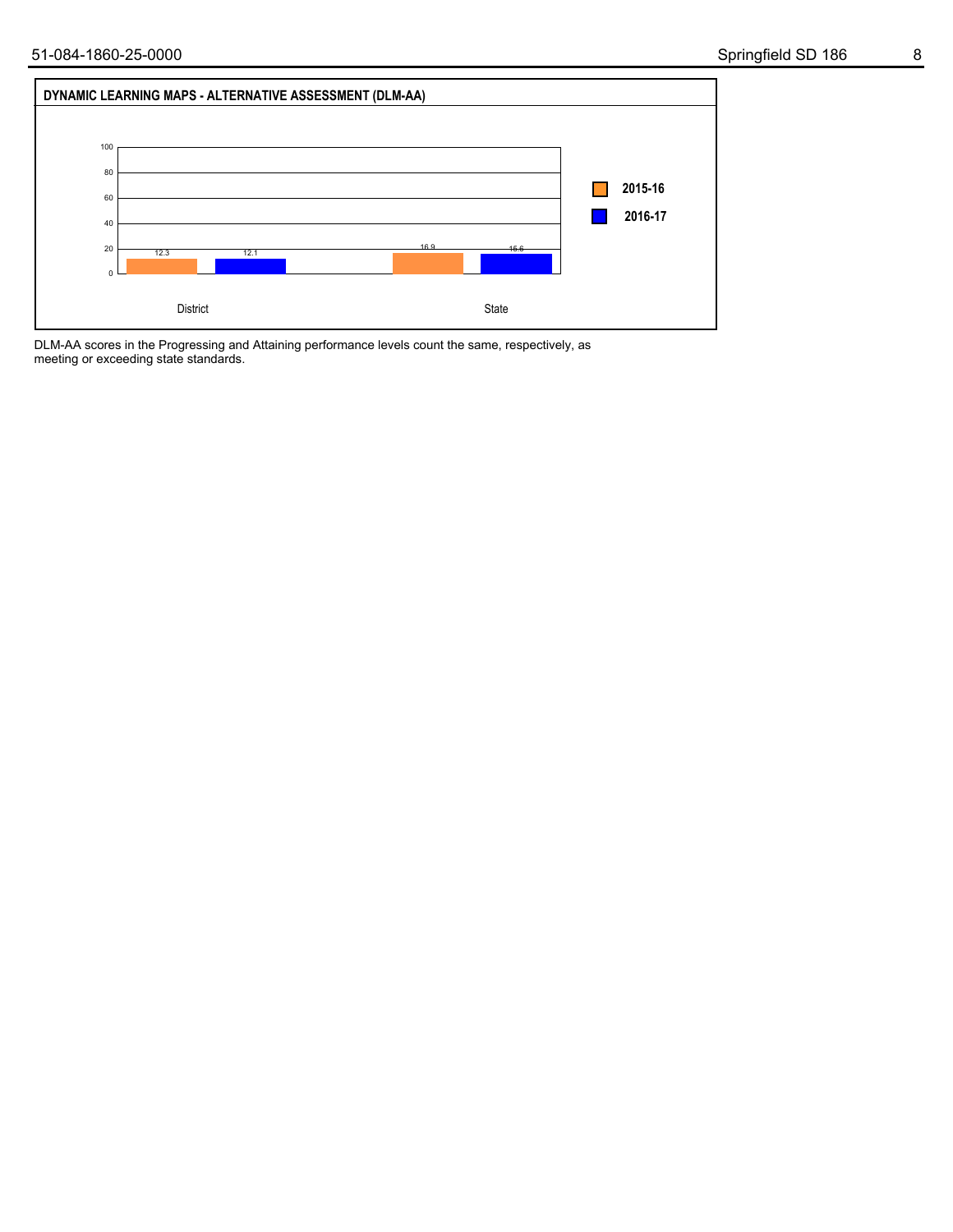## DYNAMIC LEARNING MAPS - ALTERNATIVE ASSESSMENT (DLM-AA)

| | 2015-16 | 2016-17 |
|---|---|---|
| District | 12.3 | 12.1 |
| State | 16.9 | 15.6 |

DLM-AA scores in the Progressing and Attaining performance levels count the same, respectively, as meeting or exceeding state standards.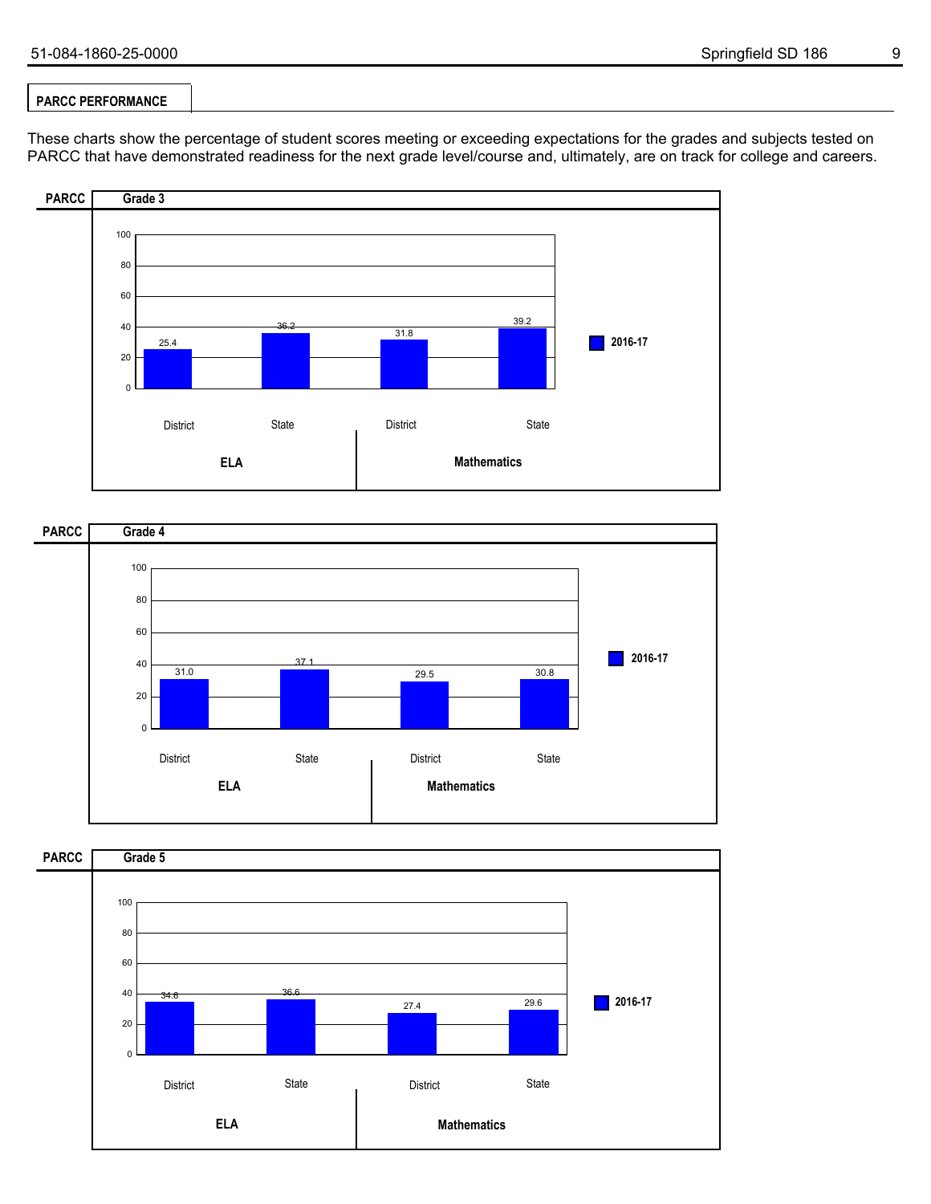## PARCC PERFORMANCE

These charts show the percentage of student scores meeting or exceeding expectations for the grades and subjects tested on PARCC that have demonstrated readiness for the next grade level/course and, ultimately, are on track for college and careers.

### PARCC Grade 3

| | ELA District | ELA State | Mathematics District | Mathematics State |
|---|---|---|---|---|
| 2016-17 | 25.4 | 36.2 | 31.8 | 39.2 |

### PARCC Grade 4

| | ELA District | ELA State | Mathematics District | Mathematics State |
|---|---|---|---|---|
| 2016-17 | 31.0 | 37.1 | 29.5 | 30.8 |

### PARCC Grade 5

| | ELA District | ELA State | Mathematics District | Mathematics State |
|---|---|---|---|---|
| 2016-17 | 34.6 | 36.6 | 27.4 | 29.6 |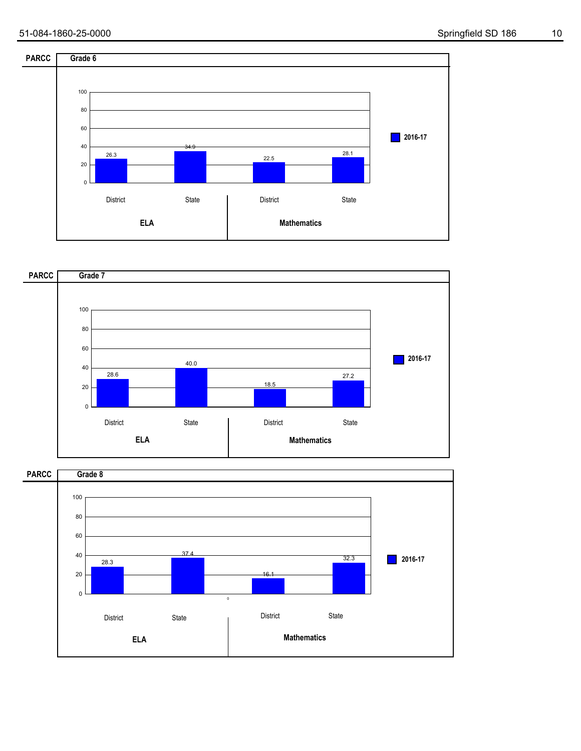## PARCC Grade 6

| | District | State |
|---|---|---|
| ELA | 26.3 | 34.9 |
| Mathematics | 22.5 | 28.1 |

2016-17

## PARCC Grade 7

| | District | State |
|---|---|---|
| ELA | 28.6 | 40.0 |
| Mathematics | 18.5 | 27.2 |

2016-17

## PARCC Grade 8

| | District | State |
|---|---|---|
| ELA | 28.3 | 37.4 |
| Mathematics | 16.1 | 32.3 |

2016-17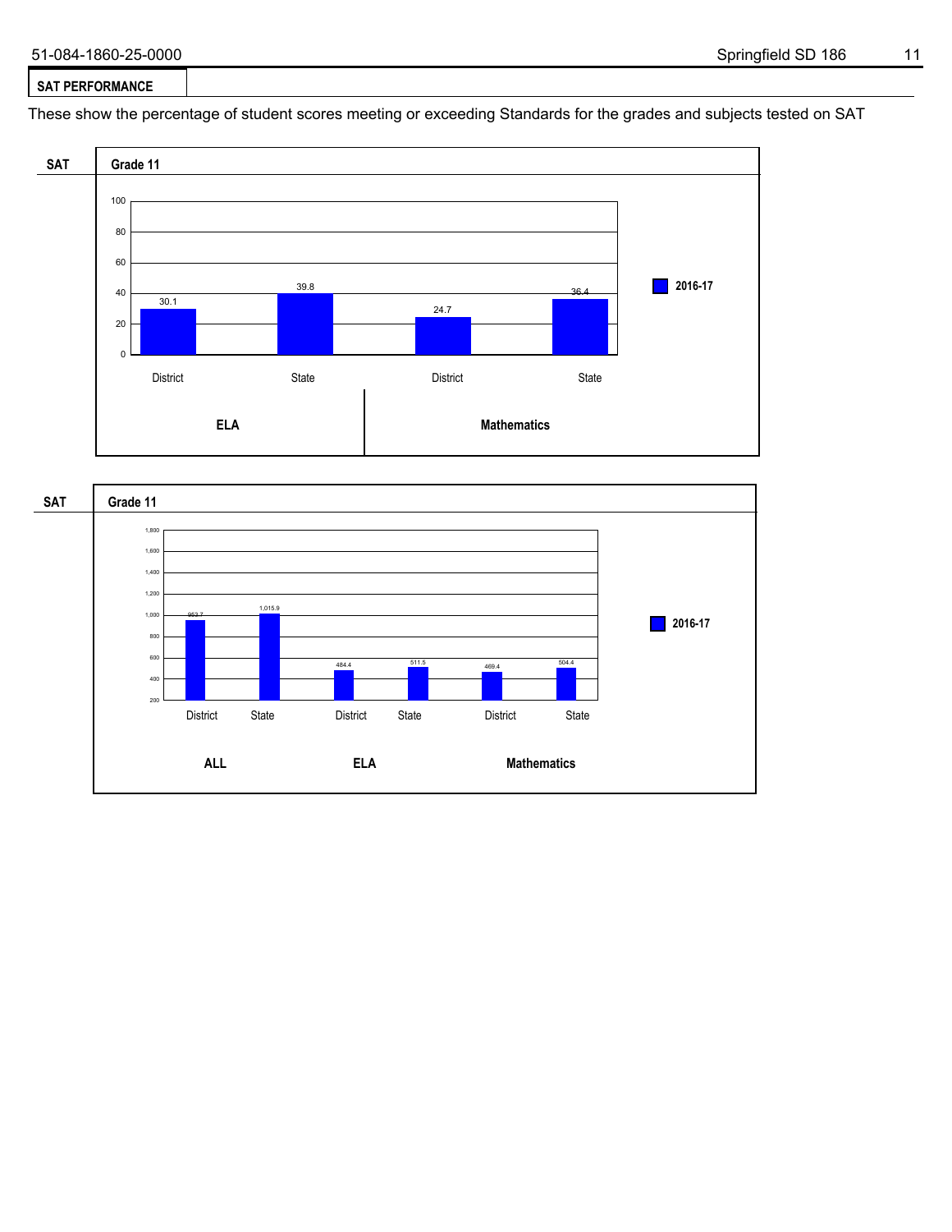## SAT PERFORMANCE

These show the percentage of student scores meeting or exceeding Standards for the grades and subjects tested on SAT

**SAT** — **Grade 11**

| | ELA | | Mathematics | |
|---|---|---|---|---|
| | District | State | District | State |
| 2016-17 | 30.1 | 39.8 | 24.7 | 36.4 |

**SAT** — **Grade 11**

| | ALL | | ELA | | Mathematics | |
|---|---|---|---|---|---|---|
| | District | State | District | State | District | State |
| 2016-17 | 953.7 | 1,015.9 | 484.4 | 511.5 | 469.4 | 504.4 |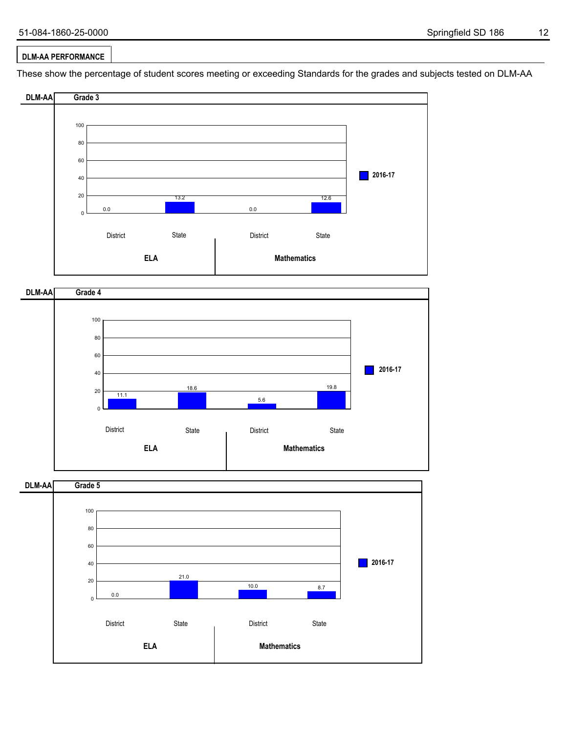## DLM-AA PERFORMANCE

These show the percentage of student scores meeting or exceeding Standards for the grades and subjects tested on DLM-AA

### DLM-AA Grade 3

| | ELA District | ELA State | Mathematics District | Mathematics State |
|---|---|---|---|---|
| 2016-17 | 0.0 | 13.2 | 0.0 | 12.6 |

### DLM-AA Grade 4

| | ELA District | ELA State | Mathematics District | Mathematics State |
|---|---|---|---|---|
| 2016-17 | 11.1 | 18.6 | 5.6 | 19.8 |

### DLM-AA Grade 5

| | ELA District | ELA State | Mathematics District | Mathematics State |
|---|---|---|---|---|
| 2016-17 | 0.0 | 21.0 | 10.0 | 8.7 |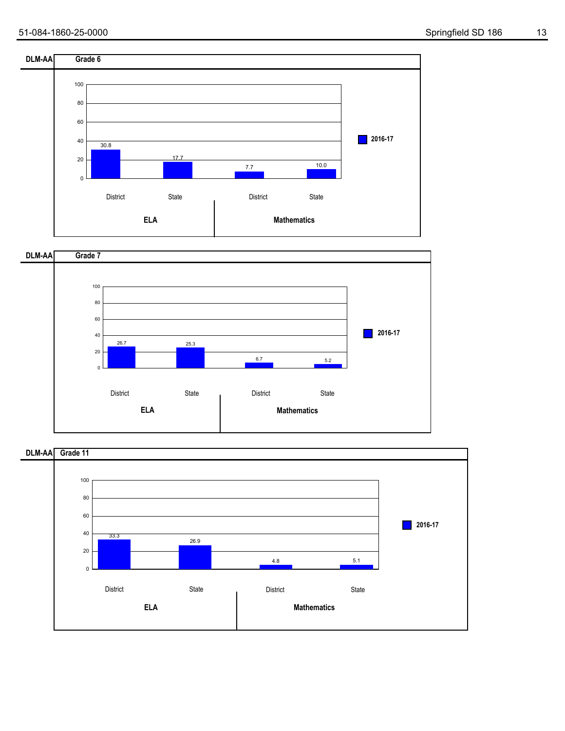## DLM-AA Grade 6

| | ELA District | ELA State | Mathematics District | Mathematics State |
|---|---|---|---|---|
| 2016-17 | 30.8 | 17.7 | 7.7 | 10.0 |

## DLM-AA Grade 7

| | ELA District | ELA State | Mathematics District | Mathematics State |
|---|---|---|---|---|
| 2016-17 | 26.7 | 25.3 | 6.7 | 5.2 |

## DLM-AA Grade 11

| | ELA District | ELA State | Mathematics District | Mathematics State |
|---|---|---|---|---|
| 2016-17 | 33.3 | 26.9 | 4.8 | 5.1 |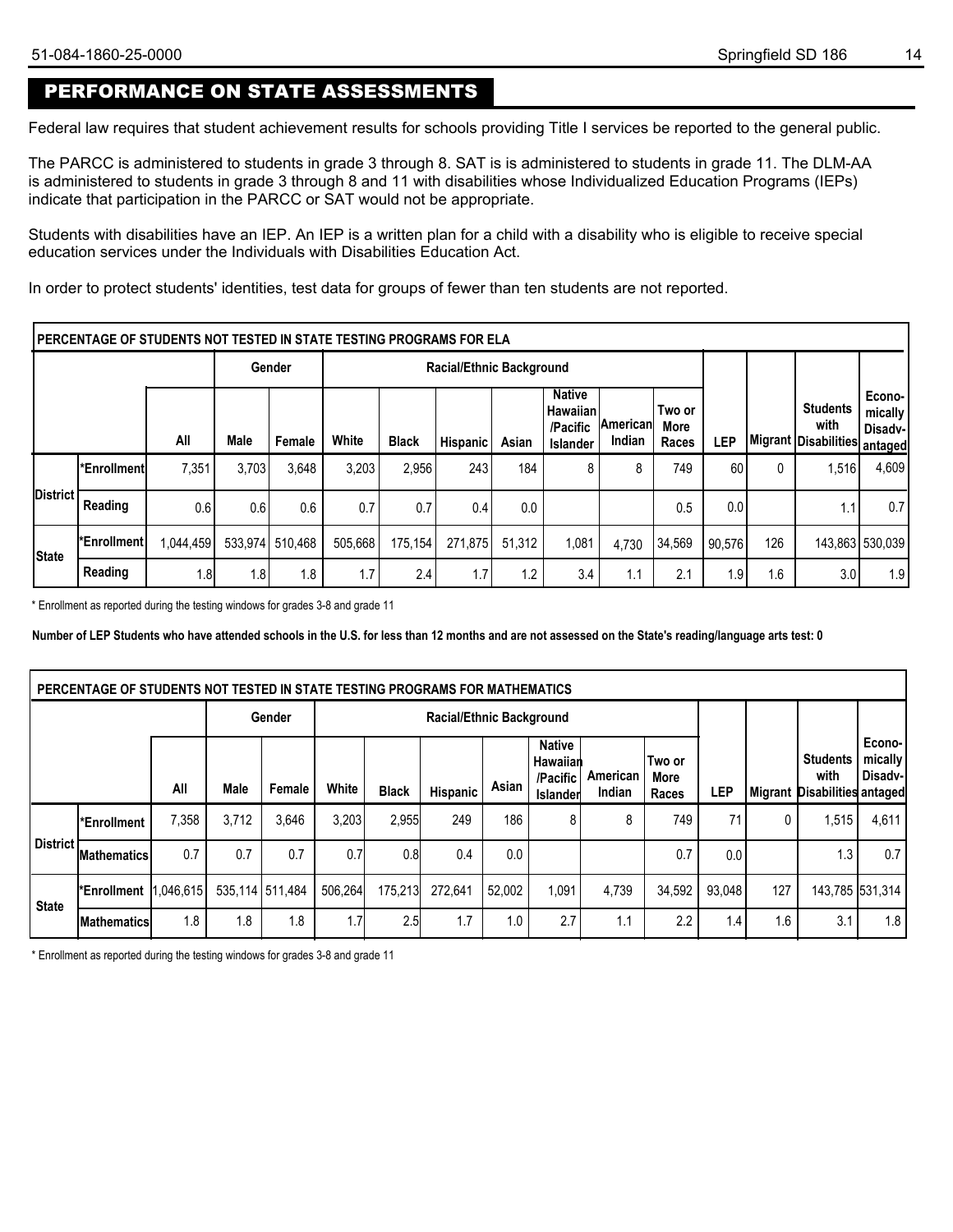## PERFORMANCE ON STATE ASSESSMENTS

Federal law requires that student achievement results for schools providing Title I services be reported to the general public.

The PARCC is administered to students in grade 3 through 8. SAT is is administered to students in grade 11. The DLM-AA is administered to students in grade 3 through 8 and 11 with disabilities whose Individualized Education Programs (IEPs) indicate that participation in the PARCC or SAT would not be appropriate.

Students with disabilities have an IEP. An IEP is a written plan for a child with a disability who is eligible to receive special education services under the Individuals with Disabilities Education Act.

In order to protect students' identities, test data for groups of fewer than ten students are not reported.

**PERCENTAGE OF STUDENTS NOT TESTED IN STATE TESTING PROGRAMS FOR ELA**

| | | | Gender | | Racial/Ethnic Background | | | | | | | | | | |
|---|---|---|---|---|---|---|---|---|---|---|---|---|---|---|---|
| | | All | Male | Female | White | Black | Hispanic | Asian | Native Hawaiian /Pacific Islander | American Indian | Two or More Races | LEP | Migrant | Students with Disabilities | Economically Disadvantaged |
| District | *Enrollment | 7,351 | 3,703 | 3,648 | 3,203 | 2,956 | 243 | 184 | 8 | 8 | 749 | 60 | 0 | 1,516 | 4,609 |
| | Reading | 0.6 | 0.6 | 0.6 | 0.7 | 0.7 | 0.4 | 0.0 | | | 0.5 | 0.0 | | 1.1 | 0.7 |
| State | *Enrollment | 1,044,459 | 533,974 | 510,468 | 505,668 | 175,154 | 271,875 | 51,312 | 1,081 | 4,730 | 34,569 | 90,576 | 126 | 143,863 | 530,039 |
| | Reading | 1.8 | 1.8 | 1.8 | 1.7 | 2.4 | 1.7 | 1.2 | 3.4 | 1.1 | 2.1 | 1.9 | 1.6 | 3.0 | 1.9 |

\* Enrollment as reported during the testing windows for grades 3-8 and grade 11

**Number of LEP Students who have attended schools in the U.S. for less than 12 months and are not assessed on the State's reading/language arts test: 0**

**PERCENTAGE OF STUDENTS NOT TESTED IN STATE TESTING PROGRAMS FOR MATHEMATICS**

| | | | Gender | | Racial/Ethnic Background | | | | | | | | | | |
|---|---|---|---|---|---|---|---|---|---|---|---|---|---|---|---|
| | | All | Male | Female | White | Black | Hispanic | Asian | Native Hawaiian /Pacific Islander | American Indian | Two or More Races | LEP | Migrant | Students with Disabilities | Economically Disadvantaged |
| District | *Enrollment | 7,358 | 3,712 | 3,646 | 3,203 | 2,955 | 249 | 186 | 8 | 8 | 749 | 71 | 0 | 1,515 | 4,611 |
| | Mathematics | 0.7 | 0.7 | 0.7 | 0.7 | 0.8 | 0.4 | 0.0 | | | 0.7 | 0.0 | | 1.3 | 0.7 |
| State | *Enrollment | 1,046,615 | 535,114 | 511,484 | 506,264 | 175,213 | 272,641 | 52,002 | 1,091 | 4,739 | 34,592 | 93,048 | 127 | 143,785 | 531,314 |
| | Mathematics | 1.8 | 1.8 | 1.8 | 1.7 | 2.5 | 1.7 | 1.0 | 2.7 | 1.1 | 2.2 | 1.4 | 1.6 | 3.1 | 1.8 |

\* Enrollment as reported during the testing windows for grades 3-8 and grade 11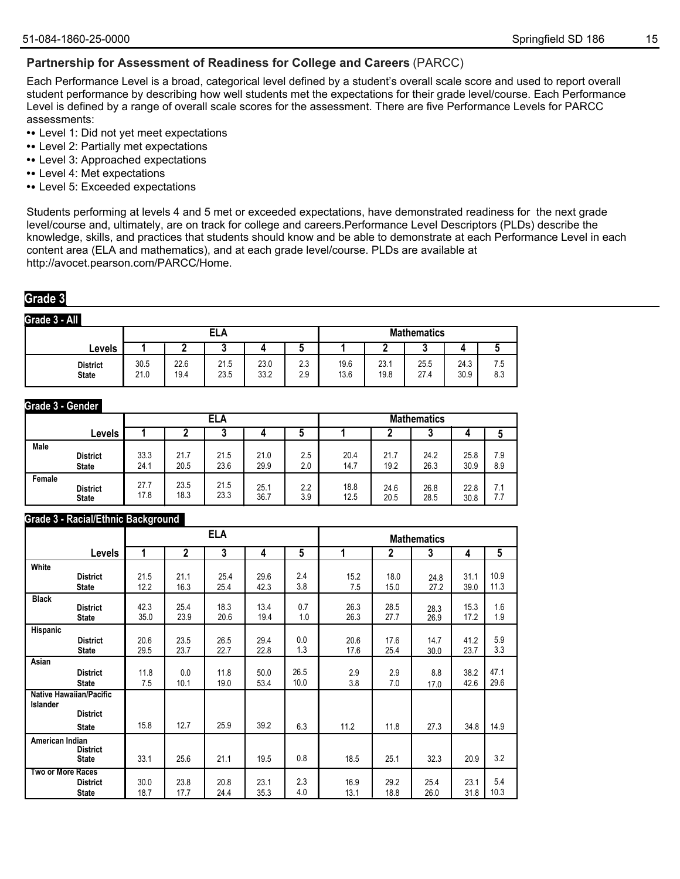## Partnership for Assessment of Readiness for College and Careers (PARCC)

Each Performance Level is a broad, categorical level defined by a student's overall scale score and used to report overall student performance by describing how well students met the expectations for their grade level/course. Each Performance Level is defined by a range of overall scale scores for the assessment. There are five Performance Levels for PARCC assessments:

- • Level 1: Did not yet meet expectations
- • Level 2: Partially met expectations
- • Level 3: Approached expectations
- • Level 4: Met expectations
- • Level 5: Exceeded expectations

Students performing at levels 4 and 5 met or exceeded expectations, have demonstrated readiness for the next grade level/course and, ultimately, are on track for college and careers.Performance Level Descriptors (PLDs) describe the knowledge, skills, and practices that students should know and be able to demonstrate at each Performance Level in each content area (ELA and mathematics), and at each grade level/course. PLDs are available at http://avocet.pearson.com/PARCC/Home.

## Grade 3

### Grade 3 - All

| | ELA | | | | | Mathematics | | | | |
|---|---|---|---|---|---|---|---|---|---|---|
| Levels | 1 | 2 | 3 | 4 | 5 | 1 | 2 | 3 | 4 | 5 |
| District | 30.5 | 22.6 | 21.5 | 23.0 | 2.3 | 19.6 | 23.1 | 25.5 | 24.3 | 7.5 |
| State | 21.0 | 19.4 | 23.5 | 33.2 | 2.9 | 13.6 | 19.8 | 27.4 | 30.9 | 8.3 |

### Grade 3 - Gender

| | | ELA | | | | | Mathematics | | | | |
|---|---|---|---|---|---|---|---|---|---|---|---|
| | Levels | 1 | 2 | 3 | 4 | 5 | 1 | 2 | 3 | 4 | 5 |
| Male | District | 33.3 | 21.7 | 21.5 | 21.0 | 2.5 | 20.4 | 21.7 | 24.2 | 25.8 | 7.9 |
| | State | 24.1 | 20.5 | 23.6 | 29.9 | 2.0 | 14.7 | 19.2 | 26.3 | 30.9 | 8.9 |
| Female | District | 27.7 | 23.5 | 21.5 | 25.1 | 2.2 | 18.8 | 24.6 | 26.8 | 22.8 | 7.1 |
| | State | 17.8 | 18.3 | 23.3 | 36.7 | 3.9 | 12.5 | 20.5 | 28.5 | 30.8 | 7.7 |

### Grade 3 - Racial/Ethnic Background

| | | ELA | | | | | Mathematics | | | | |
|---|---|---|---|---|---|---|---|---|---|---|---|
| | Levels | 1 | 2 | 3 | 4 | 5 | 1 | 2 | 3 | 4 | 5 |
| White | District | 21.5 | 21.1 | 25.4 | 29.6 | 2.4 | 15.2 | 18.0 | 24.8 | 31.1 | 10.9 |
| | State | 12.2 | 16.3 | 25.4 | 42.3 | 3.8 | 7.5 | 15.0 | 27.2 | 39.0 | 11.3 |
| Black | District | 42.3 | 25.4 | 18.3 | 13.4 | 0.7 | 26.3 | 28.5 | 28.3 | 15.3 | 1.6 |
| | State | 35.0 | 23.9 | 20.6 | 19.4 | 1.0 | 26.3 | 27.7 | 26.9 | 17.2 | 1.9 |
| Hispanic | District | 20.6 | 23.5 | 26.5 | 29.4 | 0.0 | 20.6 | 17.6 | 14.7 | 41.2 | 5.9 |
| | State | 29.5 | 23.7 | 22.7 | 22.8 | 1.3 | 17.6 | 25.4 | 30.0 | 23.7 | 3.3 |
| Asian | District | 11.8 | 0.0 | 11.8 | 50.0 | 26.5 | 2.9 | 2.9 | 8.8 | 38.2 | 47.1 |
| | State | 7.5 | 10.1 | 19.0 | 53.4 | 10.0 | 3.8 | 7.0 | 17.0 | 42.6 | 29.6 |
| Native Hawaiian/Pacific Islander | District | | | | | | | | | | |
| | State | 15.8 | 12.7 | 25.9 | 39.2 | 6.3 | 11.2 | 11.8 | 27.3 | 34.8 | 14.9 |
| American Indian | District | | | | | | | | | | |
| | State | 33.1 | 25.6 | 21.1 | 19.5 | 0.8 | 18.5 | 25.1 | 32.3 | 20.9 | 3.2 |
| Two or More Races | District | 30.0 | 23.8 | 20.8 | 23.1 | 2.3 | 16.9 | 29.2 | 25.4 | 23.1 | 5.4 |
| | State | 18.7 | 17.7 | 24.4 | 35.3 | 4.0 | 13.1 | 18.8 | 26.0 | 31.8 | 10.3 |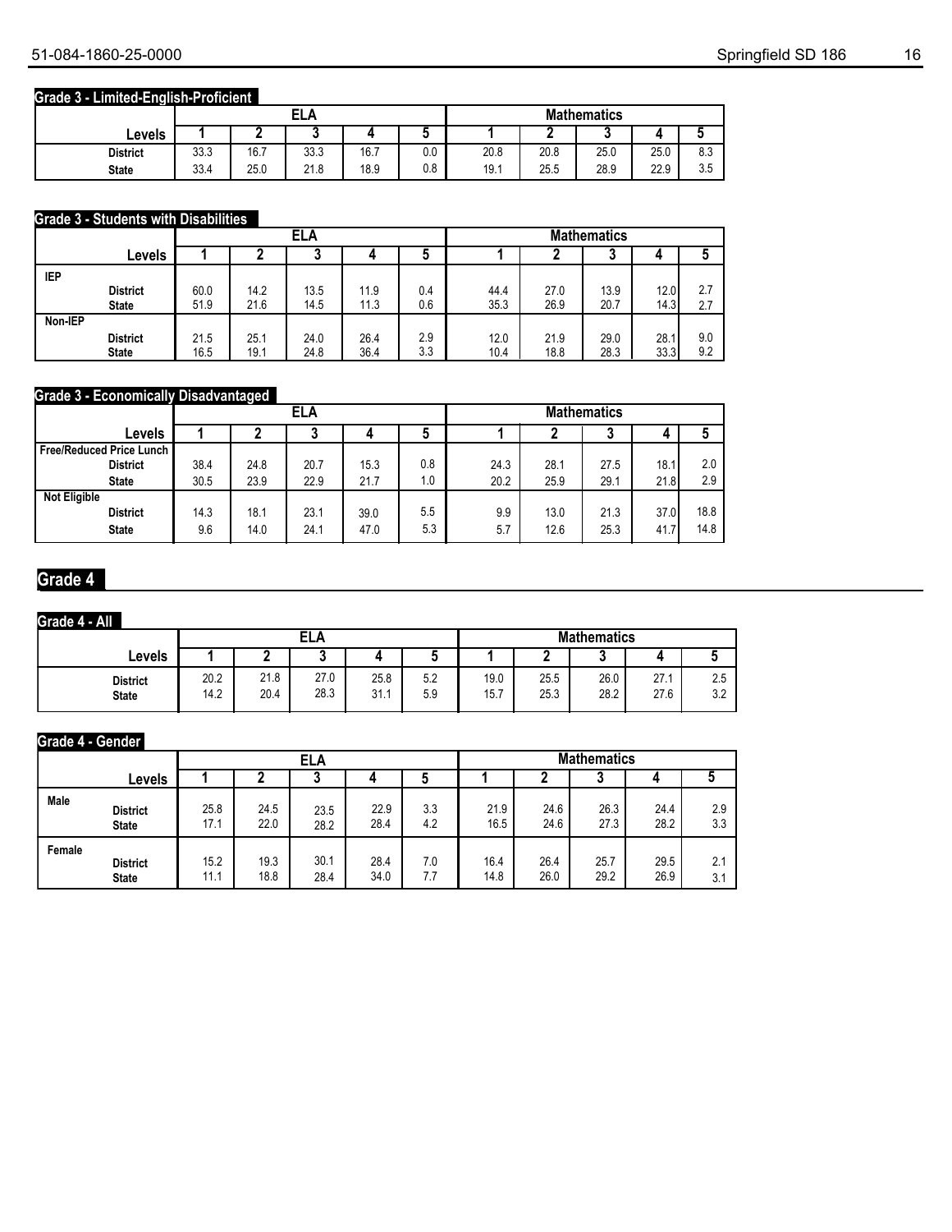## Grade 3 - Limited-English-Proficient

| Levels | ELA | | | | | Mathematics | | | | |
|---|---|---|---|---|---|---|---|---|---|---|
| | 1 | 2 | 3 | 4 | 5 | 1 | 2 | 3 | 4 | 5 |
| District | 33.3 | 16.7 | 33.3 | 16.7 | 0.0 | 20.8 | 20.8 | 25.0 | 25.0 | 8.3 |
| State | 33.4 | 25.0 | 21.8 | 18.9 | 0.8 | 19.1 | 25.5 | 28.9 | 22.9 | 3.5 |

## Grade 3 - Students with Disabilities

| Levels | ELA | | | | | Mathematics | | | | |
|---|---|---|---|---|---|---|---|---|---|---|
| | 1 | 2 | 3 | 4 | 5 | 1 | 2 | 3 | 4 | 5 |
| **IEP** | | | | | | | | | | |
| District | 60.0 | 14.2 | 13.5 | 11.9 | 0.4 | 44.4 | 27.0 | 13.9 | 12.0 | 2.7 |
| State | 51.9 | 21.6 | 14.5 | 11.3 | 0.6 | 35.3 | 26.9 | 20.7 | 14.3 | 2.7 |
| **Non-IEP** | | | | | | | | | | |
| District | 21.5 | 25.1 | 24.0 | 26.4 | 2.9 | 12.0 | 21.9 | 29.0 | 28.1 | 9.0 |
| State | 16.5 | 19.1 | 24.8 | 36.4 | 3.3 | 10.4 | 18.8 | 28.3 | 33.3 | 9.2 |

## Grade 3 - Economically Disadvantaged

| Levels | ELA | | | | | Mathematics | | | | |
|---|---|---|---|---|---|---|---|---|---|---|
| | 1 | 2 | 3 | 4 | 5 | 1 | 2 | 3 | 4 | 5 |
| **Free/Reduced Price Lunch** | | | | | | | | | | |
| District | 38.4 | 24.8 | 20.7 | 15.3 | 0.8 | 24.3 | 28.1 | 27.5 | 18.1 | 2.0 |
| State | 30.5 | 23.9 | 22.9 | 21.7 | 1.0 | 20.2 | 25.9 | 29.1 | 21.8 | 2.9 |
| **Not Eligible** | | | | | | | | | | |
| District | 14.3 | 18.1 | 23.1 | 39.0 | 5.5 | 9.9 | 13.0 | 21.3 | 37.0 | 18.8 |
| State | 9.6 | 14.0 | 24.1 | 47.0 | 5.3 | 5.7 | 12.6 | 25.3 | 41.7 | 14.8 |

# Grade 4

## Grade 4 - All

| Levels | ELA | | | | | Mathematics | | | | |
|---|---|---|---|---|---|---|---|---|---|---|
| | 1 | 2 | 3 | 4 | 5 | 1 | 2 | 3 | 4 | 5 |
| District | 20.2 | 21.8 | 27.0 | 25.8 | 5.2 | 19.0 | 25.5 | 26.0 | 27.1 | 2.5 |
| State | 14.2 | 20.4 | 28.3 | 31.1 | 5.9 | 15.7 | 25.3 | 28.2 | 27.6 | 3.2 |

## Grade 4 - Gender

| Levels | ELA | | | | | Mathematics | | | | |
|---|---|---|---|---|---|---|---|---|---|---|
| | 1 | 2 | 3 | 4 | 5 | 1 | 2 | 3 | 4 | 5 |
| **Male** | | | | | | | | | | |
| District | 25.8 | 24.5 | 23.5 | 22.9 | 3.3 | 21.9 | 24.6 | 26.3 | 24.4 | 2.9 |
| State | 17.1 | 22.0 | 28.2 | 28.4 | 4.2 | 16.5 | 24.6 | 27.3 | 28.2 | 3.3 |
| **Female** | | | | | | | | | | |
| District | 15.2 | 19.3 | 30.1 | 28.4 | 7.0 | 16.4 | 26.4 | 25.7 | 29.5 | 2.1 |
| State | 11.1 | 18.8 | 28.4 | 34.0 | 7.7 | 14.8 | 26.0 | 29.2 | 26.9 | 3.1 |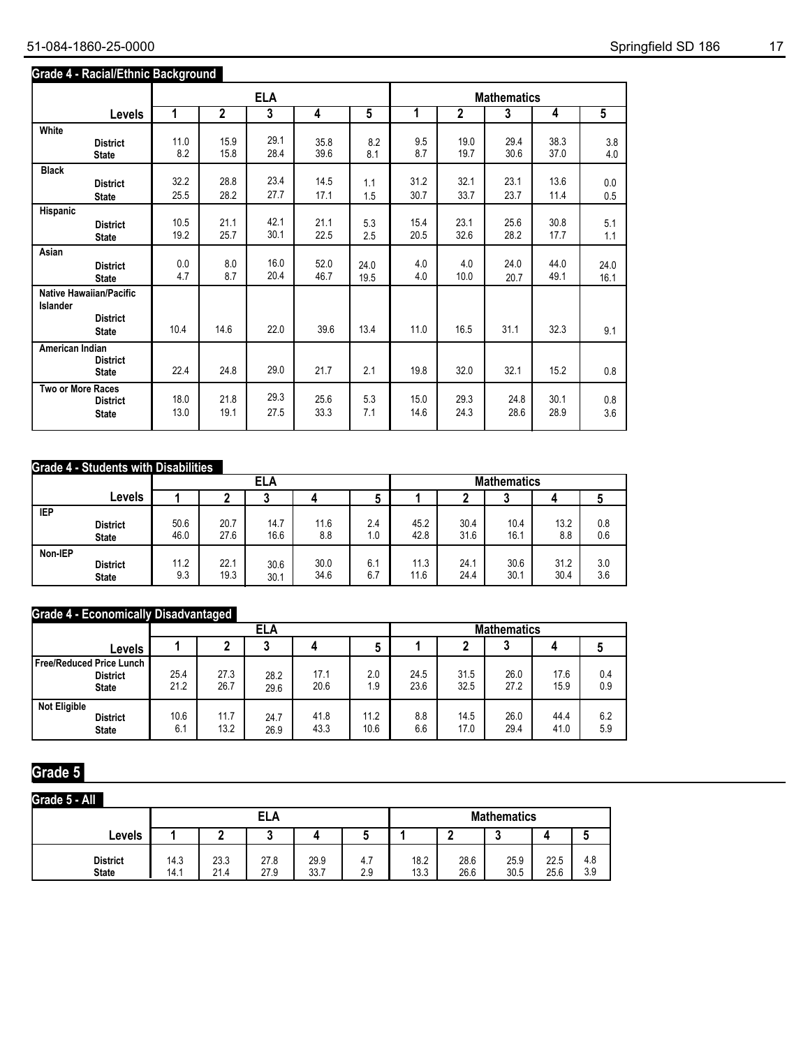## Grade 4 - Racial/Ethnic Background

| Levels | ELA 1 | ELA 2 | ELA 3 | ELA 4 | ELA 5 | Math 1 | Math 2 | Math 3 | Math 4 | Math 5 |
|---|---|---|---|---|---|---|---|---|---|---|
| **White** | | | | | | | | | | |
| District | 11.0 | 15.9 | 29.1 | 35.8 | 8.2 | 9.5 | 19.0 | 29.4 | 38.3 | 3.8 |
| State | 8.2 | 15.8 | 28.4 | 39.6 | 8.1 | 8.7 | 19.7 | 30.6 | 37.0 | 4.0 |
| **Black** | | | | | | | | | | |
| District | 32.2 | 28.8 | 23.4 | 14.5 | 1.1 | 31.2 | 32.1 | 23.1 | 13.6 | 0.0 |
| State | 25.5 | 28.2 | 27.7 | 17.1 | 1.5 | 30.7 | 33.7 | 23.7 | 11.4 | 0.5 |
| **Hispanic** | | | | | | | | | | |
| District | 10.5 | 21.1 | 42.1 | 21.1 | 5.3 | 15.4 | 23.1 | 25.6 | 30.8 | 5.1 |
| State | 19.2 | 25.7 | 30.1 | 22.5 | 2.5 | 20.5 | 32.6 | 28.2 | 17.7 | 1.1 |
| **Asian** | | | | | | | | | | |
| District | 0.0 | 8.0 | 16.0 | 52.0 | 24.0 | 4.0 | 4.0 | 24.0 | 44.0 | 24.0 |
| State | 4.7 | 8.7 | 20.4 | 46.7 | 19.5 | 4.0 | 10.0 | 20.7 | 49.1 | 16.1 |
| **Native Hawaiian/Pacific Islander** | | | | | | | | | | |
| District | | | | | | | | | | |
| State | 10.4 | 14.6 | 22.0 | 39.6 | 13.4 | 11.0 | 16.5 | 31.1 | 32.3 | 9.1 |
| **American Indian** | | | | | | | | | | |
| District | | | | | | | | | | |
| State | 22.4 | 24.8 | 29.0 | 21.7 | 2.1 | 19.8 | 32.0 | 32.1 | 15.2 | 0.8 |
| **Two or More Races** | | | | | | | | | | |
| District | 18.0 | 21.8 | 29.3 | 25.6 | 5.3 | 15.0 | 29.3 | 24.8 | 30.1 | 0.8 |
| State | 13.0 | 19.1 | 27.5 | 33.3 | 7.1 | 14.6 | 24.3 | 28.6 | 28.9 | 3.6 |

## Grade 4 - Students with Disabilities

| Levels | ELA 1 | ELA 2 | ELA 3 | ELA 4 | ELA 5 | Math 1 | Math 2 | Math 3 | Math 4 | Math 5 |
|---|---|---|---|---|---|---|---|---|---|---|
| **IEP** | | | | | | | | | | |
| District | 50.6 | 20.7 | 14.7 | 11.6 | 2.4 | 45.2 | 30.4 | 10.4 | 13.2 | 0.8 |
| State | 46.0 | 27.6 | 16.6 | 8.8 | 1.0 | 42.8 | 31.6 | 16.1 | 8.8 | 0.6 |
| **Non-IEP** | | | | | | | | | | |
| District | 11.2 | 22.1 | 30.6 | 30.0 | 6.1 | 11.3 | 24.1 | 30.6 | 31.2 | 3.0 |
| State | 9.3 | 19.3 | 30.1 | 34.6 | 6.7 | 11.6 | 24.4 | 30.1 | 30.4 | 3.6 |

## Grade 4 - Economically Disadvantaged

| Levels | ELA 1 | ELA 2 | ELA 3 | ELA 4 | ELA 5 | Math 1 | Math 2 | Math 3 | Math 4 | Math 5 |
|---|---|---|---|---|---|---|---|---|---|---|
| **Free/Reduced Price Lunch** | | | | | | | | | | |
| District | 25.4 | 27.3 | 28.2 | 17.1 | 2.0 | 24.5 | 31.5 | 26.0 | 17.6 | 0.4 |
| State | 21.2 | 26.7 | 29.6 | 20.6 | 1.9 | 23.6 | 32.5 | 27.2 | 15.9 | 0.9 |
| **Not Eligible** | | | | | | | | | | |
| District | 10.6 | 11.7 | 24.7 | 41.8 | 11.2 | 8.8 | 14.5 | 26.0 | 44.4 | 6.2 |
| State | 6.1 | 13.2 | 26.9 | 43.3 | 10.6 | 6.6 | 17.0 | 29.4 | 41.0 | 5.9 |

# Grade 5

## Grade 5 - All

| Levels | ELA 1 | ELA 2 | ELA 3 | ELA 4 | ELA 5 | Math 1 | Math 2 | Math 3 | Math 4 | Math 5 |
|---|---|---|---|---|---|---|---|---|---|---|
| District | 14.3 | 23.3 | 27.8 | 29.9 | 4.7 | 18.2 | 28.6 | 25.9 | 22.5 | 4.8 |
| State | 14.1 | 21.4 | 27.9 | 33.7 | 2.9 | 13.3 | 26.6 | 30.5 | 25.6 | 3.9 |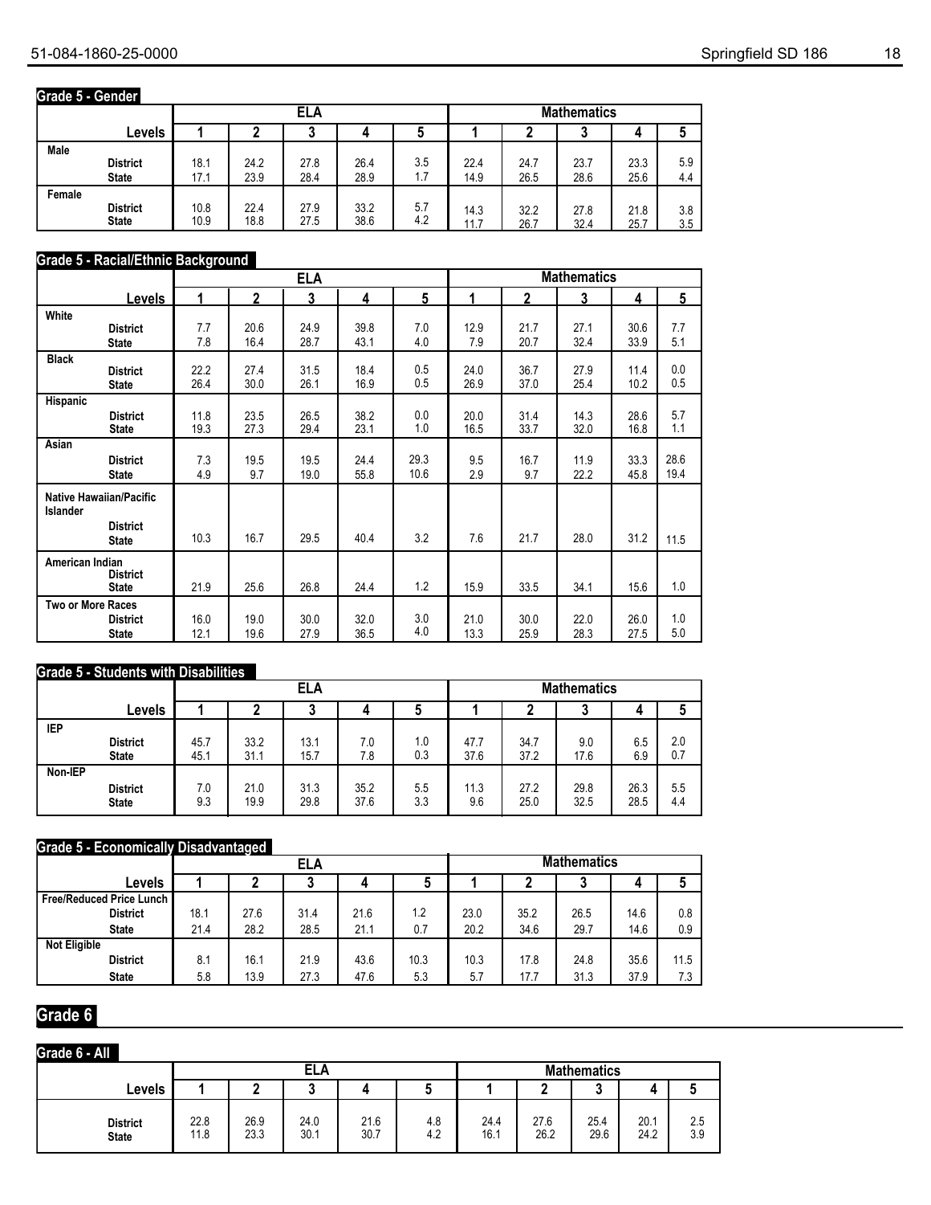### Grade 5 - Gender

| | ELA | | | | | Mathematics | | | | |
|---|---|---|---|---|---|---|---|---|---|---|
| **Levels** | **1** | **2** | **3** | **4** | **5** | **1** | **2** | **3** | **4** | **5** |
| **Male** | | | | | | | | | | |
| District | 18.1 | 24.2 | 27.8 | 26.4 | 3.5 | 22.4 | 24.7 | 23.7 | 23.3 | 5.9 |
| State | 17.1 | 23.9 | 28.4 | 28.9 | 1.7 | 14.9 | 26.5 | 28.6 | 25.6 | 4.4 |
| **Female** | | | | | | | | | | |
| District | 10.8 | 22.4 | 27.9 | 33.2 | 5.7 | 14.3 | 32.2 | 27.8 | 21.8 | 3.8 |
| State | 10.9 | 18.8 | 27.5 | 38.6 | 4.2 | 11.7 | 26.7 | 32.4 | 25.7 | 3.5 |

### Grade 5 - Racial/Ethnic Background

| | ELA | | | | | Mathematics | | | | |
|---|---|---|---|---|---|---|---|---|---|---|
| **Levels** | **1** | **2** | **3** | **4** | **5** | **1** | **2** | **3** | **4** | **5** |
| **White** | | | | | | | | | | |
| District | 7.7 | 20.6 | 24.9 | 39.8 | 7.0 | 12.9 | 21.7 | 27.1 | 30.6 | 7.7 |
| State | 7.8 | 16.4 | 28.7 | 43.1 | 4.0 | 7.9 | 20.7 | 32.4 | 33.9 | 5.1 |
| **Black** | | | | | | | | | | |
| District | 22.2 | 27.4 | 31.5 | 18.4 | 0.5 | 24.0 | 36.7 | 27.9 | 11.4 | 0.0 |
| State | 26.4 | 30.0 | 26.1 | 16.9 | 0.5 | 26.9 | 37.0 | 25.4 | 10.2 | 0.5 |
| **Hispanic** | | | | | | | | | | |
| District | 11.8 | 23.5 | 26.5 | 38.2 | 0.0 | 20.0 | 31.4 | 14.3 | 28.6 | 5.7 |
| State | 19.3 | 27.3 | 29.4 | 23.1 | 1.0 | 16.5 | 33.7 | 32.0 | 16.8 | 1.1 |
| **Asian** | | | | | | | | | | |
| District | 7.3 | 19.5 | 19.5 | 24.4 | 29.3 | 9.5 | 16.7 | 11.9 | 33.3 | 28.6 |
| State | 4.9 | 9.7 | 19.0 | 55.8 | 10.6 | 2.9 | 9.7 | 22.2 | 45.8 | 19.4 |
| **Native Hawaiian/Pacific Islander** | | | | | | | | | | |
| District | | | | | | | | | | |
| State | 10.3 | 16.7 | 29.5 | 40.4 | 3.2 | 7.6 | 21.7 | 28.0 | 31.2 | 11.5 |
| **American Indian** | | | | | | | | | | |
| District | | | | | | | | | | |
| State | 21.9 | 25.6 | 26.8 | 24.4 | 1.2 | 15.9 | 33.5 | 34.1 | 15.6 | 1.0 |
| **Two or More Races** | | | | | | | | | | |
| District | 16.0 | 19.0 | 30.0 | 32.0 | 3.0 | 21.0 | 30.0 | 22.0 | 26.0 | 1.0 |
| State | 12.1 | 19.6 | 27.9 | 36.5 | 4.0 | 13.3 | 25.9 | 28.3 | 27.5 | 5.0 |

### Grade 5 - Students with Disabilities

| | ELA | | | | | Mathematics | | | | |
|---|---|---|---|---|---|---|---|---|---|---|
| **Levels** | **1** | **2** | **3** | **4** | **5** | **1** | **2** | **3** | **4** | **5** |
| **IEP** | | | | | | | | | | |
| District | 45.7 | 33.2 | 13.1 | 7.0 | 1.0 | 47.7 | 34.7 | 9.0 | 6.5 | 2.0 |
| State | 45.1 | 31.1 | 15.7 | 7.8 | 0.3 | 37.6 | 37.2 | 17.6 | 6.9 | 0.7 |
| **Non-IEP** | | | | | | | | | | |
| District | 7.0 | 21.0 | 31.3 | 35.2 | 5.5 | 11.3 | 27.2 | 29.8 | 26.3 | 5.5 |
| State | 9.3 | 19.9 | 29.8 | 37.6 | 3.3 | 9.6 | 25.0 | 32.5 | 28.5 | 4.4 |

### Grade 5 - Economically Disadvantaged

| | ELA | | | | | Mathematics | | | | |
|---|---|---|---|---|---|---|---|---|---|---|
| **Levels** | **1** | **2** | **3** | **4** | **5** | **1** | **2** | **3** | **4** | **5** |
| **Free/Reduced Price Lunch** | | | | | | | | | | |
| District | 18.1 | 27.6 | 31.4 | 21.6 | 1.2 | 23.0 | 35.2 | 26.5 | 14.6 | 0.8 |
| State | 21.4 | 28.2 | 28.5 | 21.1 | 0.7 | 20.2 | 34.6 | 29.7 | 14.6 | 0.9 |
| **Not Eligible** | | | | | | | | | | |
| District | 8.1 | 16.1 | 21.9 | 43.6 | 10.3 | 10.3 | 17.8 | 24.8 | 35.6 | 11.5 |
| State | 5.8 | 13.9 | 27.3 | 47.6 | 5.3 | 5.7 | 17.7 | 31.3 | 37.9 | 7.3 |

## Grade 6

### Grade 6 - All

| | ELA | | | | | Mathematics | | | | |
|---|---|---|---|---|---|---|---|---|---|---|
| **Levels** | **1** | **2** | **3** | **4** | **5** | **1** | **2** | **3** | **4** | **5** |
| District | 22.8 | 26.9 | 24.0 | 21.6 | 4.8 | 24.4 | 27.6 | 25.4 | 20.1 | 2.5 |
| State | 11.8 | 23.3 | 30.1 | 30.7 | 4.2 | 16.1 | 26.2 | 29.6 | 24.2 | 3.9 |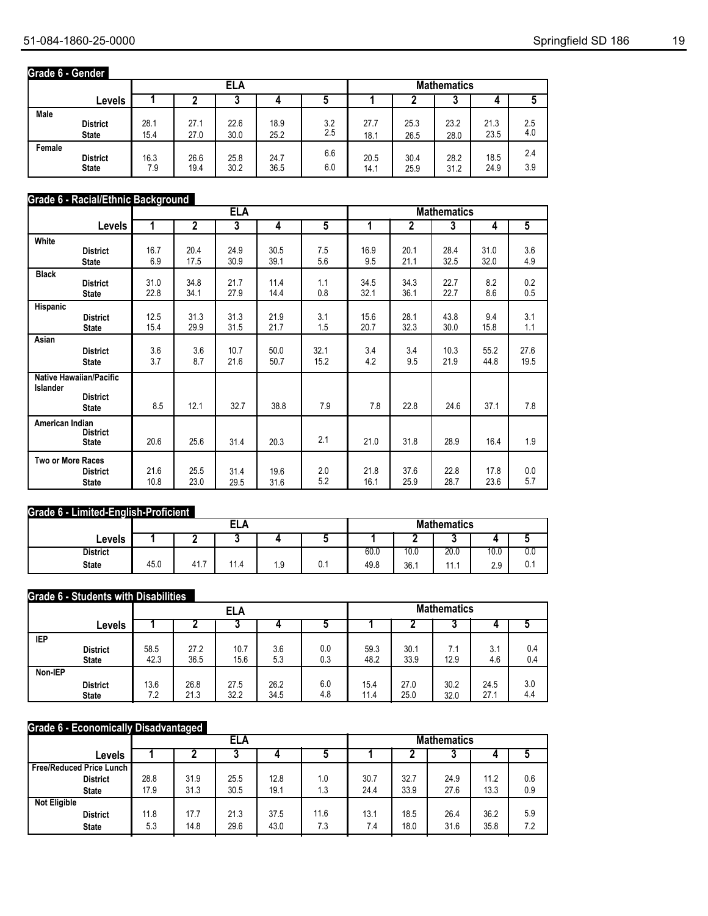## Grade 6 - Gender

| | ELA | | | | | Mathematics | | | | |
|---|---|---|---|---|---|---|---|---|---|---|
| Levels | 1 | 2 | 3 | 4 | 5 | 1 | 2 | 3 | 4 | 5 |
| **Male** | | | | | | | | | | |
| District | 28.1 | 27.1 | 22.6 | 18.9 | 3.2 | 27.7 | 25.3 | 23.2 | 21.3 | 2.5 |
| State | 15.4 | 27.0 | 30.0 | 25.2 | 2.5 | 18.1 | 26.5 | 28.0 | 23.5 | 4.0 |
| **Female** | | | | | | | | | | |
| District | 16.3 | 26.6 | 25.8 | 24.7 | 6.6 | 20.5 | 30.4 | 28.2 | 18.5 | 2.4 |
| State | 7.9 | 19.4 | 30.2 | 36.5 | 6.0 | 14.1 | 25.9 | 31.2 | 24.9 | 3.9 |

## Grade 6 - Racial/Ethnic Background

| | ELA | | | | | Mathematics | | | | |
|---|---|---|---|---|---|---|---|---|---|---|
| Levels | 1 | 2 | 3 | 4 | 5 | 1 | 2 | 3 | 4 | 5 |
| **White** | | | | | | | | | | |
| District | 16.7 | 20.4 | 24.9 | 30.5 | 7.5 | 16.9 | 20.1 | 28.4 | 31.0 | 3.6 |
| State | 6.9 | 17.5 | 30.9 | 39.1 | 5.6 | 9.5 | 21.1 | 32.5 | 32.0 | 4.9 |
| **Black** | | | | | | | | | | |
| District | 31.0 | 34.8 | 21.7 | 11.4 | 1.1 | 34.5 | 34.3 | 22.7 | 8.2 | 0.2 |
| State | 22.8 | 34.1 | 27.9 | 14.4 | 0.8 | 32.1 | 36.1 | 22.7 | 8.6 | 0.5 |
| **Hispanic** | | | | | | | | | | |
| District | 12.5 | 31.3 | 31.3 | 21.9 | 3.1 | 15.6 | 28.1 | 43.8 | 9.4 | 3.1 |
| State | 15.4 | 29.9 | 31.5 | 21.7 | 1.5 | 20.7 | 32.3 | 30.0 | 15.8 | 1.1 |
| **Asian** | | | | | | | | | | |
| District | 3.6 | 3.6 | 10.7 | 50.0 | 32.1 | 3.4 | 3.4 | 10.3 | 55.2 | 27.6 |
| State | 3.7 | 8.7 | 21.6 | 50.7 | 15.2 | 4.2 | 9.5 | 21.9 | 44.8 | 19.5 |
| **Native Hawaiian/Pacific Islander** | | | | | | | | | | |
| District | | | | | | | | | | |
| State | 8.5 | 12.1 | 32.7 | 38.8 | 7.9 | 7.8 | 22.8 | 24.6 | 37.1 | 7.8 |
| **American Indian** | | | | | | | | | | |
| District | | | | | | | | | | |
| State | 20.6 | 25.6 | 31.4 | 20.3 | 2.1 | 21.0 | 31.8 | 28.9 | 16.4 | 1.9 |
| **Two or More Races** | | | | | | | | | | |
| District | 21.6 | 25.5 | 31.4 | 19.6 | 2.0 | 21.8 | 37.6 | 22.8 | 17.8 | 0.0 |
| State | 10.8 | 23.0 | 29.5 | 31.6 | 5.2 | 16.1 | 25.9 | 28.7 | 23.6 | 5.7 |

## Grade 6 - Limited-English-Proficient

| | ELA | | | | | Mathematics | | | | |
|---|---|---|---|---|---|---|---|---|---|---|
| Levels | 1 | 2 | 3 | 4 | 5 | 1 | 2 | 3 | 4 | 5 |
| District | | | | | | 60.0 | 10.0 | 20.0 | 10.0 | 0.0 |
| State | 45.0 | 41.7 | 11.4 | 1.9 | 0.1 | 49.8 | 36.1 | 11.1 | 2.9 | 0.1 |

## Grade 6 - Students with Disabilities

| | ELA | | | | | Mathematics | | | | |
|---|---|---|---|---|---|---|---|---|---|---|
| Levels | 1 | 2 | 3 | 4 | 5 | 1 | 2 | 3 | 4 | 5 |
| **IEP** | | | | | | | | | | |
| District | 58.5 | 27.2 | 10.7 | 3.6 | 0.0 | 59.3 | 30.1 | 7.1 | 3.1 | 0.4 |
| State | 42.3 | 36.5 | 15.6 | 5.3 | 0.3 | 48.2 | 33.9 | 12.9 | 4.6 | 0.4 |
| **Non-IEP** | | | | | | | | | | |
| District | 13.6 | 26.8 | 27.5 | 26.2 | 6.0 | 15.4 | 27.0 | 30.2 | 24.5 | 3.0 |
| State | 7.2 | 21.3 | 32.2 | 34.5 | 4.8 | 11.4 | 25.0 | 32.0 | 27.1 | 4.4 |

## Grade 6 - Economically Disadvantaged

| | ELA | | | | | Mathematics | | | | |
|---|---|---|---|---|---|---|---|---|---|---|
| Levels | 1 | 2 | 3 | 4 | 5 | 1 | 2 | 3 | 4 | 5 |
| **Free/Reduced Price Lunch** | | | | | | | | | | |
| District | 28.8 | 31.9 | 25.5 | 12.8 | 1.0 | 30.7 | 32.7 | 24.9 | 11.2 | 0.6 |
| State | 17.9 | 31.3 | 30.5 | 19.1 | 1.3 | 24.4 | 33.9 | 27.6 | 13.3 | 0.9 |
| **Not Eligible** | | | | | | | | | | |
| District | 11.8 | 17.7 | 21.3 | 37.5 | 11.6 | 13.1 | 18.5 | 26.4 | 36.2 | 5.9 |
| State | 5.3 | 14.8 | 29.6 | 43.0 | 7.3 | 7.4 | 18.0 | 31.6 | 35.8 | 7.2 |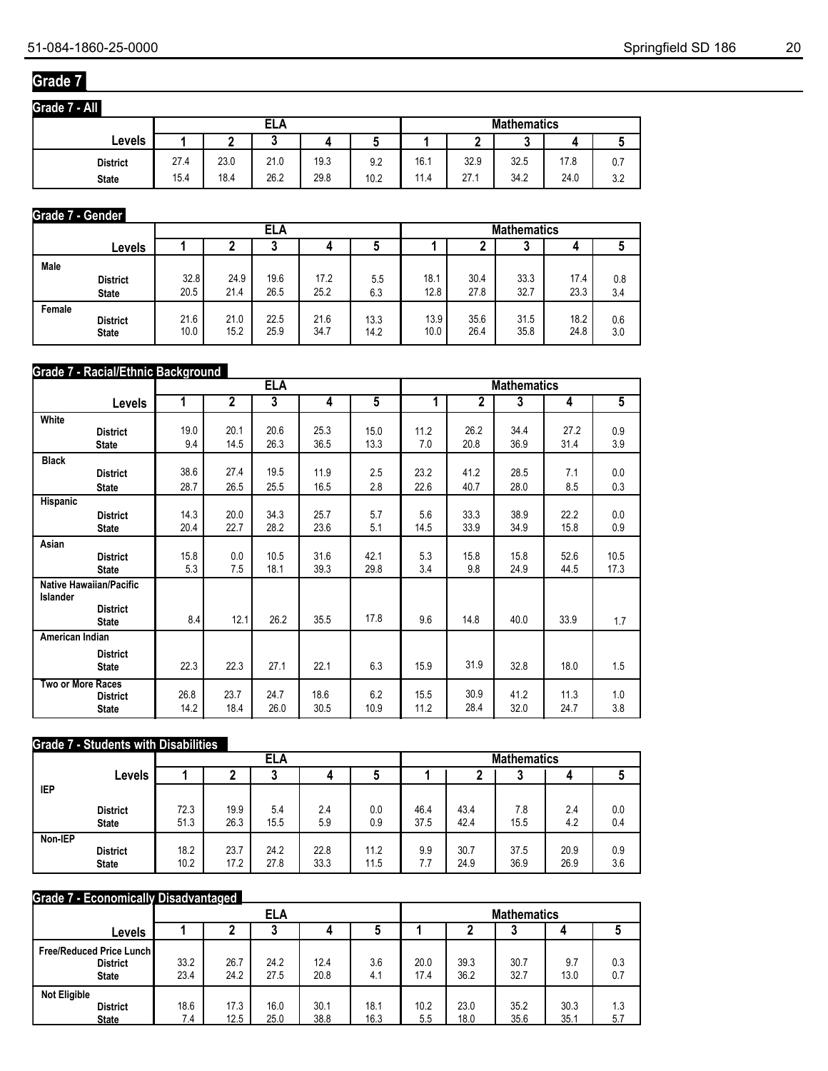# Grade 7

## Grade 7 - All

| | ELA | | | | | Mathematics | | | | |
|---|---|---|---|---|---|---|---|---|---|---|
| Levels | 1 | 2 | 3 | 4 | 5 | 1 | 2 | 3 | 4 | 5 |
| District | 27.4 | 23.0 | 21.0 | 19.3 | 9.2 | 16.1 | 32.9 | 32.5 | 17.8 | 0.7 |
| State | 15.4 | 18.4 | 26.2 | 29.8 | 10.2 | 11.4 | 27.1 | 34.2 | 24.0 | 3.2 |

## Grade 7 - Gender

| | ELA | | | | | Mathematics | | | | |
|---|---|---|---|---|---|---|---|---|---|---|
| Levels | 1 | 2 | 3 | 4 | 5 | 1 | 2 | 3 | 4 | 5 |
| **Male** | | | | | | | | | | |
| District | 32.8 | 24.9 | 19.6 | 17.2 | 5.5 | 18.1 | 30.4 | 33.3 | 17.4 | 0.8 |
| State | 20.5 | 21.4 | 26.5 | 25.2 | 6.3 | 12.8 | 27.8 | 32.7 | 23.3 | 3.4 |
| **Female** | | | | | | | | | | |
| District | 21.6 | 21.0 | 22.5 | 21.6 | 13.3 | 13.9 | 35.6 | 31.5 | 18.2 | 0.6 |
| State | 10.0 | 15.2 | 25.9 | 34.7 | 14.2 | 10.0 | 26.4 | 35.8 | 24.8 | 3.0 |

## Grade 7 - Racial/Ethnic Background

| | ELA | | | | | Mathematics | | | | |
|---|---|---|---|---|---|---|---|---|---|---|
| Levels | 1 | 2 | 3 | 4 | 5 | 1 | 2 | 3 | 4 | 5 |
| **White** | | | | | | | | | | |
| District | 19.0 | 20.1 | 20.6 | 25.3 | 15.0 | 11.2 | 26.2 | 34.4 | 27.2 | 0.9 |
| State | 9.4 | 14.5 | 26.3 | 36.5 | 13.3 | 7.0 | 20.8 | 36.9 | 31.4 | 3.9 |
| **Black** | | | | | | | | | | |
| District | 38.6 | 27.4 | 19.5 | 11.9 | 2.5 | 23.2 | 41.2 | 28.5 | 7.1 | 0.0 |
| State | 28.7 | 26.5 | 25.5 | 16.5 | 2.8 | 22.6 | 40.7 | 28.0 | 8.5 | 0.3 |
| **Hispanic** | | | | | | | | | | |
| District | 14.3 | 20.0 | 34.3 | 25.7 | 5.7 | 5.6 | 33.3 | 38.9 | 22.2 | 0.0 |
| State | 20.4 | 22.7 | 28.2 | 23.6 | 5.1 | 14.5 | 33.9 | 34.9 | 15.8 | 0.9 |
| **Asian** | | | | | | | | | | |
| District | 15.8 | 0.0 | 10.5 | 31.6 | 42.1 | 5.3 | 15.8 | 15.8 | 52.6 | 10.5 |
| State | 5.3 | 7.5 | 18.1 | 39.3 | 29.8 | 3.4 | 9.8 | 24.9 | 44.5 | 17.3 |
| **Native Hawaiian/Pacific Islander** | | | | | | | | | | |
| District | | | | | | | | | | |
| State | 8.4 | 12.1 | 26.2 | 35.5 | 17.8 | 9.6 | 14.8 | 40.0 | 33.9 | 1.7 |
| **American Indian** | | | | | | | | | | |
| District | | | | | | | | | | |
| State | 22.3 | 22.3 | 27.1 | 22.1 | 6.3 | 15.9 | 31.9 | 32.8 | 18.0 | 1.5 |
| **Two or More Races** | | | | | | | | | | |
| District | 26.8 | 23.7 | 24.7 | 18.6 | 6.2 | 15.5 | 30.9 | 41.2 | 11.3 | 1.0 |
| State | 14.2 | 18.4 | 26.0 | 30.5 | 10.9 | 11.2 | 28.4 | 32.0 | 24.7 | 3.8 |

## Grade 7 - Students with Disabilities

| | ELA | | | | | Mathematics | | | | |
|---|---|---|---|---|---|---|---|---|---|---|
| Levels | 1 | 2 | 3 | 4 | 5 | 1 | 2 | 3 | 4 | 5 |
| **IEP** | | | | | | | | | | |
| District | 72.3 | 19.9 | 5.4 | 2.4 | 0.0 | 46.4 | 43.4 | 7.8 | 2.4 | 0.0 |
| State | 51.3 | 26.3 | 15.5 | 5.9 | 0.9 | 37.5 | 42.4 | 15.5 | 4.2 | 0.4 |
| **Non-IEP** | | | | | | | | | | |
| District | 18.2 | 23.7 | 24.2 | 22.8 | 11.2 | 9.9 | 30.7 | 37.5 | 20.9 | 0.9 |
| State | 10.2 | 17.2 | 27.8 | 33.3 | 11.5 | 7.7 | 24.9 | 36.9 | 26.9 | 3.6 |

## Grade 7 - Economically Disadvantaged

| | ELA | | | | | Mathematics | | | | |
|---|---|---|---|---|---|---|---|---|---|---|
| Levels | 1 | 2 | 3 | 4 | 5 | 1 | 2 | 3 | 4 | 5 |
| **Free/Reduced Price Lunch** | | | | | | | | | | |
| District | 33.2 | 26.7 | 24.2 | 12.4 | 3.6 | 20.0 | 39.3 | 30.7 | 9.7 | 0.3 |
| State | 23.4 | 24.2 | 27.5 | 20.8 | 4.1 | 17.4 | 36.2 | 32.7 | 13.0 | 0.7 |
| **Not Eligible** | | | | | | | | | | |
| District | 18.6 | 17.3 | 16.0 | 30.1 | 18.1 | 10.2 | 23.0 | 35.2 | 30.3 | 1.3 |
| State | 7.4 | 12.5 | 25.0 | 38.8 | 16.3 | 5.5 | 18.0 | 35.6 | 35.1 | 5.7 |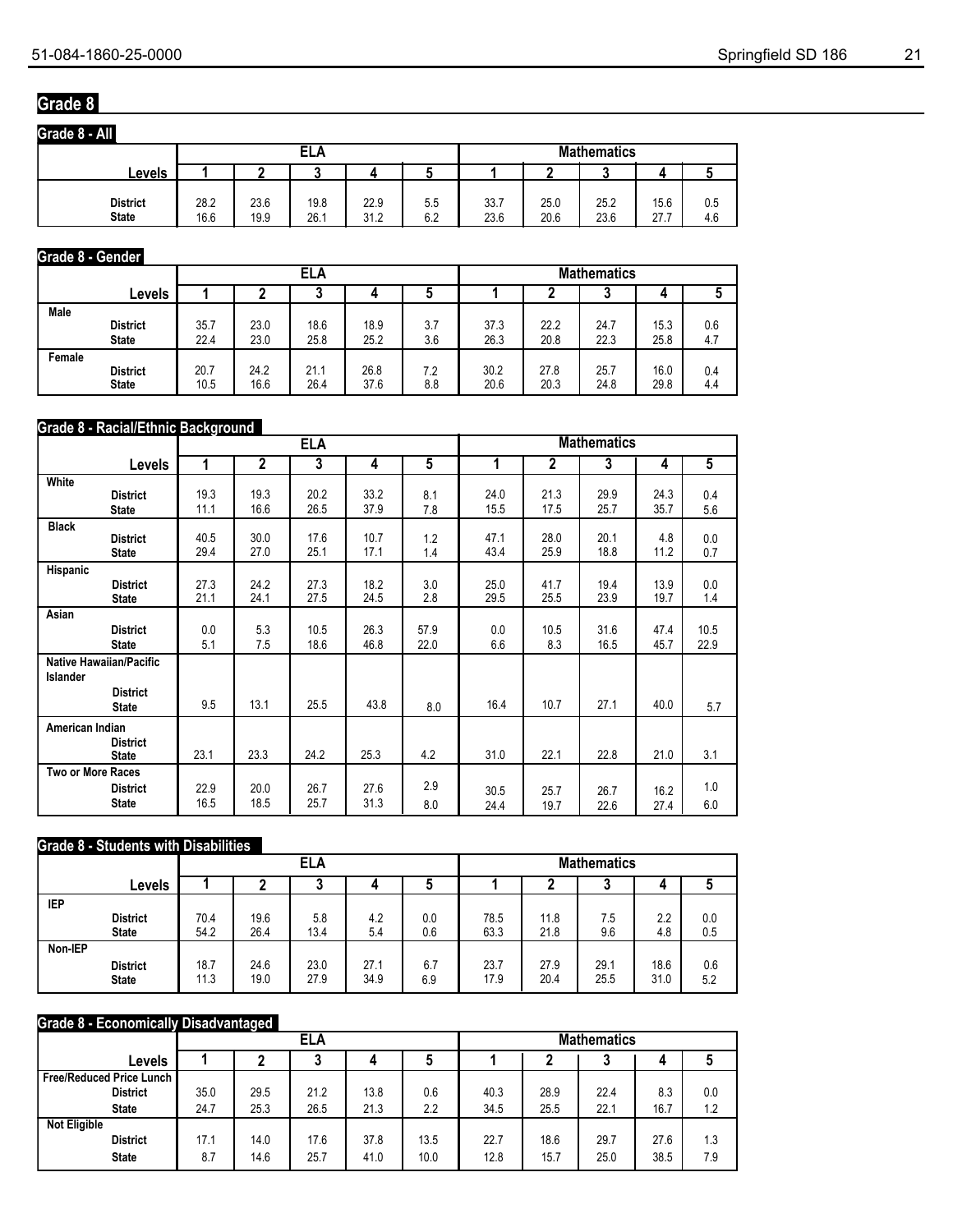## Grade 8

### Grade 8 - All

| Levels | ELA 1 | ELA 2 | ELA 3 | ELA 4 | ELA 5 | Mathematics 1 | Mathematics 2 | Mathematics 3 | Mathematics 4 | Mathematics 5 |
|---|---|---|---|---|---|---|---|---|---|---|
| District | 28.2 | 23.6 | 19.8 | 22.9 | 5.5 | 33.7 | 25.0 | 25.2 | 15.6 | 0.5 |
| State | 16.6 | 19.9 | 26.1 | 31.2 | 6.2 | 23.6 | 20.6 | 23.6 | 27.7 | 4.6 |

### Grade 8 - Gender

| Levels | ELA 1 | ELA 2 | ELA 3 | ELA 4 | ELA 5 | Mathematics 1 | Mathematics 2 | Mathematics 3 | Mathematics 4 | Mathematics 5 |
|---|---|---|---|---|---|---|---|---|---|---|
| **Male** | | | | | | | | | | |
| District | 35.7 | 23.0 | 18.6 | 18.9 | 3.7 | 37.3 | 22.2 | 24.7 | 15.3 | 0.6 |
| State | 22.4 | 23.0 | 25.8 | 25.2 | 3.6 | 26.3 | 20.8 | 22.3 | 25.8 | 4.7 |
| **Female** | | | | | | | | | | |
| District | 20.7 | 24.2 | 21.1 | 26.8 | 7.2 | 30.2 | 27.8 | 25.7 | 16.0 | 0.4 |
| State | 10.5 | 16.6 | 26.4 | 37.6 | 8.8 | 20.6 | 20.3 | 24.8 | 29.8 | 4.4 |

### Grade 8 - Racial/Ethnic Background

| Levels | ELA 1 | ELA 2 | ELA 3 | ELA 4 | ELA 5 | Mathematics 1 | Mathematics 2 | Mathematics 3 | Mathematics 4 | Mathematics 5 |
|---|---|---|---|---|---|---|---|---|---|---|
| **White** | | | | | | | | | | |
| District | 19.3 | 19.3 | 20.2 | 33.2 | 8.1 | 24.0 | 21.3 | 29.9 | 24.3 | 0.4 |
| State | 11.1 | 16.6 | 26.5 | 37.9 | 7.8 | 15.5 | 17.5 | 25.7 | 35.7 | 5.6 |
| **Black** | | | | | | | | | | |
| District | 40.5 | 30.0 | 17.6 | 10.7 | 1.2 | 47.1 | 28.0 | 20.1 | 4.8 | 0.0 |
| State | 29.4 | 27.0 | 25.1 | 17.1 | 1.4 | 43.4 | 25.9 | 18.8 | 11.2 | 0.7 |
| **Hispanic** | | | | | | | | | | |
| District | 27.3 | 24.2 | 27.3 | 18.2 | 3.0 | 25.0 | 41.7 | 19.4 | 13.9 | 0.0 |
| State | 21.1 | 24.1 | 27.5 | 24.5 | 2.8 | 29.5 | 25.5 | 23.9 | 19.7 | 1.4 |
| **Asian** | | | | | | | | | | |
| District | 0.0 | 5.3 | 10.5 | 26.3 | 57.9 | 0.0 | 10.5 | 31.6 | 47.4 | 10.5 |
| State | 5.1 | 7.5 | 18.6 | 46.8 | 22.0 | 6.6 | 8.3 | 16.5 | 45.7 | 22.9 |
| **Native Hawaiian/Pacific Islander** | | | | | | | | | | |
| District | | | | | | | | | | |
| State | 9.5 | 13.1 | 25.5 | 43.8 | 8.0 | 16.4 | 10.7 | 27.1 | 40.0 | 5.7 |
| **American Indian** | | | | | | | | | | |
| District | | | | | | | | | | |
| State | 23.1 | 23.3 | 24.2 | 25.3 | 4.2 | 31.0 | 22.1 | 22.8 | 21.0 | 3.1 |
| **Two or More Races** | | | | | | | | | | |
| District | 22.9 | 20.0 | 26.7 | 27.6 | 2.9 | 30.5 | 25.7 | 26.7 | 16.2 | 1.0 |
| State | 16.5 | 18.5 | 25.7 | 31.3 | 8.0 | 24.4 | 19.7 | 22.6 | 27.4 | 6.0 |

### Grade 8 - Students with Disabilities

| Levels | ELA 1 | ELA 2 | ELA 3 | ELA 4 | ELA 5 | Mathematics 1 | Mathematics 2 | Mathematics 3 | Mathematics 4 | Mathematics 5 |
|---|---|---|---|---|---|---|---|---|---|---|
| **IEP** | | | | | | | | | | |
| District | 70.4 | 19.6 | 5.8 | 4.2 | 0.0 | 78.5 | 11.8 | 7.5 | 2.2 | 0.0 |
| State | 54.2 | 26.4 | 13.4 | 5.4 | 0.6 | 63.3 | 21.8 | 9.6 | 4.8 | 0.5 |
| **Non-IEP** | | | | | | | | | | |
| District | 18.7 | 24.6 | 23.0 | 27.1 | 6.7 | 23.7 | 27.9 | 29.1 | 18.6 | 0.6 |
| State | 11.3 | 19.0 | 27.9 | 34.9 | 6.9 | 17.9 | 20.4 | 25.5 | 31.0 | 5.2 |

### Grade 8 - Economically Disadvantaged

| Levels | ELA 1 | ELA 2 | ELA 3 | ELA 4 | ELA 5 | Mathematics 1 | Mathematics 2 | Mathematics 3 | Mathematics 4 | Mathematics 5 |
|---|---|---|---|---|---|---|---|---|---|---|
| **Free/Reduced Price Lunch** | | | | | | | | | | |
| District | 35.0 | 29.5 | 21.2 | 13.8 | 0.6 | 40.3 | 28.9 | 22.4 | 8.3 | 0.0 |
| State | 24.7 | 25.3 | 26.5 | 21.3 | 2.2 | 34.5 | 25.5 | 22.1 | 16.7 | 1.2 |
| **Not Eligible** | | | | | | | | | | |
| District | 17.1 | 14.0 | 17.6 | 37.8 | 13.5 | 22.7 | 18.6 | 29.7 | 27.6 | 1.3 |
| State | 8.7 | 14.6 | 25.7 | 41.0 | 10.0 | 12.8 | 15.7 | 25.0 | 38.5 | 7.9 |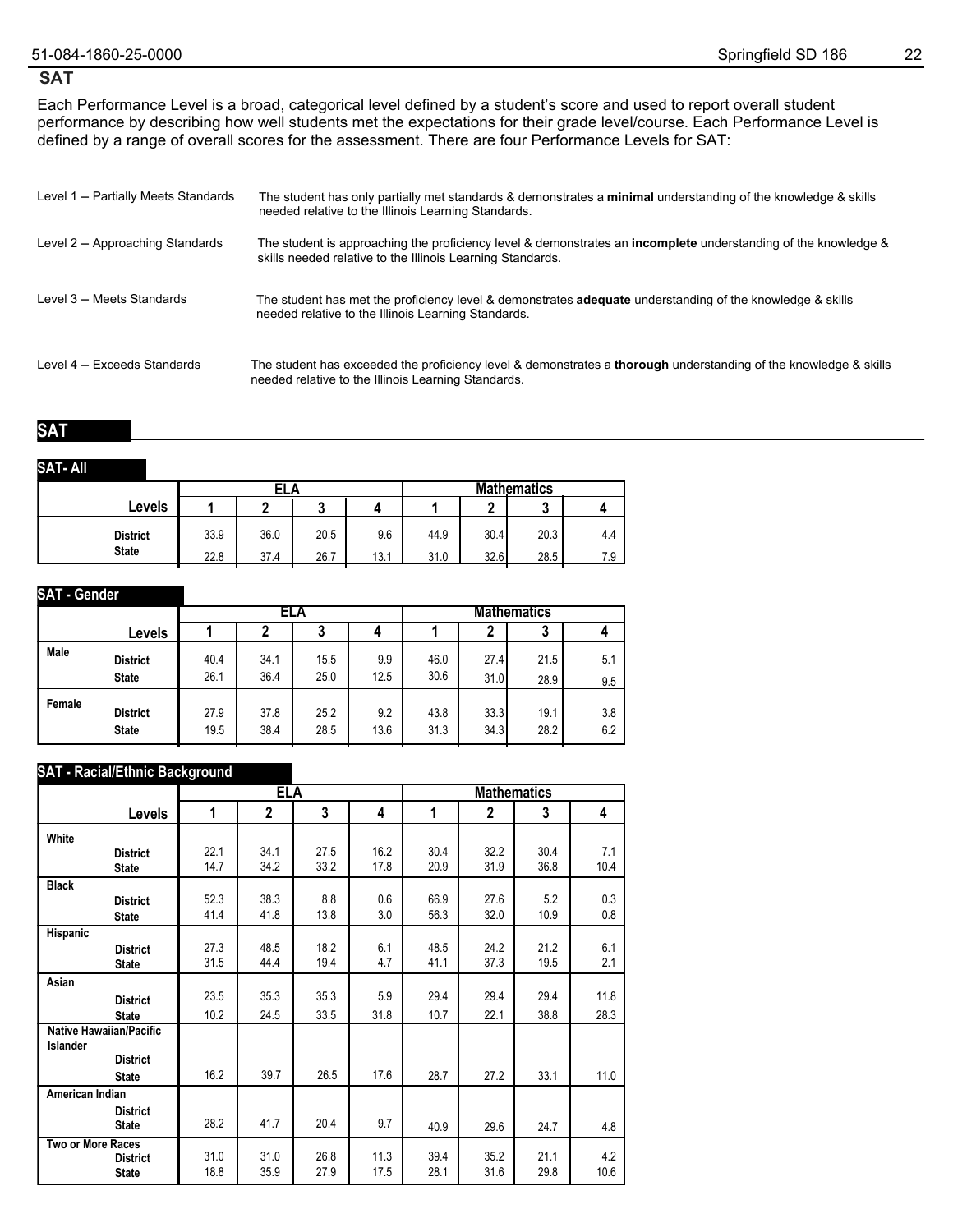## SAT

Each Performance Level is a broad, categorical level defined by a student's score and used to report overall student performance by describing how well students met the expectations for their grade level/course. Each Performance Level is defined by a range of overall scores for the assessment. There are four Performance Levels for SAT:

| | |
|---|---|
| Level 1 -- Partially Meets Standards | The student has only partially met standards & demonstrates a **minimal** understanding of the knowledge & skills needed relative to the Illinois Learning Standards. |
| Level 2 -- Approaching Standards | The student is approaching the proficiency level & demonstrates an **incomplete** understanding of the knowledge & skills needed relative to the Illinois Learning Standards. |
| Level 3 -- Meets Standards | The student has met the proficiency level & demonstrates **adequate** understanding of the knowledge & skills needed relative to the Illinois Learning Standards. |
| Level 4 -- Exceeds Standards | The student has exceeded the proficiency level & demonstrates a **thorough** understanding of the knowledge & skills needed relative to the Illinois Learning Standards. |

## SAT

### SAT- All

| | | ELA | | | | Mathematics | | | |
|---|---|---|---|---|---|---|---|---|---|
| | Levels | 1 | 2 | 3 | 4 | 1 | 2 | 3 | 4 |
| | District | 33.9 | 36.0 | 20.5 | 9.6 | 44.9 | 30.4 | 20.3 | 4.4 |
| | State | 22.8 | 37.4 | 26.7 | 13.1 | 31.0 | 32.6 | 28.5 | 7.9 |

### SAT - Gender

| | | ELA | | | | Mathematics | | | |
|---|---|---|---|---|---|---|---|---|---|
| | Levels | 1 | 2 | 3 | 4 | 1 | 2 | 3 | 4 |
| Male | District | 40.4 | 34.1 | 15.5 | 9.9 | 46.0 | 27.4 | 21.5 | 5.1 |
| | State | 26.1 | 36.4 | 25.0 | 12.5 | 30.6 | 31.0 | 28.9 | 9.5 |
| Female | District | 27.9 | 37.8 | 25.2 | 9.2 | 43.8 | 33.3 | 19.1 | 3.8 |
| | State | 19.5 | 38.4 | 28.5 | 13.6 | 31.3 | 34.3 | 28.2 | 6.2 |

### SAT - Racial/Ethnic Background

| | | ELA | | | | Mathematics | | | |
|---|---|---|---|---|---|---|---|---|---|
| | Levels | 1 | 2 | 3 | 4 | 1 | 2 | 3 | 4 |
| White | District | 22.1 | 34.1 | 27.5 | 16.2 | 30.4 | 32.2 | 30.4 | 7.1 |
| | State | 14.7 | 34.2 | 33.2 | 17.8 | 20.9 | 31.9 | 36.8 | 10.4 |
| Black | District | 52.3 | 38.3 | 8.8 | 0.6 | 66.9 | 27.6 | 5.2 | 0.3 |
| | State | 41.4 | 41.8 | 13.8 | 3.0 | 56.3 | 32.0 | 10.9 | 0.8 |
| Hispanic | District | 27.3 | 48.5 | 18.2 | 6.1 | 48.5 | 24.2 | 21.2 | 6.1 |
| | State | 31.5 | 44.4 | 19.4 | 4.7 | 41.1 | 37.3 | 19.5 | 2.1 |
| Asian | District | 23.5 | 35.3 | 35.3 | 5.9 | 29.4 | 29.4 | 29.4 | 11.8 |
| | State | 10.2 | 24.5 | 33.5 | 31.8 | 10.7 | 22.1 | 38.8 | 28.3 |
| Native Hawaiian/Pacific Islander | District | | | | | | | | |
| | State | 16.2 | 39.7 | 26.5 | 17.6 | 28.7 | 27.2 | 33.1 | 11.0 |
| American Indian | District | | | | | | | | |
| | State | 28.2 | 41.7 | 20.4 | 9.7 | 40.9 | 29.6 | 24.7 | 4.8 |
| Two or More Races | District | 31.0 | 31.0 | 26.8 | 11.3 | 39.4 | 35.2 | 21.1 | 4.2 |
| | State | 18.8 | 35.9 | 27.9 | 17.5 | 28.1 | 31.6 | 29.8 | 10.6 |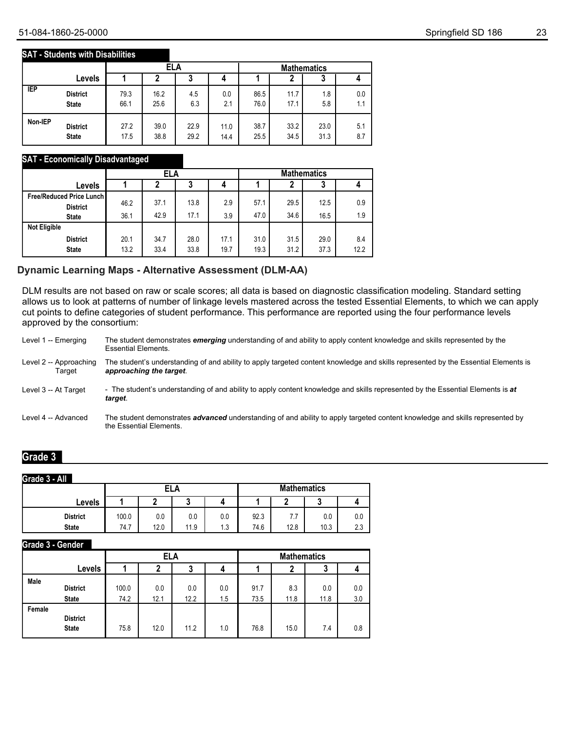### SAT - Students with Disabilities

| | | ELA | | | | Mathematics | | | |
|---|---|---|---|---|---|---|---|---|---|
| | Levels | 1 | 2 | 3 | 4 | 1 | 2 | 3 | 4 |
| IEP | District | 79.3 | 16.2 | 4.5 | 0.0 | 86.5 | 11.7 | 1.8 | 0.0 |
| | State | 66.1 | 25.6 | 6.3 | 2.1 | 76.0 | 17.1 | 5.8 | 1.1 |
| Non-IEP | District | 27.2 | 39.0 | 22.9 | 11.0 | 38.7 | 33.2 | 23.0 | 5.1 |
| | State | 17.5 | 38.8 | 29.2 | 14.4 | 25.5 | 34.5 | 31.3 | 8.7 |

### SAT - Economically Disadvantaged

| | | ELA | | | | Mathematics | | | |
|---|---|---|---|---|---|---|---|---|---|
| | Levels | 1 | 2 | 3 | 4 | 1 | 2 | 3 | 4 |
| Free/Reduced Price Lunch | District | 46.2 | 37.1 | 13.8 | 2.9 | 57.1 | 29.5 | 12.5 | 0.9 |
| | State | 36.1 | 42.9 | 17.1 | 3.9 | 47.0 | 34.6 | 16.5 | 1.9 |
| Not Eligible | District | 20.1 | 34.7 | 28.0 | 17.1 | 31.0 | 31.5 | 29.0 | 8.4 |
| | State | 13.2 | 33.4 | 33.8 | 19.7 | 19.3 | 31.2 | 37.3 | 12.2 |

## Dynamic Learning Maps - Alternative Assessment (DLM-AA)

DLM results are not based on raw or scale scores; all data is based on diagnostic classification modeling. Standard setting allows us to look at patterns of number of linkage levels mastered across the tested Essential Elements, to which we can apply cut points to define categories of student performance. This performance are reported using the four performance levels approved by the consortium:

Level 1 -- Emerging: The student demonstrates ***emerging*** understanding of and ability to apply content knowledge and skills represented by the Essential Elements.

Level 2 -- Approaching Target: The student's understanding of and ability to apply targeted content knowledge and skills represented by the Essential Elements is ***approaching the target***.

Level 3 -- At Target: - The student's understanding of and ability to apply content knowledge and skills represented by the Essential Elements is ***at target***.

Level 4 -- Advanced: The student demonstrates ***advanced*** understanding of and ability to apply targeted content knowledge and skills represented by the Essential Elements.

## Grade 3

### Grade 3 - All

| | ELA | | | | Mathematics | | | |
|---|---|---|---|---|---|---|---|---|
| Levels | 1 | 2 | 3 | 4 | 1 | 2 | 3 | 4 |
| District | 100.0 | 0.0 | 0.0 | 0.0 | 92.3 | 7.7 | 0.0 | 0.0 |
| State | 74.7 | 12.0 | 11.9 | 1.3 | 74.6 | 12.8 | 10.3 | 2.3 |

### Grade 3 - Gender

| | | ELA | | | | Mathematics | | | |
|---|---|---|---|---|---|---|---|---|---|
| | Levels | 1 | 2 | 3 | 4 | 1 | 2 | 3 | 4 |
| Male | District | 100.0 | 0.0 | 0.0 | 0.0 | 91.7 | 8.3 | 0.0 | 0.0 |
| | State | 74.2 | 12.1 | 12.2 | 1.5 | 73.5 | 11.8 | 11.8 | 3.0 |
| Female | District | | | | | | | | |
| | State | 75.8 | 12.0 | 11.2 | 1.0 | 76.8 | 15.0 | 7.4 | 0.8 |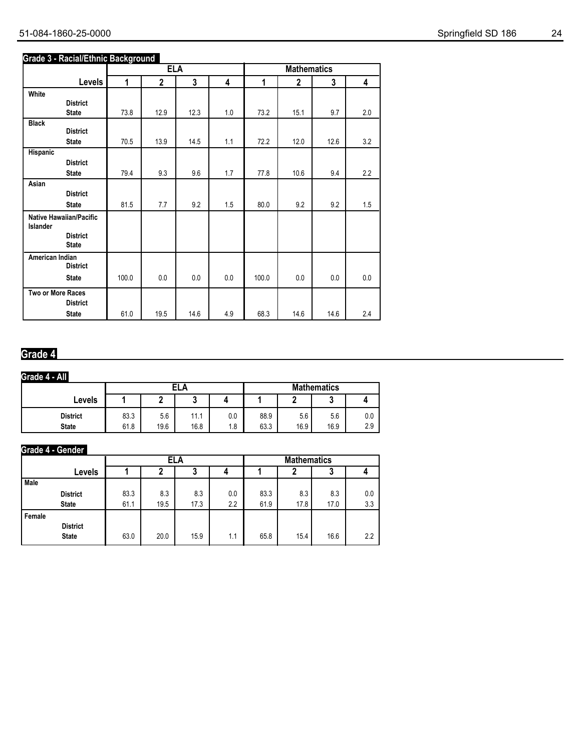### Grade 3 - Racial/Ethnic Background

| Levels | ELA 1 | ELA 2 | ELA 3 | ELA 4 | Mathematics 1 | Mathematics 2 | Mathematics 3 | Mathematics 4 |
|---|---|---|---|---|---|---|---|---|
| **White** | | | | | | | | |
| District | | | | | | | | |
| State | 73.8 | 12.9 | 12.3 | 1.0 | 73.2 | 15.1 | 9.7 | 2.0 |
| **Black** | | | | | | | | |
| District | | | | | | | | |
| State | 70.5 | 13.9 | 14.5 | 1.1 | 72.2 | 12.0 | 12.6 | 3.2 |
| **Hispanic** | | | | | | | | |
| District | | | | | | | | |
| State | 79.4 | 9.3 | 9.6 | 1.7 | 77.8 | 10.6 | 9.4 | 2.2 |
| **Asian** | | | | | | | | |
| District | | | | | | | | |
| State | 81.5 | 7.7 | 9.2 | 1.5 | 80.0 | 9.2 | 9.2 | 1.5 |
| **Native Hawaiian/Pacific Islander** | | | | | | | | |
| District | | | | | | | | |
| State | | | | | | | | |
| **American Indian** | | | | | | | | |
| District | | | | | | | | |
| State | 100.0 | 0.0 | 0.0 | 0.0 | 100.0 | 0.0 | 0.0 | 0.0 |
| **Two or More Races** | | | | | | | | |
| District | | | | | | | | |
| State | 61.0 | 19.5 | 14.6 | 4.9 | 68.3 | 14.6 | 14.6 | 2.4 |

## Grade 4

### Grade 4 - All

| Levels | ELA 1 | ELA 2 | ELA 3 | ELA 4 | Mathematics 1 | Mathematics 2 | Mathematics 3 | Mathematics 4 |
|---|---|---|---|---|---|---|---|---|
| District | 83.3 | 5.6 | 11.1 | 0.0 | 88.9 | 5.6 | 5.6 | 0.0 |
| State | 61.8 | 19.6 | 16.8 | 1.8 | 63.3 | 16.9 | 16.9 | 2.9 |

### Grade 4 - Gender

| Levels | ELA 1 | ELA 2 | ELA 3 | ELA 4 | Mathematics 1 | Mathematics 2 | Mathematics 3 | Mathematics 4 |
|---|---|---|---|---|---|---|---|---|
| **Male** | | | | | | | | |
| District | 83.3 | 8.3 | 8.3 | 0.0 | 83.3 | 8.3 | 8.3 | 0.0 |
| State | 61.1 | 19.5 | 17.3 | 2.2 | 61.9 | 17.8 | 17.0 | 3.3 |
| **Female** | | | | | | | | |
| District | | | | | | | | |
| State | 63.0 | 20.0 | 15.9 | 1.1 | 65.8 | 15.4 | 16.6 | 2.2 |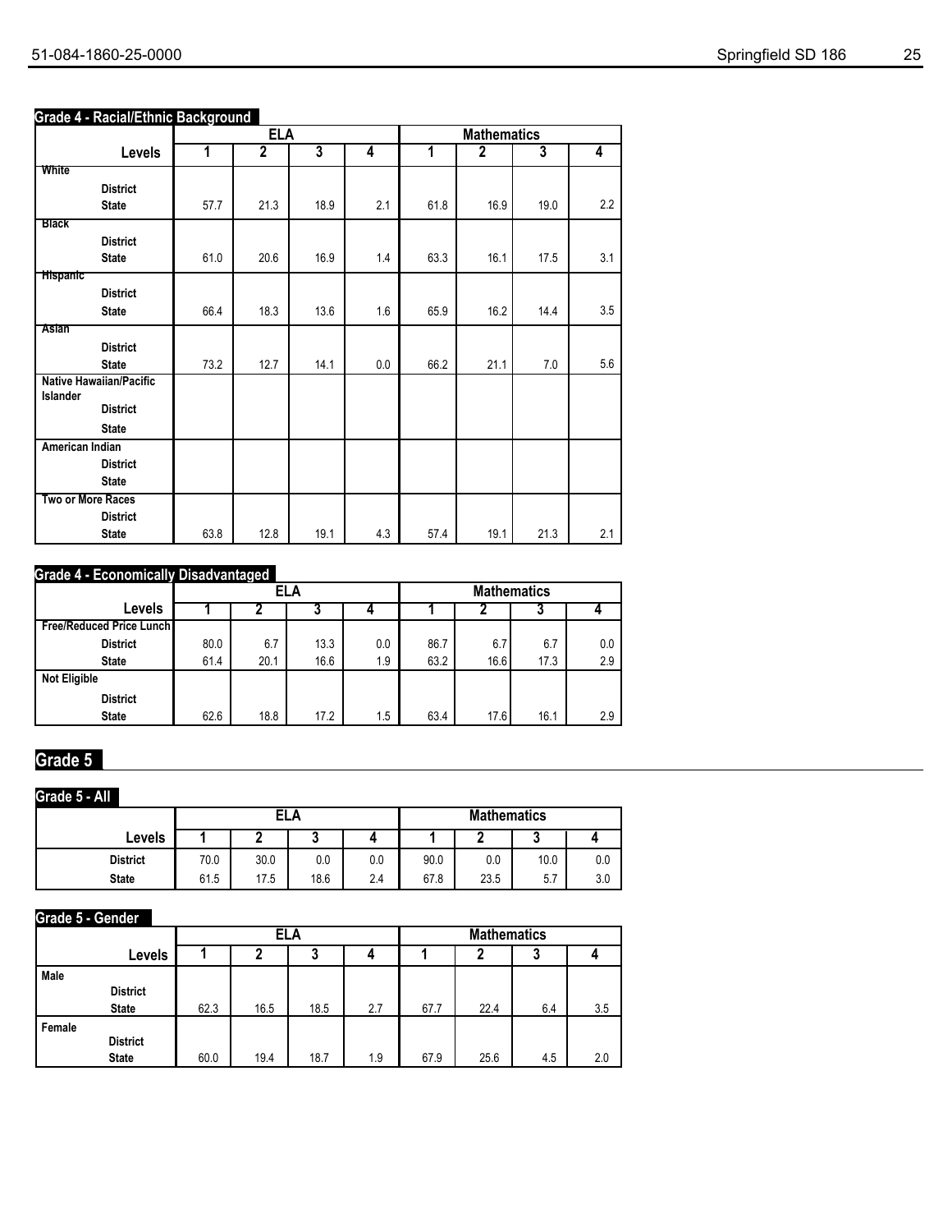### Grade 4 - Racial/Ethnic Background

| Levels | ELA 1 | ELA 2 | ELA 3 | ELA 4 | Mathematics 1 | Mathematics 2 | Mathematics 3 | Mathematics 4 |
|---|---|---|---|---|---|---|---|---|
| **White** | | | | | | | | |
| District | | | | | | | | |
| State | 57.7 | 21.3 | 18.9 | 2.1 | 61.8 | 16.9 | 19.0 | 2.2 |
| **Black** | | | | | | | | |
| District | | | | | | | | |
| State | 61.0 | 20.6 | 16.9 | 1.4 | 63.3 | 16.1 | 17.5 | 3.1 |
| **Hispanic** | | | | | | | | |
| District | | | | | | | | |
| State | 66.4 | 18.3 | 13.6 | 1.6 | 65.9 | 16.2 | 14.4 | 3.5 |
| **Asian** | | | | | | | | |
| District | | | | | | | | |
| State | 73.2 | 12.7 | 14.1 | 0.0 | 66.2 | 21.1 | 7.0 | 5.6 |
| **Native Hawaiian/Pacific Islander** | | | | | | | | |
| District | | | | | | | | |
| State | | | | | | | | |
| **American Indian** | | | | | | | | |
| District | | | | | | | | |
| State | | | | | | | | |
| **Two or More Races** | | | | | | | | |
| District | | | | | | | | |
| State | 63.8 | 12.8 | 19.1 | 4.3 | 57.4 | 19.1 | 21.3 | 2.1 |

### Grade 4 - Economically Disadvantaged

| Levels | ELA 1 | ELA 2 | ELA 3 | ELA 4 | Mathematics 1 | Mathematics 2 | Mathematics 3 | Mathematics 4 |
|---|---|---|---|---|---|---|---|---|
| **Free/Reduced Price Lunch** | | | | | | | | |
| District | 80.0 | 6.7 | 13.3 | 0.0 | 86.7 | 6.7 | 6.7 | 0.0 |
| State | 61.4 | 20.1 | 16.6 | 1.9 | 63.2 | 16.6 | 17.3 | 2.9 |
| **Not Eligible** | | | | | | | | |
| District | | | | | | | | |
| State | 62.6 | 18.8 | 17.2 | 1.5 | 63.4 | 17.6 | 16.1 | 2.9 |

## Grade 5

### Grade 5 - All

| Levels | ELA 1 | ELA 2 | ELA 3 | ELA 4 | Mathematics 1 | Mathematics 2 | Mathematics 3 | Mathematics 4 |
|---|---|---|---|---|---|---|---|---|
| District | 70.0 | 30.0 | 0.0 | 0.0 | 90.0 | 0.0 | 10.0 | 0.0 |
| State | 61.5 | 17.5 | 18.6 | 2.4 | 67.8 | 23.5 | 5.7 | 3.0 |

### Grade 5 - Gender

| Levels | ELA 1 | ELA 2 | ELA 3 | ELA 4 | Mathematics 1 | Mathematics 2 | Mathematics 3 | Mathematics 4 |
|---|---|---|---|---|---|---|---|---|
| **Male** | | | | | | | | |
| District | | | | | | | | |
| State | 62.3 | 16.5 | 18.5 | 2.7 | 67.7 | 22.4 | 6.4 | 3.5 |
| **Female** | | | | | | | | |
| District | | | | | | | | |
| State | 60.0 | 19.4 | 18.7 | 1.9 | 67.9 | 25.6 | 4.5 | 2.0 |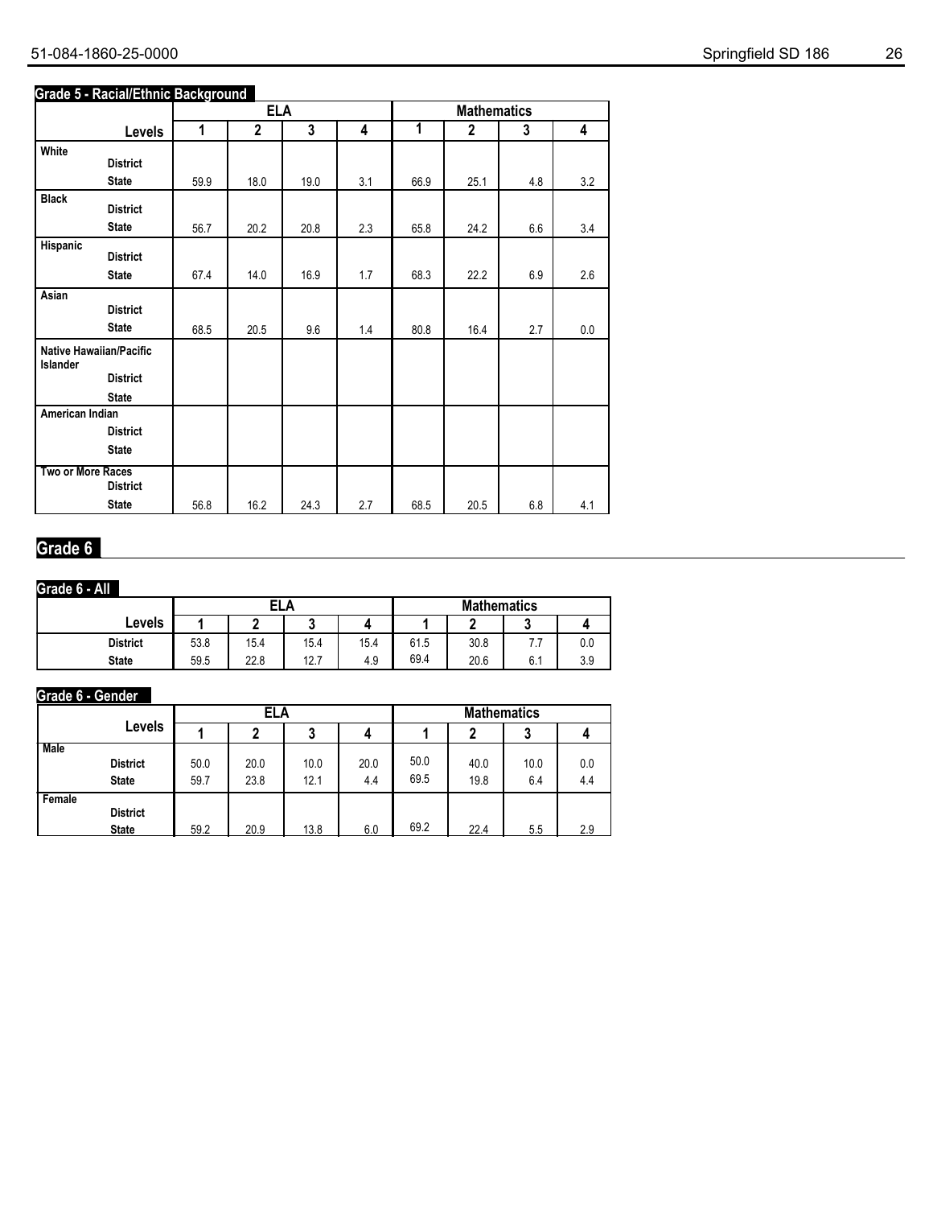### Grade 5 - Racial/Ethnic Background

| Levels | ELA 1 | ELA 2 | ELA 3 | ELA 4 | Mathematics 1 | Mathematics 2 | Mathematics 3 | Mathematics 4 |
|---|---|---|---|---|---|---|---|---|
| **White** | | | | | | | | |
| District | | | | | | | | |
| State | 59.9 | 18.0 | 19.0 | 3.1 | 66.9 | 25.1 | 4.8 | 3.2 |
| **Black** | | | | | | | | |
| District | | | | | | | | |
| State | 56.7 | 20.2 | 20.8 | 2.3 | 65.8 | 24.2 | 6.6 | 3.4 |
| **Hispanic** | | | | | | | | |
| District | | | | | | | | |
| State | 67.4 | 14.0 | 16.9 | 1.7 | 68.3 | 22.2 | 6.9 | 2.6 |
| **Asian** | | | | | | | | |
| District | | | | | | | | |
| State | 68.5 | 20.5 | 9.6 | 1.4 | 80.8 | 16.4 | 2.7 | 0.0 |
| **Native Hawaiian/Pacific Islander** | | | | | | | | |
| District | | | | | | | | |
| State | | | | | | | | |
| **American Indian** | | | | | | | | |
| District | | | | | | | | |
| State | | | | | | | | |
| **Two or More Races** | | | | | | | | |
| District | | | | | | | | |
| State | 56.8 | 16.2 | 24.3 | 2.7 | 68.5 | 20.5 | 6.8 | 4.1 |

## Grade 6

### Grade 6 - All

| Levels | ELA 1 | ELA 2 | ELA 3 | ELA 4 | Mathematics 1 | Mathematics 2 | Mathematics 3 | Mathematics 4 |
|---|---|---|---|---|---|---|---|---|
| District | 53.8 | 15.4 | 15.4 | 15.4 | 61.5 | 30.8 | 7.7 | 0.0 |
| State | 59.5 | 22.8 | 12.7 | 4.9 | 69.4 | 20.6 | 6.1 | 3.9 |

### Grade 6 - Gender

| Levels | ELA 1 | ELA 2 | ELA 3 | ELA 4 | Mathematics 1 | Mathematics 2 | Mathematics 3 | Mathematics 4 |
|---|---|---|---|---|---|---|---|---|
| **Male** | | | | | | | | |
| District | 50.0 | 20.0 | 10.0 | 20.0 | 50.0 | 40.0 | 10.0 | 0.0 |
| State | 59.7 | 23.8 | 12.1 | 4.4 | 69.5 | 19.8 | 6.4 | 4.4 |
| **Female** | | | | | | | | |
| District | | | | | | | | |
| State | 59.2 | 20.9 | 13.8 | 6.0 | 69.2 | 22.4 | 5.5 | 2.9 |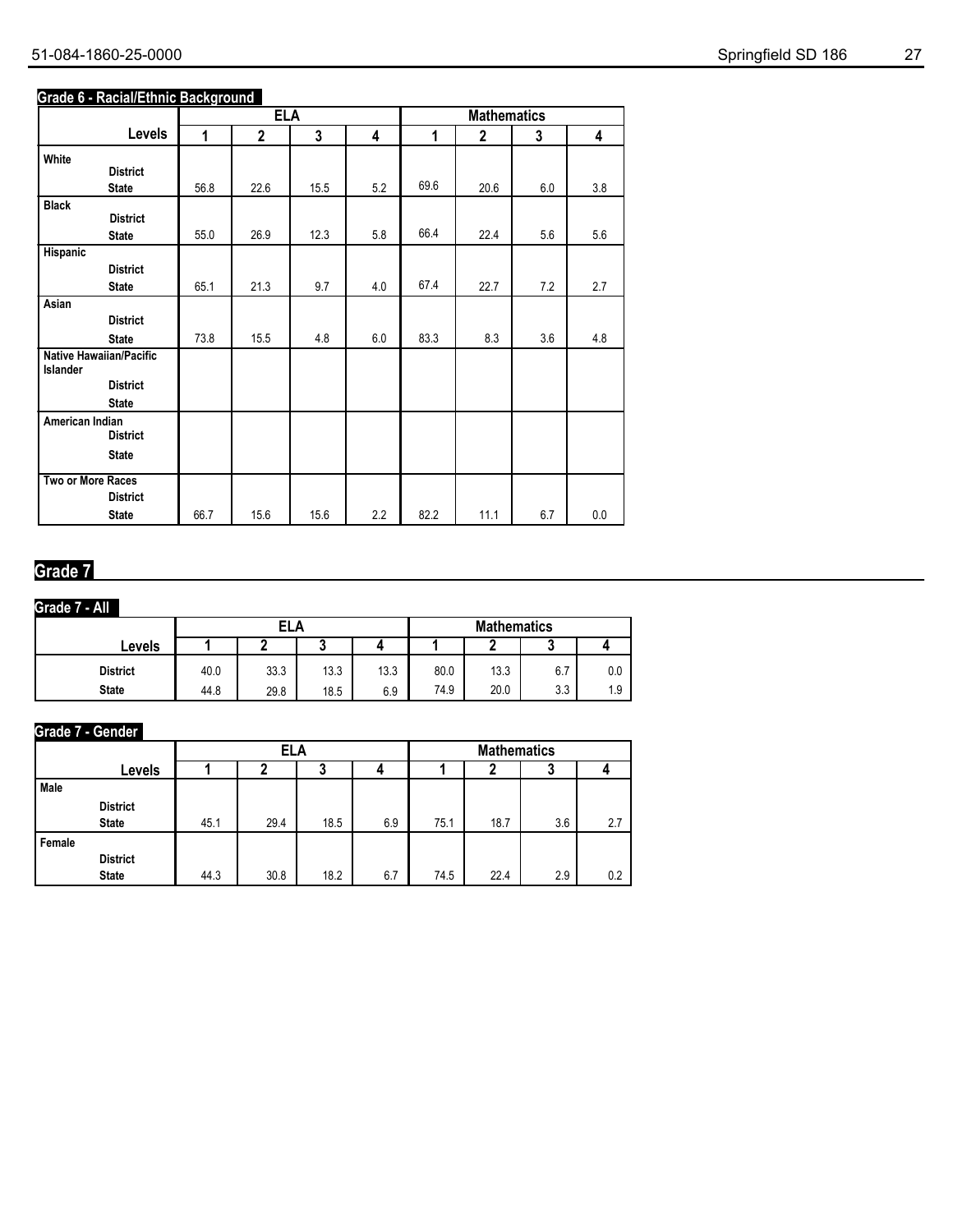## Grade 6 - Racial/Ethnic Background

| Levels | ELA 1 | ELA 2 | ELA 3 | ELA 4 | Mathematics 1 | Mathematics 2 | Mathematics 3 | Mathematics 4 |
|---|---|---|---|---|---|---|---|---|
| **White** | | | | | | | | |
| District | | | | | | | | |
| State | 56.8 | 22.6 | 15.5 | 5.2 | 69.6 | 20.6 | 6.0 | 3.8 |
| **Black** | | | | | | | | |
| District | | | | | | | | |
| State | 55.0 | 26.9 | 12.3 | 5.8 | 66.4 | 22.4 | 5.6 | 5.6 |
| **Hispanic** | | | | | | | | |
| District | | | | | | | | |
| State | 65.1 | 21.3 | 9.7 | 4.0 | 67.4 | 22.7 | 7.2 | 2.7 |
| **Asian** | | | | | | | | |
| District | | | | | | | | |
| State | 73.8 | 15.5 | 4.8 | 6.0 | 83.3 | 8.3 | 3.6 | 4.8 |
| **Native Hawaiian/Pacific Islander** | | | | | | | | |
| District | | | | | | | | |
| State | | | | | | | | |
| **American Indian** | | | | | | | | |
| District | | | | | | | | |
| State | | | | | | | | |
| **Two or More Races** | | | | | | | | |
| District | | | | | | | | |
| State | 66.7 | 15.6 | 15.6 | 2.2 | 82.2 | 11.1 | 6.7 | 0.0 |

# Grade 7

## Grade 7 - All

| Levels | ELA 1 | ELA 2 | ELA 3 | ELA 4 | Mathematics 1 | Mathematics 2 | Mathematics 3 | Mathematics 4 |
|---|---|---|---|---|---|---|---|---|
| District | 40.0 | 33.3 | 13.3 | 13.3 | 80.0 | 13.3 | 6.7 | 0.0 |
| State | 44.8 | 29.8 | 18.5 | 6.9 | 74.9 | 20.0 | 3.3 | 1.9 |

## Grade 7 - Gender

| Levels | ELA 1 | ELA 2 | ELA 3 | ELA 4 | Mathematics 1 | Mathematics 2 | Mathematics 3 | Mathematics 4 |
|---|---|---|---|---|---|---|---|---|
| **Male** | | | | | | | | |
| District | | | | | | | | |
| State | 45.1 | 29.4 | 18.5 | 6.9 | 75.1 | 18.7 | 3.6 | 2.7 |
| **Female** | | | | | | | | |
| District | | | | | | | | |
| State | 44.3 | 30.8 | 18.2 | 6.7 | 74.5 | 22.4 | 2.9 | 0.2 |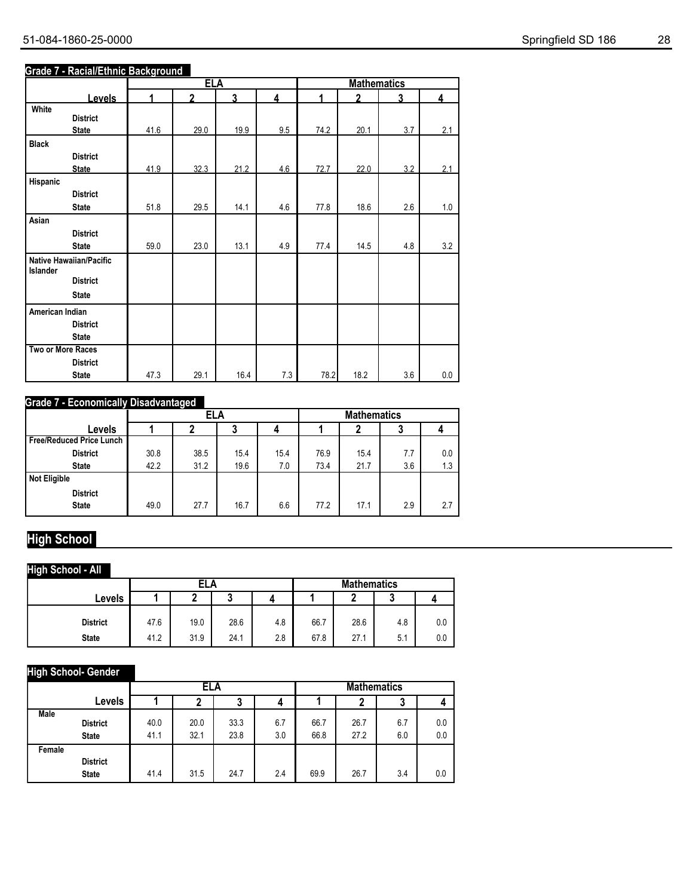### Grade 7 - Racial/Ethnic Background

| | ELA | | | | Mathematics | | | |
|---|---|---|---|---|---|---|---|---|
| Levels | 1 | 2 | 3 | 4 | 1 | 2 | 3 | 4 |
| **White** | | | | | | | | |
| District | | | | | | | | |
| State | 41.6 | 29.0 | 19.9 | 9.5 | 74.2 | 20.1 | 3.7 | 2.1 |
| **Black** | | | | | | | | |
| District | | | | | | | | |
| State | 41.9 | 32.3 | 21.2 | 4.6 | 72.7 | 22.0 | 3.2 | 2.1 |
| **Hispanic** | | | | | | | | |
| District | | | | | | | | |
| State | 51.8 | 29.5 | 14.1 | 4.6 | 77.8 | 18.6 | 2.6 | 1.0 |
| **Asian** | | | | | | | | |
| District | | | | | | | | |
| State | 59.0 | 23.0 | 13.1 | 4.9 | 77.4 | 14.5 | 4.8 | 3.2 |
| **Native Hawaiian/Pacific Islander** | | | | | | | | |
| District | | | | | | | | |
| State | | | | | | | | |
| **American Indian** | | | | | | | | |
| District | | | | | | | | |
| State | | | | | | | | |
| **Two or More Races** | | | | | | | | |
| District | | | | | | | | |
| State | 47.3 | 29.1 | 16.4 | 7.3 | 78.2 | 18.2 | 3.6 | 0.0 |

### Grade 7 - Economically Disadvantaged

| | ELA | | | | Mathematics | | | |
|---|---|---|---|---|---|---|---|---|
| Levels | 1 | 2 | 3 | 4 | 1 | 2 | 3 | 4 |
| **Free/Reduced Price Lunch** | | | | | | | | |
| District | 30.8 | 38.5 | 15.4 | 15.4 | 76.9 | 15.4 | 7.7 | 0.0 |
| State | 42.2 | 31.2 | 19.6 | 7.0 | 73.4 | 21.7 | 3.6 | 1.3 |
| **Not Eligible** | | | | | | | | |
| District | | | | | | | | |
| State | 49.0 | 27.7 | 16.7 | 6.6 | 77.2 | 17.1 | 2.9 | 2.7 |

## High School

### High School - All

| | ELA | | | | Mathematics | | | |
|---|---|---|---|---|---|---|---|---|
| Levels | 1 | 2 | 3 | 4 | 1 | 2 | 3 | 4 |
| District | 47.6 | 19.0 | 28.6 | 4.8 | 66.7 | 28.6 | 4.8 | 0.0 |
| State | 41.2 | 31.9 | 24.1 | 2.8 | 67.8 | 27.1 | 5.1 | 0.0 |

### High School- Gender

| | ELA | | | | Mathematics | | | |
|---|---|---|---|---|---|---|---|---|
| Levels | 1 | 2 | 3 | 4 | 1 | 2 | 3 | 4 |
| **Male** | | | | | | | | |
| District | 40.0 | 20.0 | 33.3 | 6.7 | 66.7 | 26.7 | 6.7 | 0.0 |
| State | 41.1 | 32.1 | 23.8 | 3.0 | 66.8 | 27.2 | 6.0 | 0.0 |
| **Female** | | | | | | | | |
| District | | | | | | | | |
| State | 41.4 | 31.5 | 24.7 | 2.4 | 69.9 | 26.7 | 3.4 | 0.0 |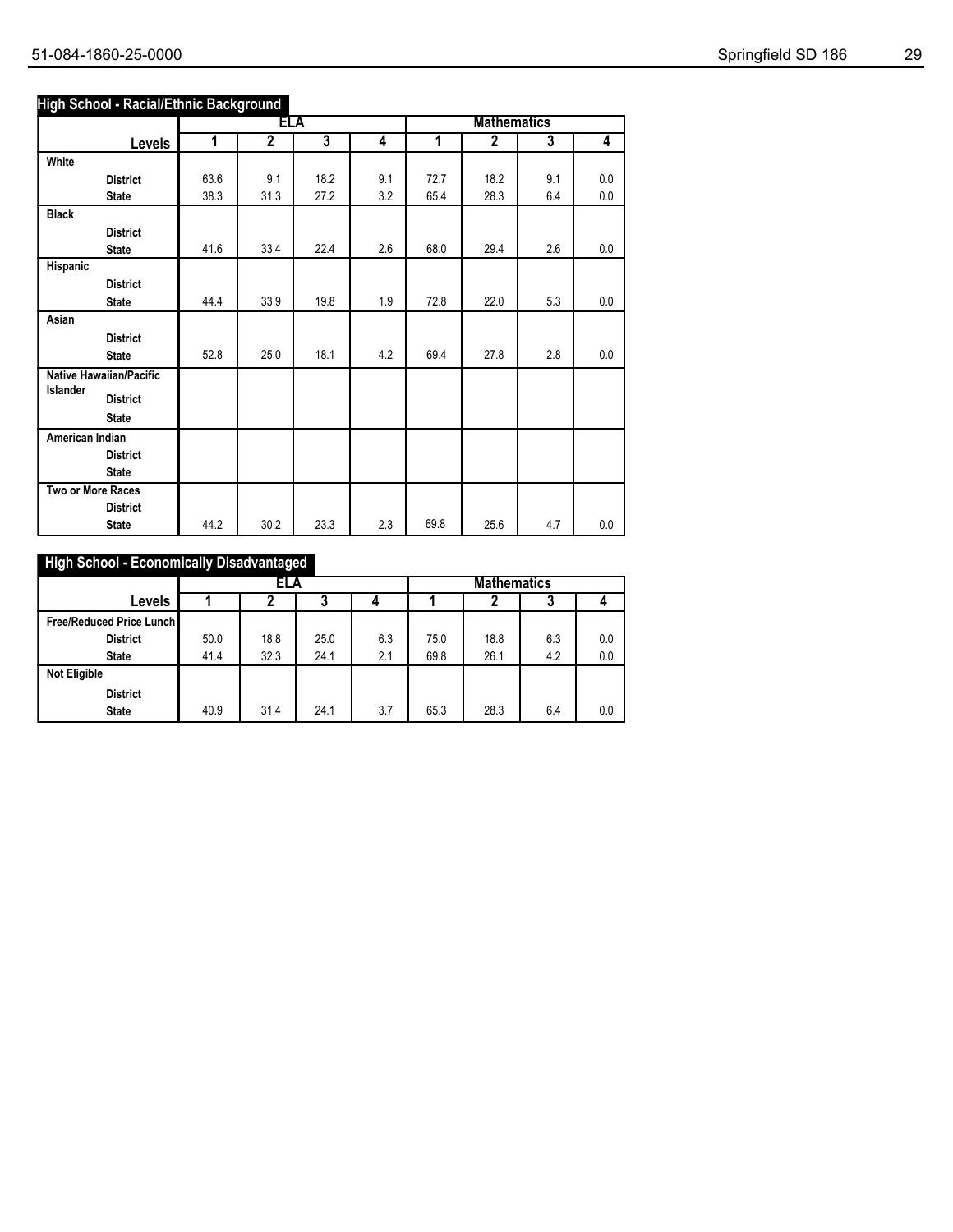## High School - Racial/Ethnic Background

| Levels | ELA 1 | ELA 2 | ELA 3 | ELA 4 | Mathematics 1 | Mathematics 2 | Mathematics 3 | Mathematics 4 |
|---|---|---|---|---|---|---|---|---|
| **White** | | | | | | | | |
| District | 63.6 | 9.1 | 18.2 | 9.1 | 72.7 | 18.2 | 9.1 | 0.0 |
| State | 38.3 | 31.3 | 27.2 | 3.2 | 65.4 | 28.3 | 6.4 | 0.0 |
| **Black** | | | | | | | | |
| District | | | | | | | | |
| State | 41.6 | 33.4 | 22.4 | 2.6 | 68.0 | 29.4 | 2.6 | 0.0 |
| **Hispanic** | | | | | | | | |
| District | | | | | | | | |
| State | 44.4 | 33.9 | 19.8 | 1.9 | 72.8 | 22.0 | 5.3 | 0.0 |
| **Asian** | | | | | | | | |
| District | | | | | | | | |
| State | 52.8 | 25.0 | 18.1 | 4.2 | 69.4 | 27.8 | 2.8 | 0.0 |
| **Native Hawaiian/Pacific Islander** | | | | | | | | |
| District | | | | | | | | |
| State | | | | | | | | |
| **American Indian** | | | | | | | | |
| District | | | | | | | | |
| State | | | | | | | | |
| **Two or More Races** | | | | | | | | |
| District | | | | | | | | |
| State | 44.2 | 30.2 | 23.3 | 2.3 | 69.8 | 25.6 | 4.7 | 0.0 |

## High School - Economically Disadvantaged

| Levels | ELA 1 | ELA 2 | ELA 3 | ELA 4 | Mathematics 1 | Mathematics 2 | Mathematics 3 | Mathematics 4 |
|---|---|---|---|---|---|---|---|---|
| **Free/Reduced Price Lunch** | | | | | | | | |
| District | 50.0 | 18.8 | 25.0 | 6.3 | 75.0 | 18.8 | 6.3 | 0.0 |
| State | 41.4 | 32.3 | 24.1 | 2.1 | 69.8 | 26.1 | 4.2 | 0.0 |
| **Not Eligible** | | | | | | | | |
| District | | | | | | | | |
| State | 40.9 | 31.4 | 24.1 | 3.7 | 65.3 | 28.3 | 6.4 | 0.0 |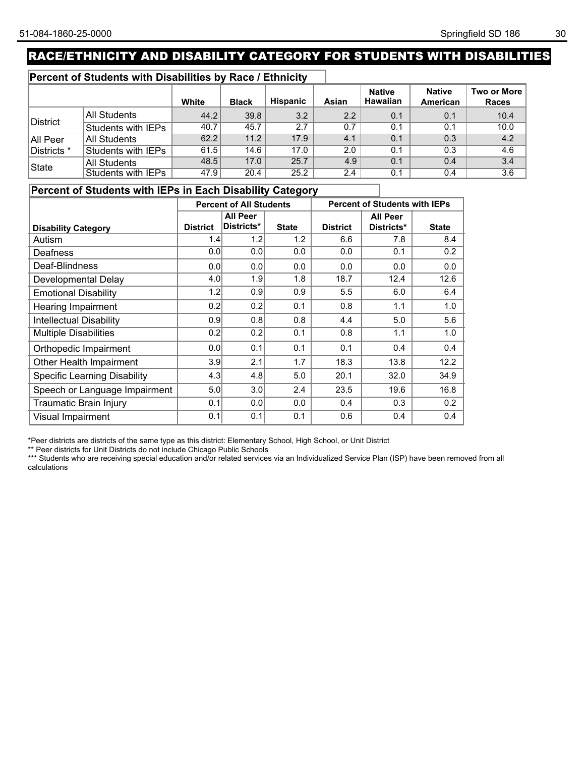## RACE/ETHNICITY AND DISABILITY CATEGORY FOR STUDENTS WITH DISABILITIES

### Percent of Students with Disabilities by Race / Ethnicity

| | | White | Black | Hispanic | Asian | Native Hawaiian | Native American | Two or More Races |
|---|---|---|---|---|---|---|---|---|
| District | All Students | 44.2 | 39.8 | 3.2 | 2.2 | 0.1 | 0.1 | 10.4 |
| | Students with IEPs | 40.7 | 45.7 | 2.7 | 0.7 | 0.1 | 0.1 | 10.0 |
| All Peer Districts * | All Students | 62.2 | 11.2 | 17.9 | 4.1 | 0.1 | 0.3 | 4.2 |
| | Students with IEPs | 61.5 | 14.6 | 17.0 | 2.0 | 0.1 | 0.3 | 4.6 |
| State | All Students | 48.5 | 17.0 | 25.7 | 4.9 | 0.1 | 0.4 | 3.4 |
| | Students with IEPs | 47.9 | 20.4 | 25.2 | 2.4 | 0.1 | 0.4 | 3.6 |

### Percent of Students with IEPs in Each Disability Category

| | Percent of All Students | | | Percent of Students with IEPs | | |
|---|---|---|---|---|---|---|
| Disability Category | District | All Peer Districts* | State | District | All Peer Districts* | State |
| Autism | 1.4 | 1.2 | 1.2 | 6.6 | 7.8 | 8.4 |
| Deafness | 0.0 | 0.0 | 0.0 | 0.0 | 0.1 | 0.2 |
| Deaf-Blindness | 0.0 | 0.0 | 0.0 | 0.0 | 0.0 | 0.0 |
| Developmental Delay | 4.0 | 1.9 | 1.8 | 18.7 | 12.4 | 12.6 |
| Emotional Disability | 1.2 | 0.9 | 0.9 | 5.5 | 6.0 | 6.4 |
| Hearing Impairment | 0.2 | 0.2 | 0.1 | 0.8 | 1.1 | 1.0 |
| Intellectual Disability | 0.9 | 0.8 | 0.8 | 4.4 | 5.0 | 5.6 |
| Multiple Disabilities | 0.2 | 0.2 | 0.1 | 0.8 | 1.1 | 1.0 |
| Orthopedic Impairment | 0.0 | 0.1 | 0.1 | 0.1 | 0.4 | 0.4 |
| Other Health Impairment | 3.9 | 2.1 | 1.7 | 18.3 | 13.8 | 12.2 |
| Specific Learning Disability | 4.3 | 4.8 | 5.0 | 20.1 | 32.0 | 34.9 |
| Speech or Language Impairment | 5.0 | 3.0 | 2.4 | 23.5 | 19.6 | 16.8 |
| Traumatic Brain Injury | 0.1 | 0.0 | 0.0 | 0.4 | 0.3 | 0.2 |
| Visual Impairment | 0.1 | 0.1 | 0.1 | 0.6 | 0.4 | 0.4 |

*Peer districts are districts of the same type as this district: Elementary School, High School, or Unit District

** Peer districts for Unit Districts do not include Chicago Public Schools

*** Students who are receiving special education and/or related services via an Individualized Service Plan (ISP) have been removed from all calculations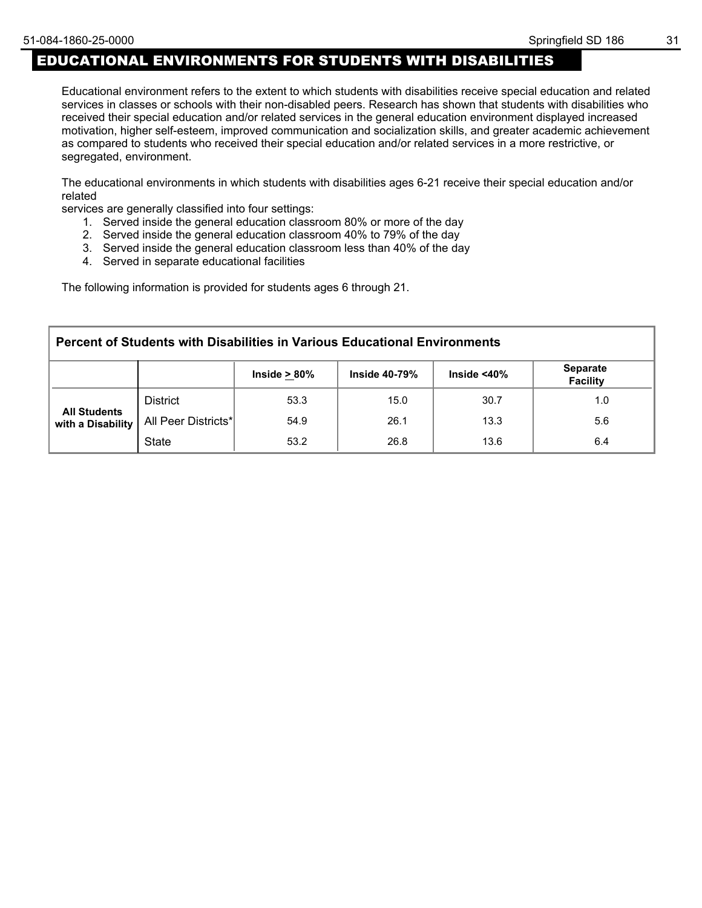# EDUCATIONAL ENVIRONMENTS FOR STUDENTS WITH DISABILITIES

Educational environment refers to the extent to which students with disabilities receive special education and related services in classes or schools with their non-disabled peers. Research has shown that students with disabilities who received their special education and/or related services in the general education environment displayed increased motivation, higher self-esteem, improved communication and socialization skills, and greater academic achievement as compared to students who received their special education and/or related services in a more restrictive, or segregated, environment.

The educational environments in which students with disabilities ages 6-21 receive their special education and/or related
services are generally classified into four settings:

1. Served inside the general education classroom 80% or more of the day
2. Served inside the general education classroom 40% to 79% of the day
3. Served inside the general education classroom less than 40% of the day
4. Served in separate educational facilities

The following information is provided for students ages 6 through 21.

**Percent of Students with Disabilities in Various Educational Environments**

| | | Inside ≥ 80% | Inside 40-79% | Inside <40% | Separate Facility |
|---|---|---|---|---|---|
| **All Students with a Disability** | District | 53.3 | 15.0 | 30.7 | 1.0 |
| | All Peer Districts* | 54.9 | 26.1 | 13.3 | 5.6 |
| | State | 53.2 | 26.8 | 13.6 | 6.4 |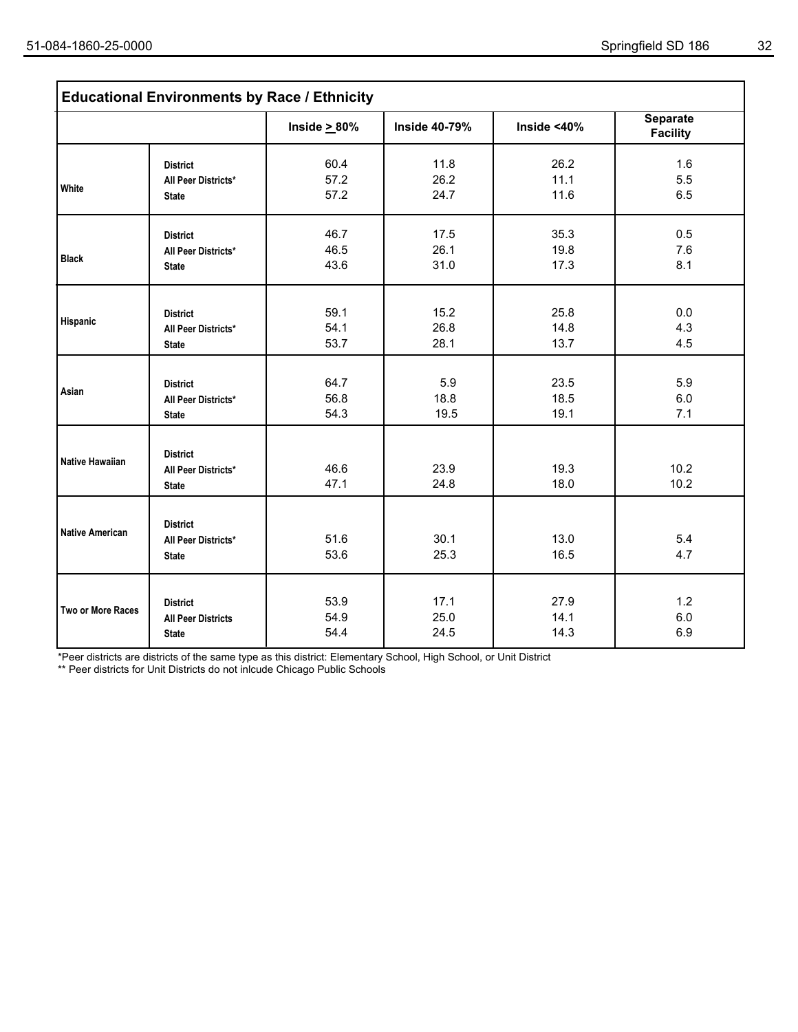## Educational Environments by Race / Ethnicity

| | | Inside ≥ 80% | Inside 40-79% | Inside <40% | Separate Facility |
|---|---|---|---|---|---|
| White | District | 60.4 | 11.8 | 26.2 | 1.6 |
| | All Peer Districts* | 57.2 | 26.2 | 11.1 | 5.5 |
| | State | 57.2 | 24.7 | 11.6 | 6.5 |
| Black | District | 46.7 | 17.5 | 35.3 | 0.5 |
| | All Peer Districts* | 46.5 | 26.1 | 19.8 | 7.6 |
| | State | 43.6 | 31.0 | 17.3 | 8.1 |
| Hispanic | District | 59.1 | 15.2 | 25.8 | 0.0 |
| | All Peer Districts* | 54.1 | 26.8 | 14.8 | 4.3 |
| | State | 53.7 | 28.1 | 13.7 | 4.5 |
| Asian | District | 64.7 | 5.9 | 23.5 | 5.9 |
| | All Peer Districts* | 56.8 | 18.8 | 18.5 | 6.0 |
| | State | 54.3 | 19.5 | 19.1 | 7.1 |
| Native Hawaiian | District | | | | |
| | All Peer Districts* | 46.6 | 23.9 | 19.3 | 10.2 |
| | State | 47.1 | 24.8 | 18.0 | 10.2 |
| Native American | District | | | | |
| | All Peer Districts* | 51.6 | 30.1 | 13.0 | 5.4 |
| | State | 53.6 | 25.3 | 16.5 | 4.7 |
| Two or More Races | District | 53.9 | 17.1 | 27.9 | 1.2 |
| | All Peer Districts | 54.9 | 25.0 | 14.1 | 6.0 |
| | State | 54.4 | 24.5 | 14.3 | 6.9 |

*Peer districts are districts of the same type as this district: Elementary School, High School, or Unit District

** Peer districts for Unit Districts do not inlcude Chicago Public Schools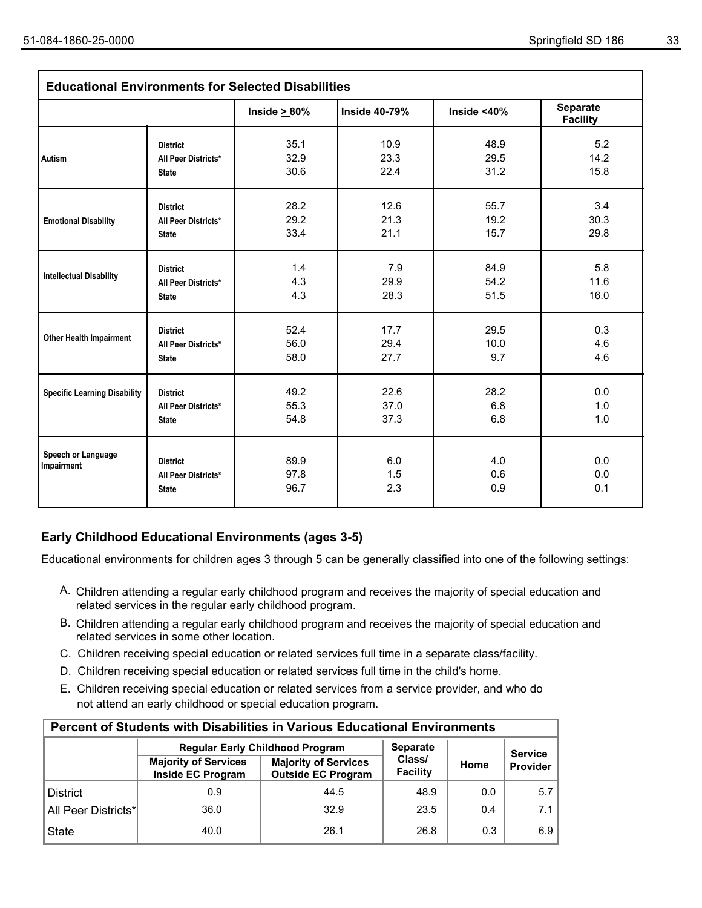| Educational Environments for Selected Disabilities | | | | | |
|---|---|---|---|---|---|
| | | Inside ≥ 80% | Inside 40-79% | Inside <40% | Separate Facility |
| Autism | District | 35.1 | 10.9 | 48.9 | 5.2 |
| | All Peer Districts* | 32.9 | 23.3 | 29.5 | 14.2 |
| | State | 30.6 | 22.4 | 31.2 | 15.8 |
| Emotional Disability | District | 28.2 | 12.6 | 55.7 | 3.4 |
| | All Peer Districts* | 29.2 | 21.3 | 19.2 | 30.3 |
| | State | 33.4 | 21.1 | 15.7 | 29.8 |
| Intellectual Disability | District | 1.4 | 7.9 | 84.9 | 5.8 |
| | All Peer Districts* | 4.3 | 29.9 | 54.2 | 11.6 |
| | State | 4.3 | 28.3 | 51.5 | 16.0 |
| Other Health Impairment | District | 52.4 | 17.7 | 29.5 | 0.3 |
| | All Peer Districts* | 56.0 | 29.4 | 10.0 | 4.6 |
| | State | 58.0 | 27.7 | 9.7 | 4.6 |
| Specific Learning Disability | District | 49.2 | 22.6 | 28.2 | 0.0 |
| | All Peer Districts* | 55.3 | 37.0 | 6.8 | 1.0 |
| | State | 54.8 | 37.3 | 6.8 | 1.0 |
| Speech or Language Impairment | District | 89.9 | 6.0 | 4.0 | 0.0 |
| | All Peer Districts* | 97.8 | 1.5 | 0.6 | 0.0 |
| | State | 96.7 | 2.3 | 0.9 | 0.1 |

## Early Childhood Educational Environments (ages 3-5)

Educational environments for children ages 3 through 5 can be generally classified into one of the following settings:

A. Children attending a regular early childhood program and receives the majority of special education and related services in the regular early childhood program.

B. Children attending a regular early childhood program and receives the majority of special education and related services in some other location.

C. Children receiving special education or related services full time in a separate class/facility.

D. Children receiving special education or related services full time in the child's home.

E. Children receiving special education or related services from a service provider, and who do not attend an early childhood or special education program.

| Percent of Students with Disabilities in Various Educational Environments | | | | | |
|---|---|---|---|---|---|
| | Regular Early Childhood Program | | Separate Class/ Facility | Home | Service Provider |
| | Majority of Services Inside EC Program | Majority of Services Outside EC Program | | | |
| District | 0.9 | 44.5 | 48.9 | 0.0 | 5.7 |
| All Peer Districts* | 36.0 | 32.9 | 23.5 | 0.4 | 7.1 |
| State | 40.0 | 26.1 | 26.8 | 0.3 | 6.9 |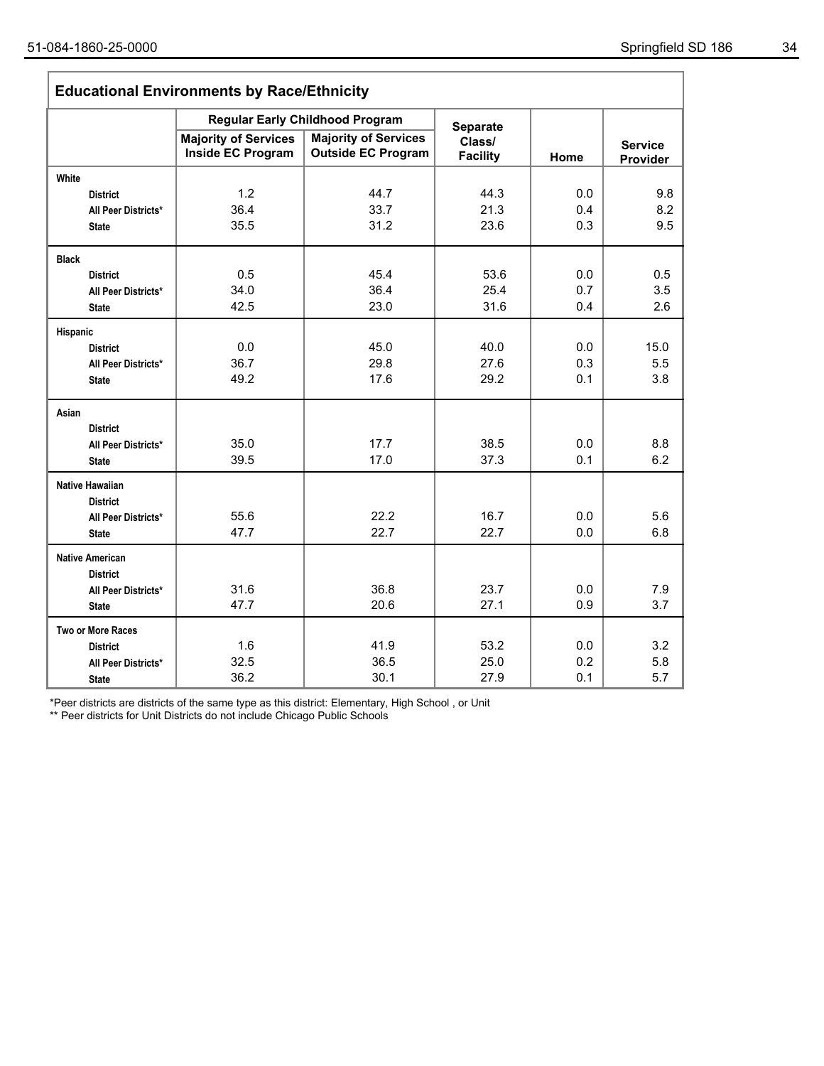## Educational Environments by Race/Ethnicity

| | Regular Early Childhood Program | | Separate Class/ Facility | Home | Service Provider |
|---|---|---|---|---|---|
| | Majority of Services Inside EC Program | Majority of Services Outside EC Program | | | |
| **White** | | | | | |
| District | 1.2 | 44.7 | 44.3 | 0.0 | 9.8 |
| All Peer Districts* | 36.4 | 33.7 | 21.3 | 0.4 | 8.2 |
| State | 35.5 | 31.2 | 23.6 | 0.3 | 9.5 |
| **Black** | | | | | |
| District | 0.5 | 45.4 | 53.6 | 0.0 | 0.5 |
| All Peer Districts* | 34.0 | 36.4 | 25.4 | 0.7 | 3.5 |
| State | 42.5 | 23.0 | 31.6 | 0.4 | 2.6 |
| **Hispanic** | | | | | |
| District | 0.0 | 45.0 | 40.0 | 0.0 | 15.0 |
| All Peer Districts* | 36.7 | 29.8 | 27.6 | 0.3 | 5.5 |
| State | 49.2 | 17.6 | 29.2 | 0.1 | 3.8 |
| **Asian** | | | | | |
| District | | | | | |
| All Peer Districts* | 35.0 | 17.7 | 38.5 | 0.0 | 8.8 |
| State | 39.5 | 17.0 | 37.3 | 0.1 | 6.2 |
| **Native Hawaiian** | | | | | |
| District | | | | | |
| All Peer Districts* | 55.6 | 22.2 | 16.7 | 0.0 | 5.6 |
| State | 47.7 | 22.7 | 22.7 | 0.0 | 6.8 |
| **Native American** | | | | | |
| District | | | | | |
| All Peer Districts* | 31.6 | 36.8 | 23.7 | 0.0 | 7.9 |
| State | 47.7 | 20.6 | 27.1 | 0.9 | 3.7 |
| **Two or More Races** | | | | | |
| District | 1.6 | 41.9 | 53.2 | 0.0 | 3.2 |
| All Peer Districts* | 32.5 | 36.5 | 25.0 | 0.2 | 5.8 |
| State | 36.2 | 30.1 | 27.9 | 0.1 | 5.7 |

*Peer districts are districts of the same type as this district: Elementary, High School , or Unit

** Peer districts for Unit Districts do not include Chicago Public Schools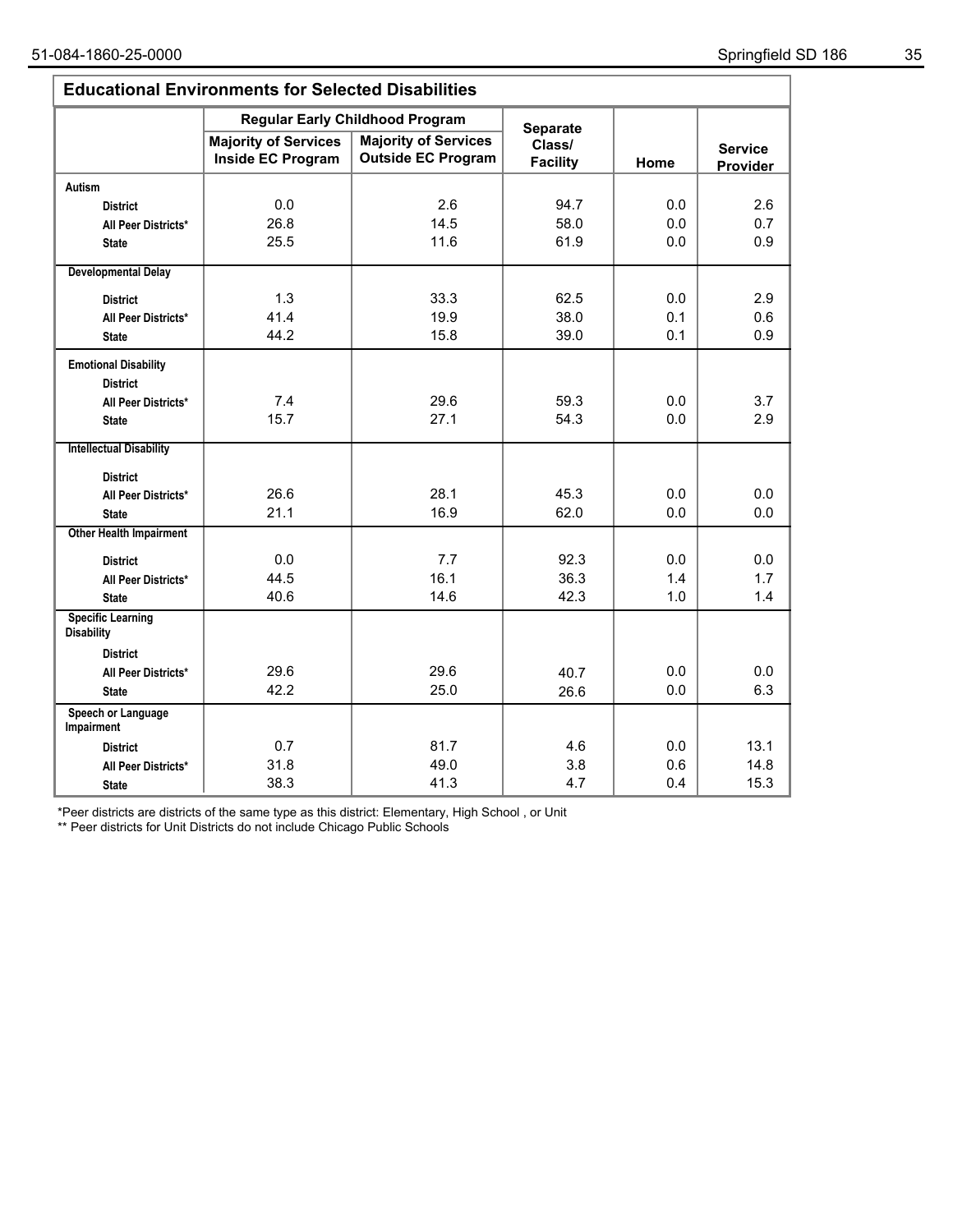## Educational Environments for Selected Disabilities

| | Regular Early Childhood Program | | Separate Class/ Facility | Home | Service Provider |
|---|---|---|---|---|---|
| | Majority of Services Inside EC Program | Majority of Services Outside EC Program | | | |
| **Autism** | | | | | |
| District | 0.0 | 2.6 | 94.7 | 0.0 | 2.6 |
| All Peer Districts* | 26.8 | 14.5 | 58.0 | 0.0 | 0.7 |
| State | 25.5 | 11.6 | 61.9 | 0.0 | 0.9 |
| **Developmental Delay** | | | | | |
| District | 1.3 | 33.3 | 62.5 | 0.0 | 2.9 |
| All Peer Districts* | 41.4 | 19.9 | 38.0 | 0.1 | 0.6 |
| State | 44.2 | 15.8 | 39.0 | 0.1 | 0.9 |
| **Emotional Disability** | | | | | |
| District | | | | | |
| All Peer Districts* | 7.4 | 29.6 | 59.3 | 0.0 | 3.7 |
| State | 15.7 | 27.1 | 54.3 | 0.0 | 2.9 |
| **Intellectual Disability** | | | | | |
| District | | | | | |
| All Peer Districts* | 26.6 | 28.1 | 45.3 | 0.0 | 0.0 |
| State | 21.1 | 16.9 | 62.0 | 0.0 | 0.0 |
| **Other Health Impairment** | | | | | |
| District | 0.0 | 7.7 | 92.3 | 0.0 | 0.0 |
| All Peer Districts* | 44.5 | 16.1 | 36.3 | 1.4 | 1.7 |
| State | 40.6 | 14.6 | 42.3 | 1.0 | 1.4 |
| **Specific Learning Disability** | | | | | |
| District | | | | | |
| All Peer Districts* | 29.6 | 29.6 | 40.7 | 0.0 | 0.0 |
| State | 42.2 | 25.0 | 26.6 | 0.0 | 6.3 |
| **Speech or Language Impairment** | | | | | |
| District | 0.7 | 81.7 | 4.6 | 0.0 | 13.1 |
| All Peer Districts* | 31.8 | 49.0 | 3.8 | 0.6 | 14.8 |
| State | 38.3 | 41.3 | 4.7 | 0.4 | 15.3 |

*Peer districts are districts of the same type as this district: Elementary, High School , or Unit

** Peer districts for Unit Districts do not include Chicago Public Schools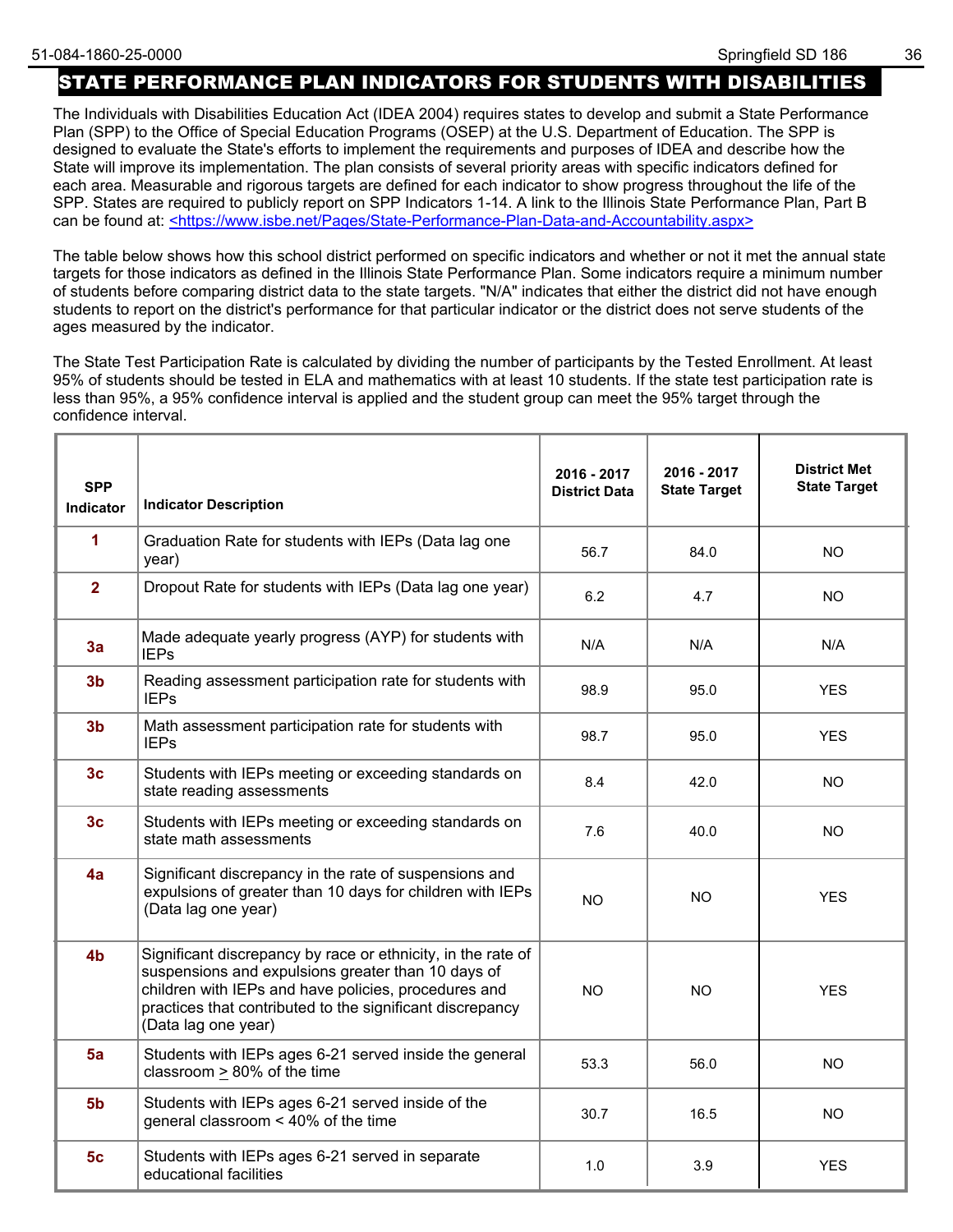# STATE PERFORMANCE PLAN INDICATORS FOR STUDENTS WITH DISABILITIES

The Individuals with Disabilities Education Act (IDEA 2004) requires states to develop and submit a State Performance Plan (SPP) to the Office of Special Education Programs (OSEP) at the U.S. Department of Education. The SPP is designed to evaluate the State's efforts to implement the requirements and purposes of IDEA and describe how the State will improve its implementation. The plan consists of several priority areas with specific indicators defined for each area. Measurable and rigorous targets are defined for each indicator to show progress throughout the life of the SPP. States are required to publicly report on SPP Indicators 1-14. A link to the Illinois State Performance Plan, Part B can be found at: <https://www.isbe.net/Pages/State-Performance-Plan-Data-and-Accountability.aspx>

The table below shows how this school district performed on specific indicators and whether or not it met the annual state targets for those indicators as defined in the Illinois State Performance Plan. Some indicators require a minimum number of students before comparing district data to the state targets. "N/A" indicates that either the district did not have enough students to report on the district's performance for that particular indicator or the district does not serve students of the ages measured by the indicator.

The State Test Participation Rate is calculated by dividing the number of participants by the Tested Enrollment. At least 95% of students should be tested in ELA and mathematics with at least 10 students. If the state test participation rate is less than 95%, a 95% confidence interval is applied and the student group can meet the 95% target through the confidence interval.

| SPP Indicator | Indicator Description | 2016 - 2017 District Data | 2016 - 2017 State Target | District Met State Target |
|---|---|---|---|---|
| 1 | Graduation Rate for students with IEPs (Data lag one year) | 56.7 | 84.0 | NO |
| 2 | Dropout Rate for students with IEPs (Data lag one year) | 6.2 | 4.7 | NO |
| 3a | Made adequate yearly progress (AYP) for students with IEPs | N/A | N/A | N/A |
| 3b | Reading assessment participation rate for students with IEPs | 98.9 | 95.0 | YES |
| 3b | Math assessment participation rate for students with IEPs | 98.7 | 95.0 | YES |
| 3c | Students with IEPs meeting or exceeding standards on state reading assessments | 8.4 | 42.0 | NO |
| 3c | Students with IEPs meeting or exceeding standards on state math assessments | 7.6 | 40.0 | NO |
| 4a | Significant discrepancy in the rate of suspensions and expulsions of greater than 10 days for children with IEPs (Data lag one year) | NO | NO | YES |
| 4b | Significant discrepancy by race or ethnicity, in the rate of suspensions and expulsions greater than 10 days of children with IEPs and have policies, procedures and practices that contributed to the significant discrepancy (Data lag one year) | NO | NO | YES |
| 5a | Students with IEPs ages 6-21 served inside the general classroom ≥ 80% of the time | 53.3 | 56.0 | NO |
| 5b | Students with IEPs ages 6-21 served inside of the general classroom < 40% of the time | 30.7 | 16.5 | NO |
| 5c | Students with IEPs ages 6-21 served in separate educational facilities | 1.0 | 3.9 | YES |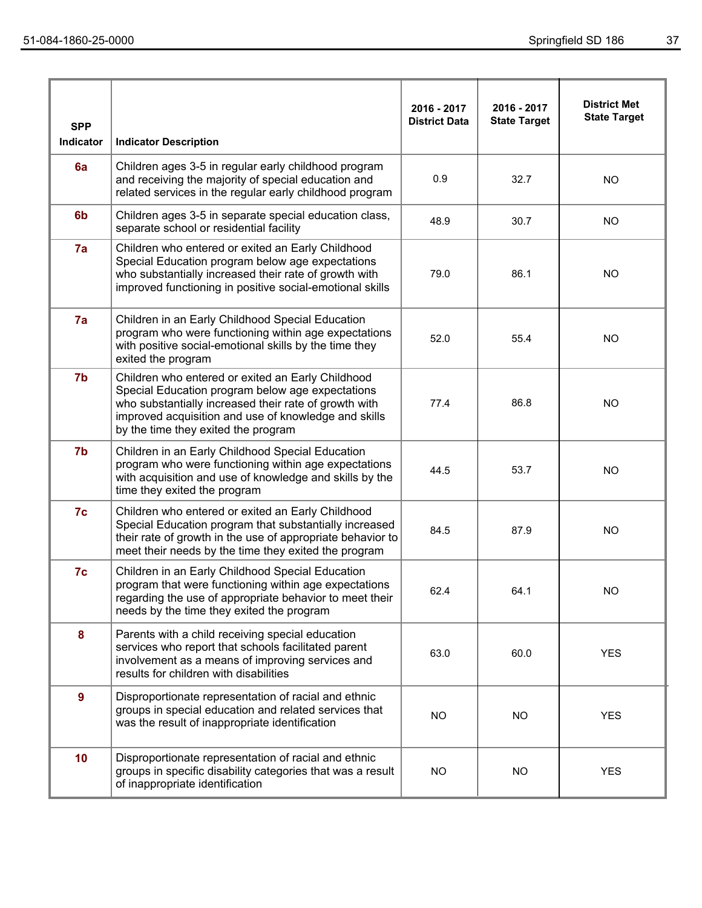| SPP Indicator | Indicator Description | 2016 - 2017 District Data | 2016 - 2017 State Target | District Met State Target |
|---|---|---|---|---|
| 6a | Children ages 3-5 in regular early childhood program and receiving the majority of special education and related services in the regular early childhood program | 0.9 | 32.7 | NO |
| 6b | Children ages 3-5 in separate special education class, separate school or residential facility | 48.9 | 30.7 | NO |
| 7a | Children who entered or exited an Early Childhood Special Education program below age expectations who substantially increased their rate of growth with improved functioning in positive social-emotional skills | 79.0 | 86.1 | NO |
| 7a | Children in an Early Childhood Special Education program who were functioning within age expectations with positive social-emotional skills by the time they exited the program | 52.0 | 55.4 | NO |
| 7b | Children who entered or exited an Early Childhood Special Education program below age expectations who substantially increased their rate of growth with improved acquisition and use of knowledge and skills by the time they exited the program | 77.4 | 86.8 | NO |
| 7b | Children in an Early Childhood Special Education program who were functioning within age expectations with acquisition and use of knowledge and skills by the time they exited the program | 44.5 | 53.7 | NO |
| 7c | Children who entered or exited an Early Childhood Special Education program that substantially increased their rate of growth in the use of appropriate behavior to meet their needs by the time they exited the program | 84.5 | 87.9 | NO |
| 7c | Children in an Early Childhood Special Education program that were functioning within age expectations regarding the use of appropriate behavior to meet their needs by the time they exited the program | 62.4 | 64.1 | NO |
| 8 | Parents with a child receiving special education services who report that schools facilitated parent involvement as a means of improving services and results for children with disabilities | 63.0 | 60.0 | YES |
| 9 | Disproportionate representation of racial and ethnic groups in special education and related services that was the result of inappropriate identification | NO | NO | YES |
| 10 | Disproportionate representation of racial and ethnic groups in specific disability categories that was a result of inappropriate identification | NO | NO | YES |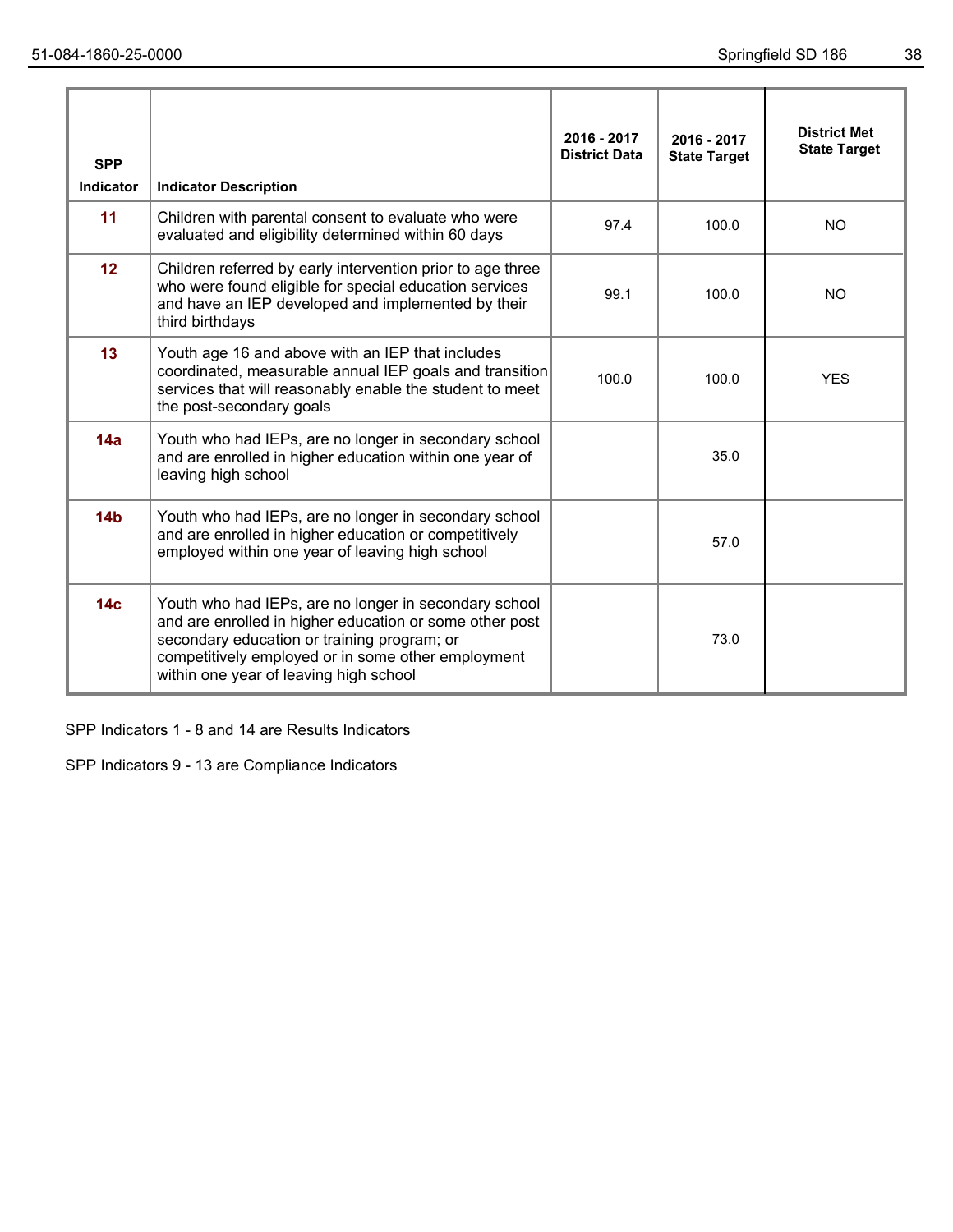| SPP Indicator | Indicator Description | 2016 - 2017 District Data | 2016 - 2017 State Target | District Met State Target |
|---|---|---|---|---|
| **11** | Children with parental consent to evaluate who were evaluated and eligibility determined within 60 days | 97.4 | 100.0 | NO |
| **12** | Children referred by early intervention prior to age three who were found eligible for special education services and have an IEP developed and implemented by their third birthdays | 99.1 | 100.0 | NO |
| **13** | Youth age 16 and above with an IEP that includes coordinated, measurable annual IEP goals and transition services that will reasonably enable the student to meet the post-secondary goals | 100.0 | 100.0 | YES |
| **14a** | Youth who had IEPs, are no longer in secondary school and are enrolled in higher education within one year of leaving high school | | 35.0 | |
| **14b** | Youth who had IEPs, are no longer in secondary school and are enrolled in higher education or competitively employed within one year of leaving high school | | 57.0 | |
| **14c** | Youth who had IEPs, are no longer in secondary school and are enrolled in higher education or some other post secondary education or training program; or competitively employed or in some other employment within one year of leaving high school | | 73.0 | |

SPP Indicators 1 - 8 and 14 are Results Indicators

SPP Indicators 9 - 13 are Compliance Indicators